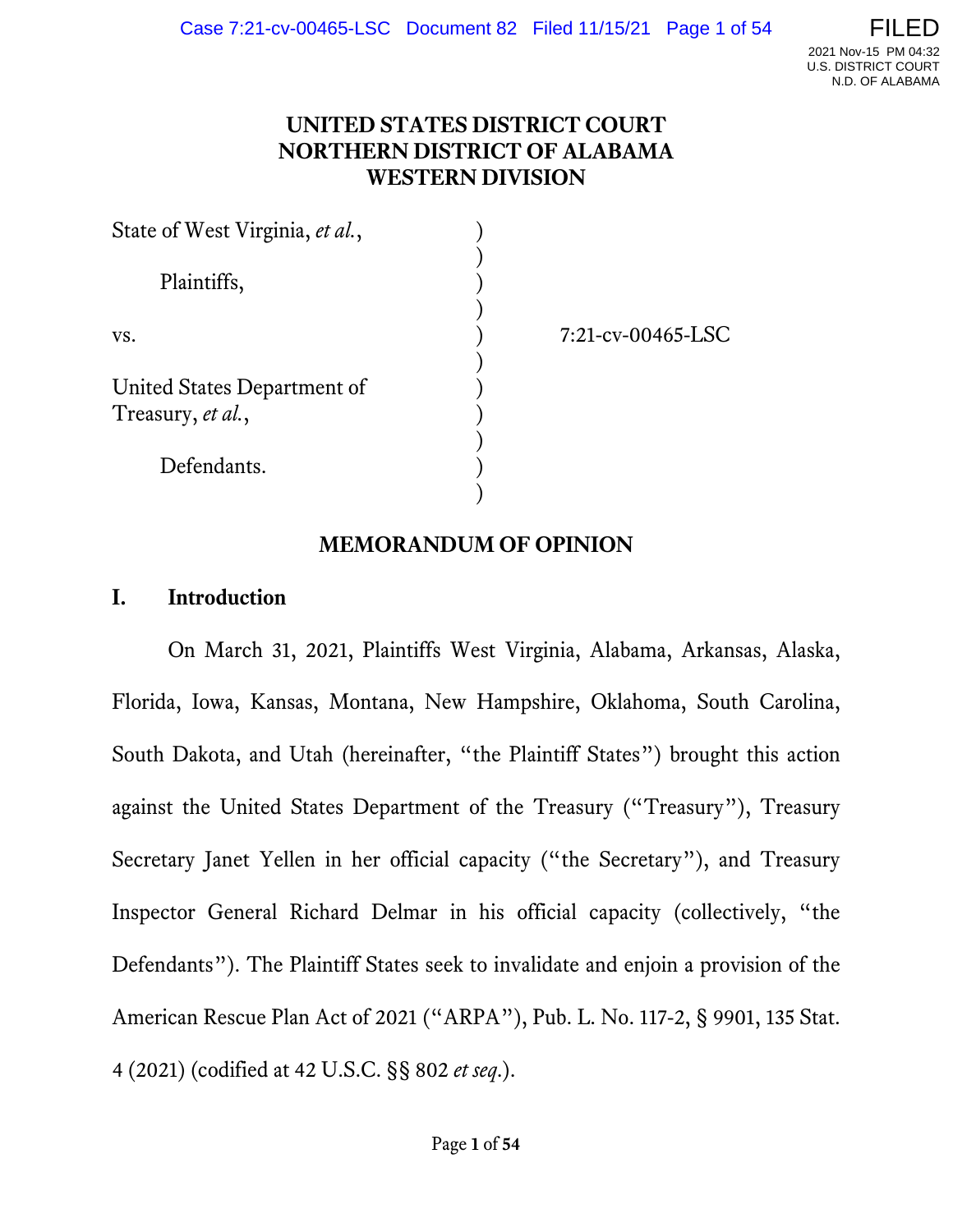# UNITED STATES DISTRICT COURT
# NORTHERN DISTRICT OF ALABAMA
# WESTERN DIVISION

| | | |
|---|---|---|
| State of West Virginia, *et al.*, | ) | |
| Plaintiffs, | ) | |
| vs. | ) | 7:21-cv-00465-LSC |
| United States Department of Treasury, *et al.*, | ) | |
| Defendants. | ) | |

## MEMORANDUM OF OPINION

### I. Introduction

On March 31, 2021, Plaintiffs West Virginia, Alabama, Arkansas, Alaska, Florida, Iowa, Kansas, Montana, New Hampshire, Oklahoma, South Carolina, South Dakota, and Utah (hereinafter, "the Plaintiff States") brought this action against the United States Department of the Treasury ("Treasury"), Treasury Secretary Janet Yellen in her official capacity ("the Secretary"), and Treasury Inspector General Richard Delmar in his official capacity (collectively, "the Defendants"). The Plaintiff States seek to invalidate and enjoin a provision of the American Rescue Plan Act of 2021 ("ARPA"), Pub. L. No. 117-2, § 9901, 135 Stat. 4 (2021) (codified at 42 U.S.C. §§ 802 *et seq.*).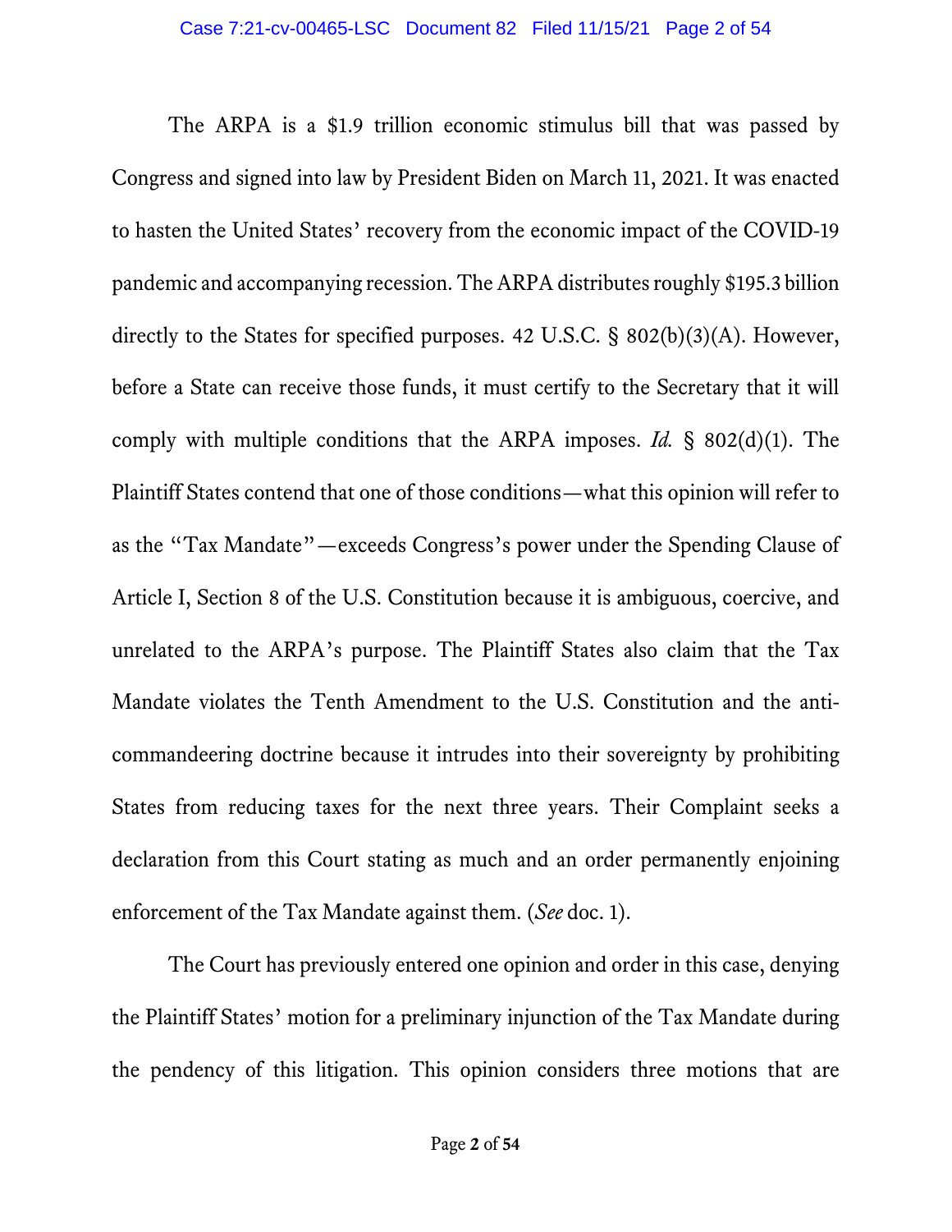The ARPA is a $1.9 trillion economic stimulus bill that was passed by Congress and signed into law by President Biden on March 11, 2021. It was enacted to hasten the United States' recovery from the economic impact of the COVID-19 pandemic and accompanying recession. The ARPA distributes roughly $195.3 billion directly to the States for specified purposes. 42 U.S.C. § 802(b)(3)(A). However, before a State can receive those funds, it must certify to the Secretary that it will comply with multiple conditions that the ARPA imposes. *Id.* § 802(d)(1). The Plaintiff States contend that one of those conditions—what this opinion will refer to as the "Tax Mandate"—exceeds Congress's power under the Spending Clause of Article I, Section 8 of the U.S. Constitution because it is ambiguous, coercive, and unrelated to the ARPA's purpose. The Plaintiff States also claim that the Tax Mandate violates the Tenth Amendment to the U.S. Constitution and the anti-commandeering doctrine because it intrudes into their sovereignty by prohibiting States from reducing taxes for the next three years. Their Complaint seeks a declaration from this Court stating as much and an order permanently enjoining enforcement of the Tax Mandate against them. (*See* doc. 1).

The Court has previously entered one opinion and order in this case, denying the Plaintiff States' motion for a preliminary injunction of the Tax Mandate during the pendency of this litigation. This opinion considers three motions that are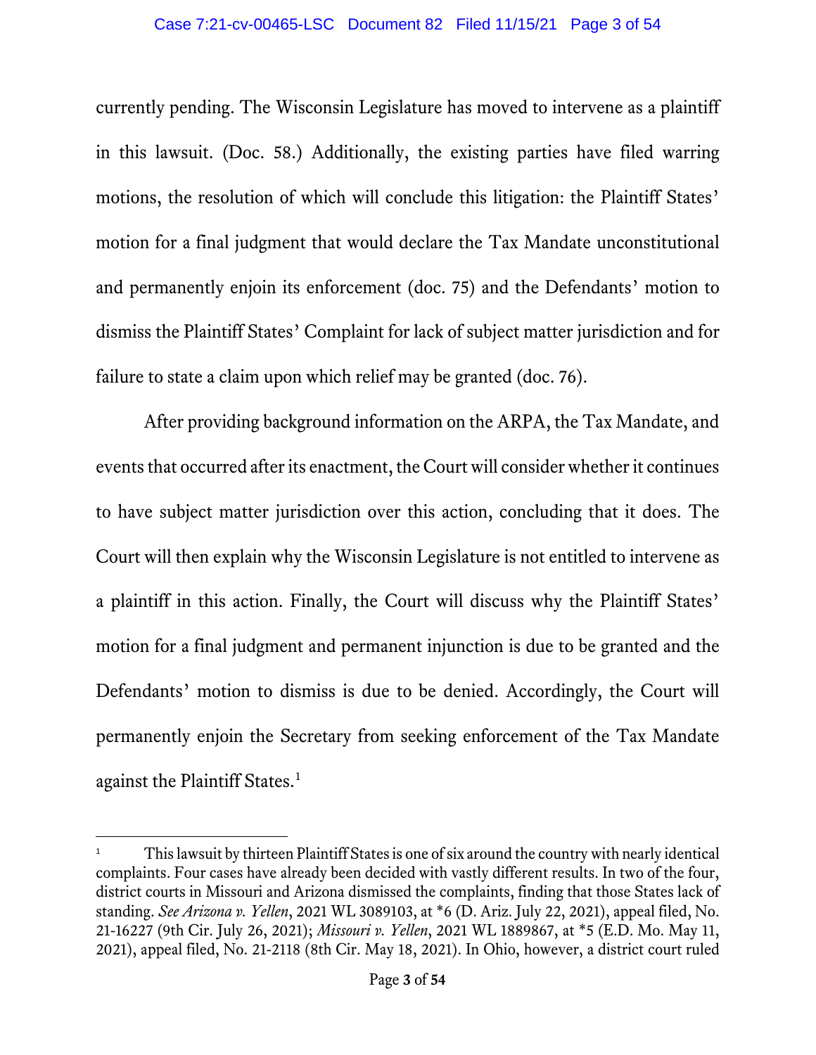currently pending. The Wisconsin Legislature has moved to intervene as a plaintiff in this lawsuit. (Doc. 58.) Additionally, the existing parties have filed warring motions, the resolution of which will conclude this litigation: the Plaintiff States' motion for a final judgment that would declare the Tax Mandate unconstitutional and permanently enjoin its enforcement (doc. 75) and the Defendants' motion to dismiss the Plaintiff States' Complaint for lack of subject matter jurisdiction and for failure to state a claim upon which relief may be granted (doc. 76).

After providing background information on the ARPA, the Tax Mandate, and events that occurred after its enactment, the Court will consider whether it continues to have subject matter jurisdiction over this action, concluding that it does. The Court will then explain why the Wisconsin Legislature is not entitled to intervene as a plaintiff in this action. Finally, the Court will discuss why the Plaintiff States' motion for a final judgment and permanent injunction is due to be granted and the Defendants' motion to dismiss is due to be denied. Accordingly, the Court will permanently enjoin the Secretary from seeking enforcement of the Tax Mandate against the Plaintiff States.[1]

---

[1] This lawsuit by thirteen Plaintiff States is one of six around the country with nearly identical complaints. Four cases have already been decided with vastly different results. In two of the four, district courts in Missouri and Arizona dismissed the complaints, finding that those States lack of standing. *See Arizona v. Yellen*, 2021 WL 3089103, at *6 (D. Ariz. July 22, 2021), appeal filed, No. 21-16227 (9th Cir. July 26, 2021); *Missouri v. Yellen*, 2021 WL 1889867, at *5 (E.D. Mo. May 11, 2021), appeal filed, No. 21-2118 (8th Cir. May 18, 2021). In Ohio, however, a district court ruled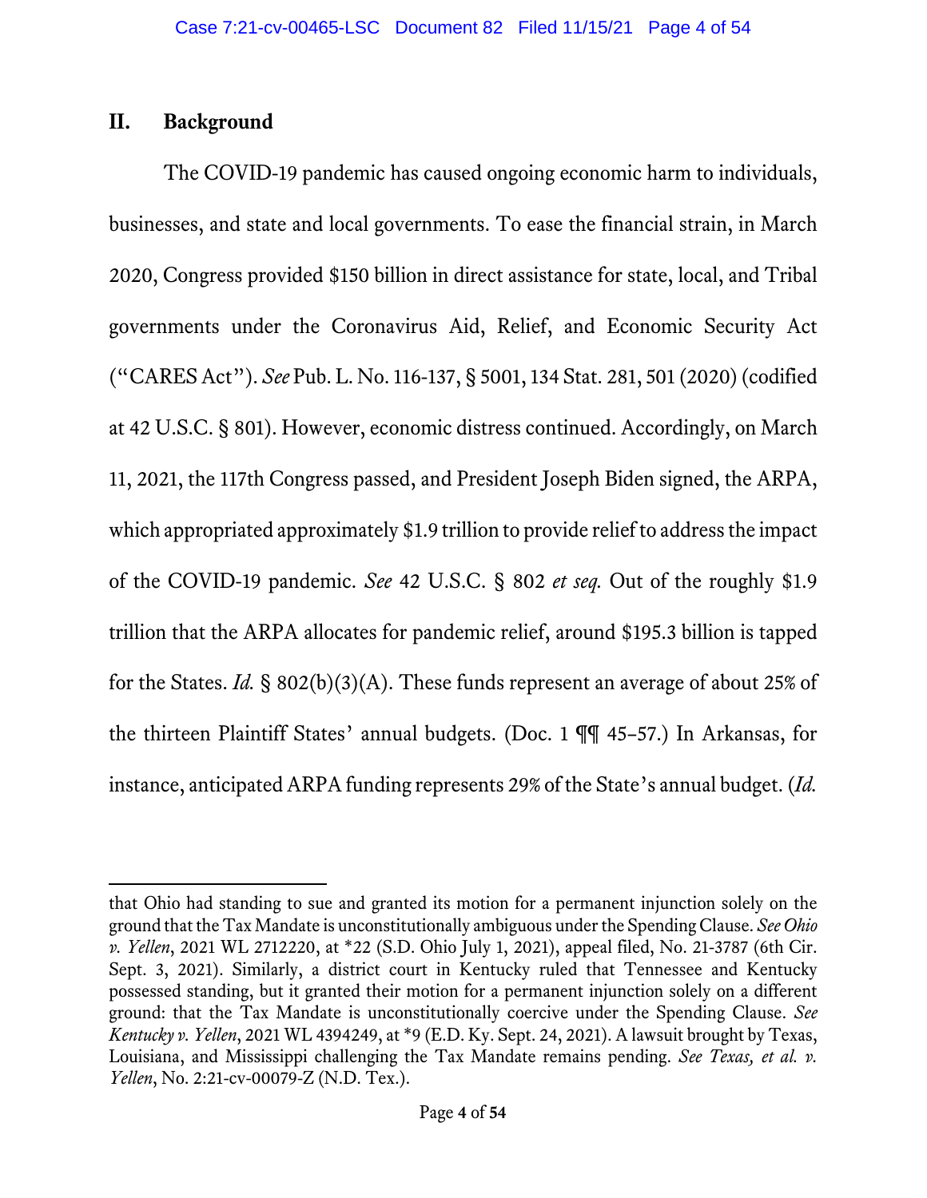## II. Background

The COVID-19 pandemic has caused ongoing economic harm to individuals, businesses, and state and local governments. To ease the financial strain, in March 2020, Congress provided $150 billion in direct assistance for state, local, and Tribal governments under the Coronavirus Aid, Relief, and Economic Security Act ("CARES Act"). *See* Pub. L. No. 116-137, § 5001, 134 Stat. 281, 501 (2020) (codified at 42 U.S.C. § 801). However, economic distress continued. Accordingly, on March 11, 2021, the 117th Congress passed, and President Joseph Biden signed, the ARPA, which appropriated approximately $1.9 trillion to provide relief to address the impact of the COVID-19 pandemic. *See* 42 U.S.C. § 802 *et seq.* Out of the roughly $1.9 trillion that the ARPA allocates for pandemic relief, around $195.3 billion is tapped for the States. *Id.* § 802(b)(3)(A). These funds represent an average of about 25% of the thirteen Plaintiff States' annual budgets. (Doc. 1 ¶¶ 45–57.) In Arkansas, for instance, anticipated ARPA funding represents 29% of the State's annual budget. (*Id.*

---

that Ohio had standing to sue and granted its motion for a permanent injunction solely on the ground that the Tax Mandate is unconstitutionally ambiguous under the Spending Clause. *See Ohio v. Yellen*, 2021 WL 2712220, at *22 (S.D. Ohio July 1, 2021), appeal filed, No. 21-3787 (6th Cir. Sept. 3, 2021). Similarly, a district court in Kentucky ruled that Tennessee and Kentucky possessed standing, but it granted their motion for a permanent injunction solely on a different ground: that the Tax Mandate is unconstitutionally coercive under the Spending Clause. *See Kentucky v. Yellen*, 2021 WL 4394249, at *9 (E.D. Ky. Sept. 24, 2021). A lawsuit brought by Texas, Louisiana, and Mississippi challenging the Tax Mandate remains pending. *See Texas, et al. v. Yellen*, No. 2:21-cv-00079-Z (N.D. Tex.).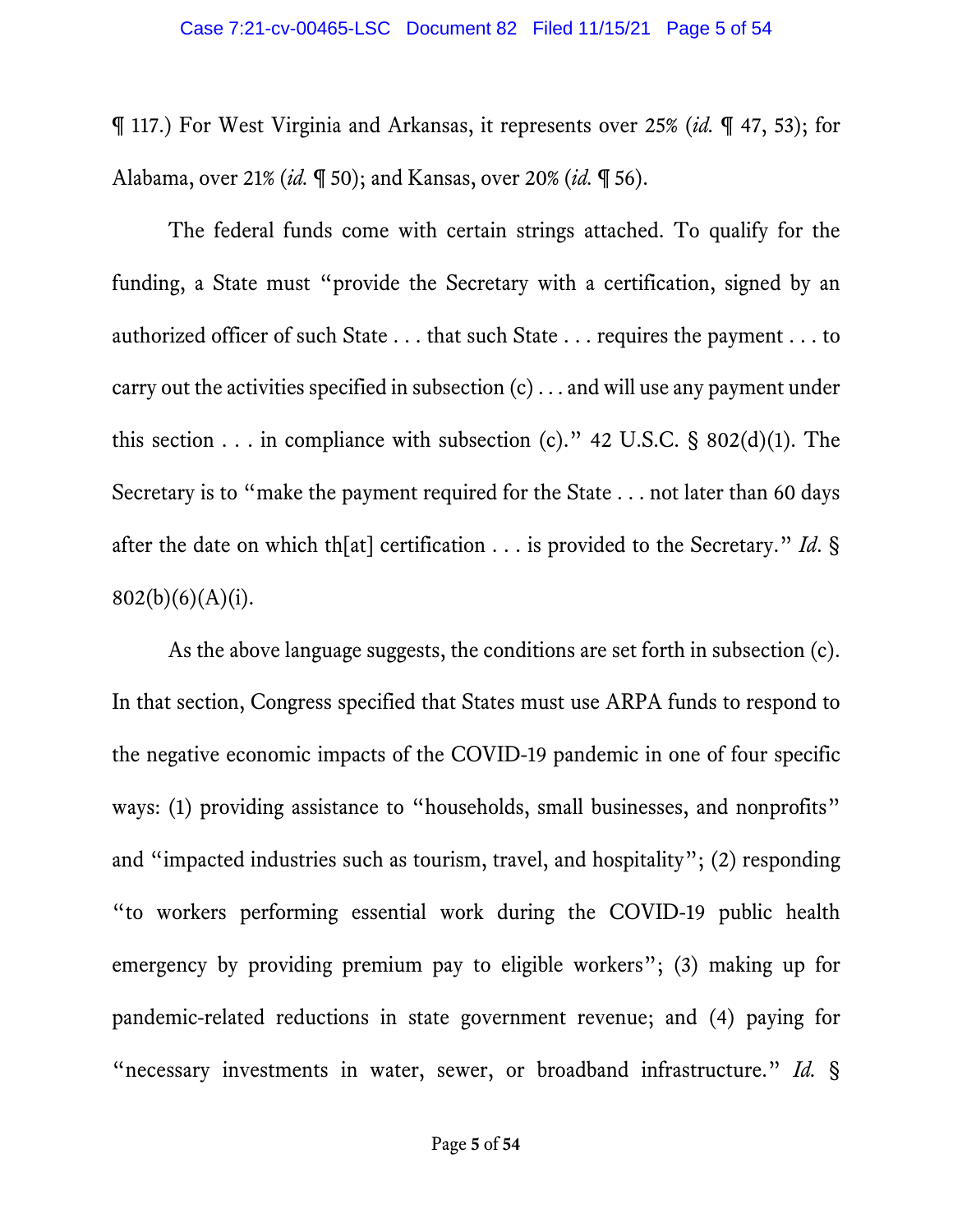¶ 117.) For West Virginia and Arkansas, it represents over 25% (*id.* ¶ 47, 53); for Alabama, over 21% (*id.* ¶ 50); and Kansas, over 20% (*id.* ¶ 56).

The federal funds come with certain strings attached. To qualify for the funding, a State must "provide the Secretary with a certification, signed by an authorized officer of such State . . . that such State . . . requires the payment . . . to carry out the activities specified in subsection (c) . . . and will use any payment under this section . . . in compliance with subsection (c)." 42 U.S.C. § 802(d)(1). The Secretary is to "make the payment required for the State . . . not later than 60 days after the date on which th[at] certification . . . is provided to the Secretary." *Id*. § 802(b)(6)(A)(i).

As the above language suggests, the conditions are set forth in subsection (c). In that section, Congress specified that States must use ARPA funds to respond to the negative economic impacts of the COVID-19 pandemic in one of four specific ways: (1) providing assistance to "households, small businesses, and nonprofits" and "impacted industries such as tourism, travel, and hospitality"; (2) responding "to workers performing essential work during the COVID-19 public health emergency by providing premium pay to eligible workers"; (3) making up for pandemic-related reductions in state government revenue; and (4) paying for "necessary investments in water, sewer, or broadband infrastructure." *Id.* §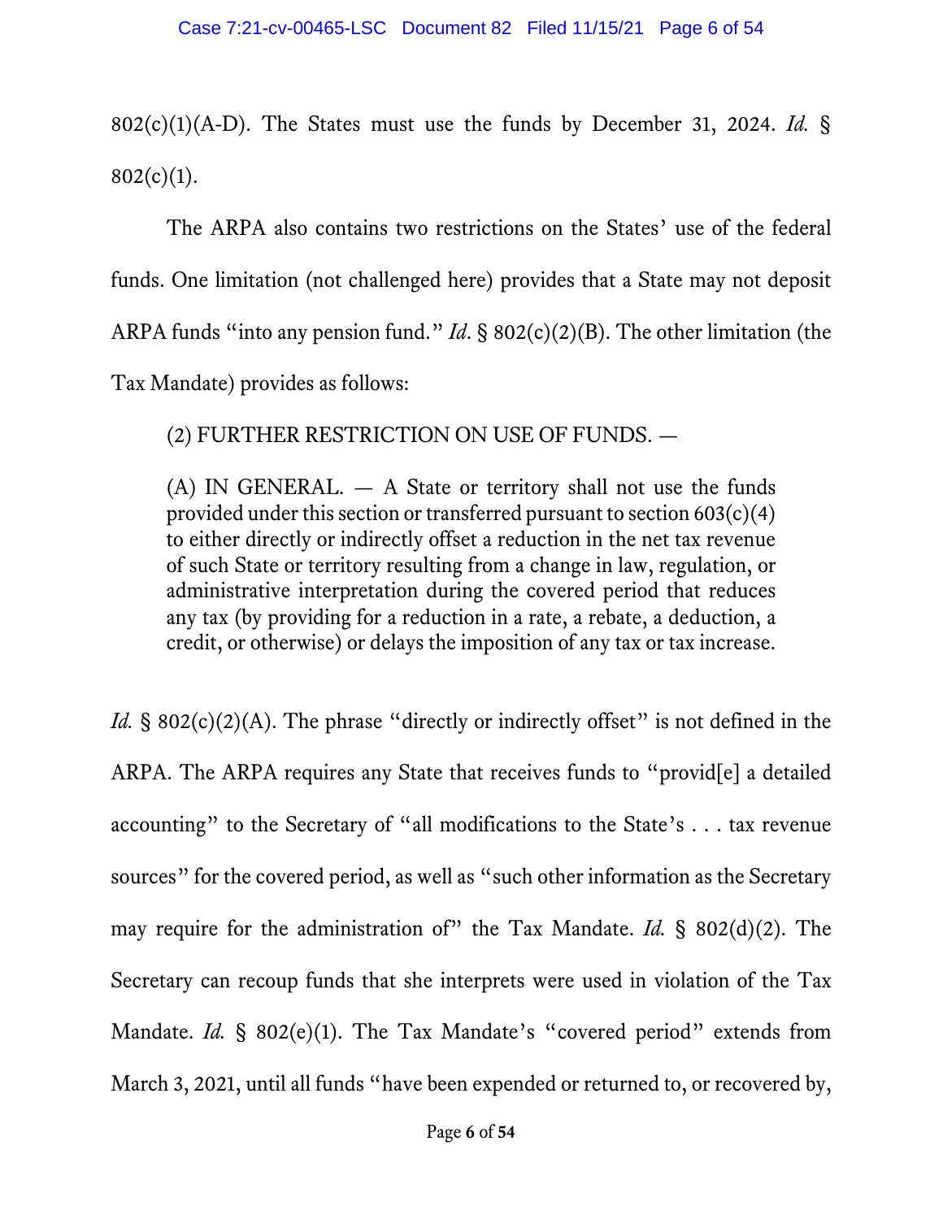802(c)(1)(A-D). The States must use the funds by December 31, 2024. *Id.* § 802(c)(1).

The ARPA also contains two restrictions on the States' use of the federal funds. One limitation (not challenged here) provides that a State may not deposit ARPA funds "into any pension fund." *Id*. § 802(c)(2)(B). The other limitation (the Tax Mandate) provides as follows:

> (2) FURTHER RESTRICTION ON USE OF FUNDS. —
>
> (A) IN GENERAL. — A State or territory shall not use the funds provided under this section or transferred pursuant to section 603(c)(4) to either directly or indirectly offset a reduction in the net tax revenue of such State or territory resulting from a change in law, regulation, or administrative interpretation during the covered period that reduces any tax (by providing for a reduction in a rate, a rebate, a deduction, a credit, or otherwise) or delays the imposition of any tax or tax increase.

*Id.* § 802(c)(2)(A). The phrase "directly or indirectly offset" is not defined in the ARPA. The ARPA requires any State that receives funds to "provid[e] a detailed accounting" to the Secretary of "all modifications to the State's . . . tax revenue sources" for the covered period, as well as "such other information as the Secretary may require for the administration of" the Tax Mandate. *Id.* § 802(d)(2). The Secretary can recoup funds that she interprets were used in violation of the Tax Mandate. *Id.* § 802(e)(1). The Tax Mandate's "covered period" extends from March 3, 2021, until all funds "have been expended or returned to, or recovered by,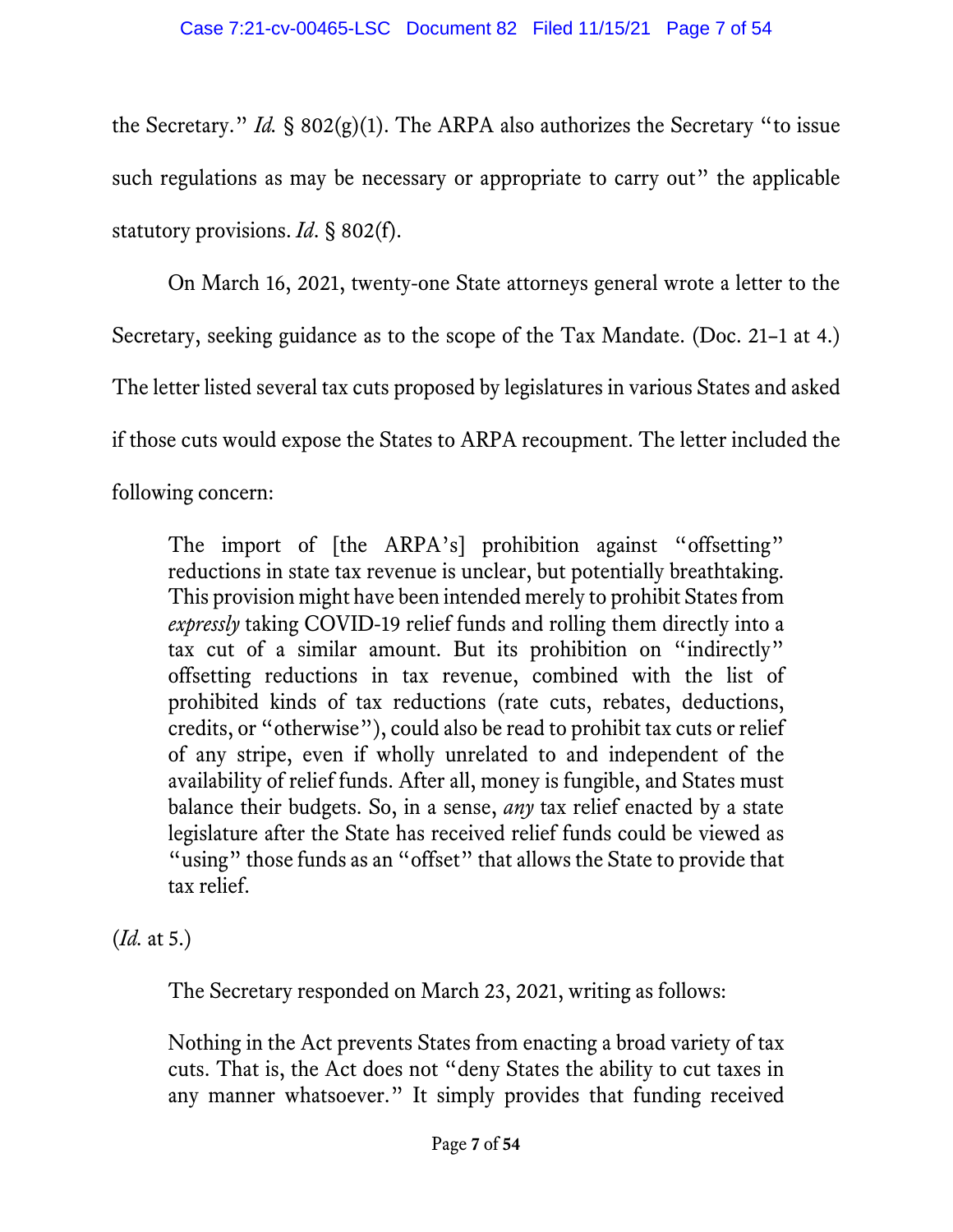the Secretary." *Id.* § 802(g)(1). The ARPA also authorizes the Secretary "to issue such regulations as may be necessary or appropriate to carry out" the applicable statutory provisions. *Id*. § 802(f).

On March 16, 2021, twenty-one State attorneys general wrote a letter to the Secretary, seeking guidance as to the scope of the Tax Mandate. (Doc. 21-1 at 4.) The letter listed several tax cuts proposed by legislatures in various States and asked if those cuts would expose the States to ARPA recoupment. The letter included the following concern:

> The import of [the ARPA's] prohibition against "offsetting" reductions in state tax revenue is unclear, but potentially breathtaking. This provision might have been intended merely to prohibit States from *expressly* taking COVID-19 relief funds and rolling them directly into a tax cut of a similar amount. But its prohibition on "indirectly" offsetting reductions in tax revenue, combined with the list of prohibited kinds of tax reductions (rate cuts, rebates, deductions, credits, or "otherwise"), could also be read to prohibit tax cuts or relief of any stripe, even if wholly unrelated to and independent of the availability of relief funds. After all, money is fungible, and States must balance their budgets. So, in a sense, *any* tax relief enacted by a state legislature after the State has received relief funds could be viewed as "using" those funds as an "offset" that allows the State to provide that tax relief.

(*Id.* at 5.)

The Secretary responded on March 23, 2021, writing as follows:

> Nothing in the Act prevents States from enacting a broad variety of tax cuts. That is, the Act does not "deny States the ability to cut taxes in any manner whatsoever." It simply provides that funding received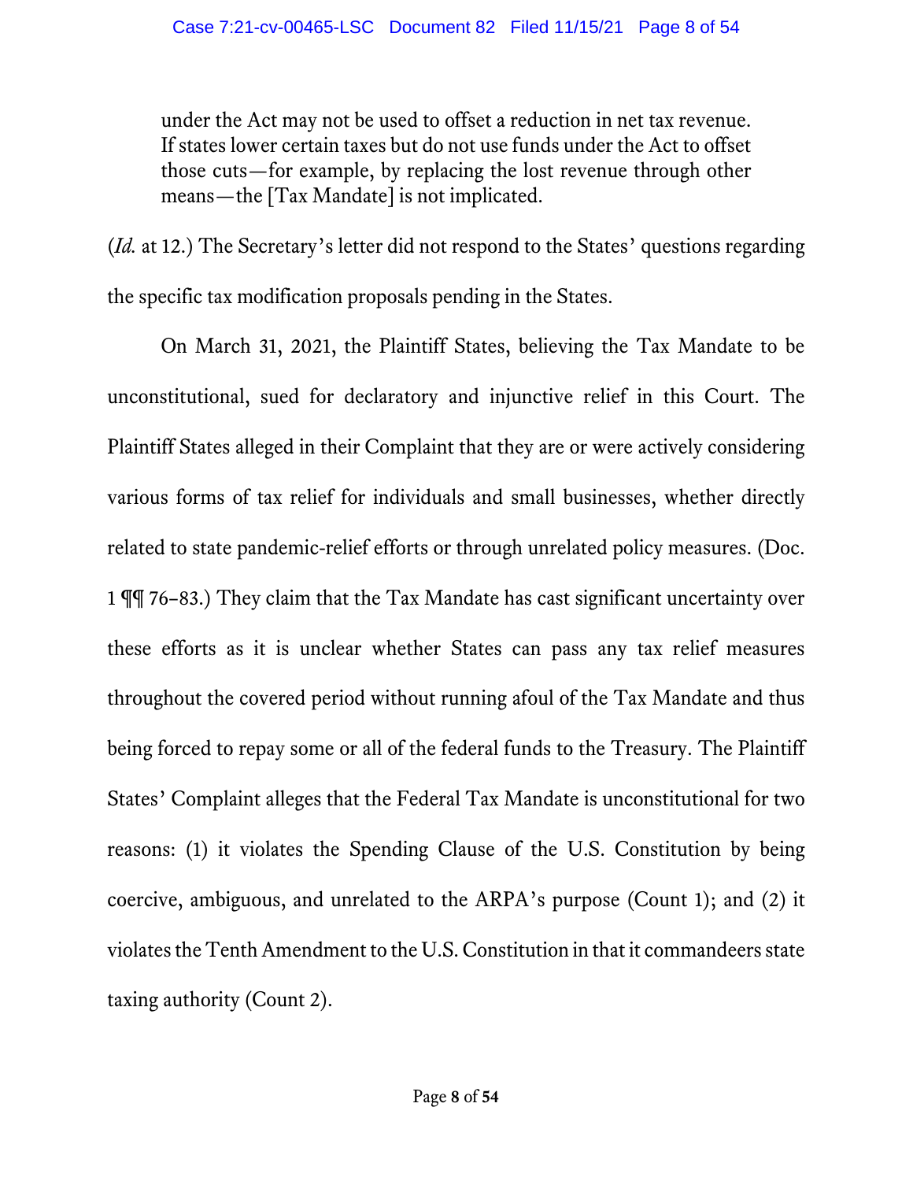> under the Act may not be used to offset a reduction in net tax revenue. If states lower certain taxes but do not use funds under the Act to offset those cuts—for example, by replacing the lost revenue through other means—the [Tax Mandate] is not implicated.

(*Id.* at 12.) The Secretary's letter did not respond to the States' questions regarding the specific tax modification proposals pending in the States.

On March 31, 2021, the Plaintiff States, believing the Tax Mandate to be unconstitutional, sued for declaratory and injunctive relief in this Court. The Plaintiff States alleged in their Complaint that they are or were actively considering various forms of tax relief for individuals and small businesses, whether directly related to state pandemic-relief efforts or through unrelated policy measures. (Doc. 1 ¶¶ 76–83.) They claim that the Tax Mandate has cast significant uncertainty over these efforts as it is unclear whether States can pass any tax relief measures throughout the covered period without running afoul of the Tax Mandate and thus being forced to repay some or all of the federal funds to the Treasury. The Plaintiff States' Complaint alleges that the Federal Tax Mandate is unconstitutional for two reasons: (1) it violates the Spending Clause of the U.S. Constitution by being coercive, ambiguous, and unrelated to the ARPA's purpose (Count 1); and (2) it violates the Tenth Amendment to the U.S. Constitution in that it commandeers state taxing authority (Count 2).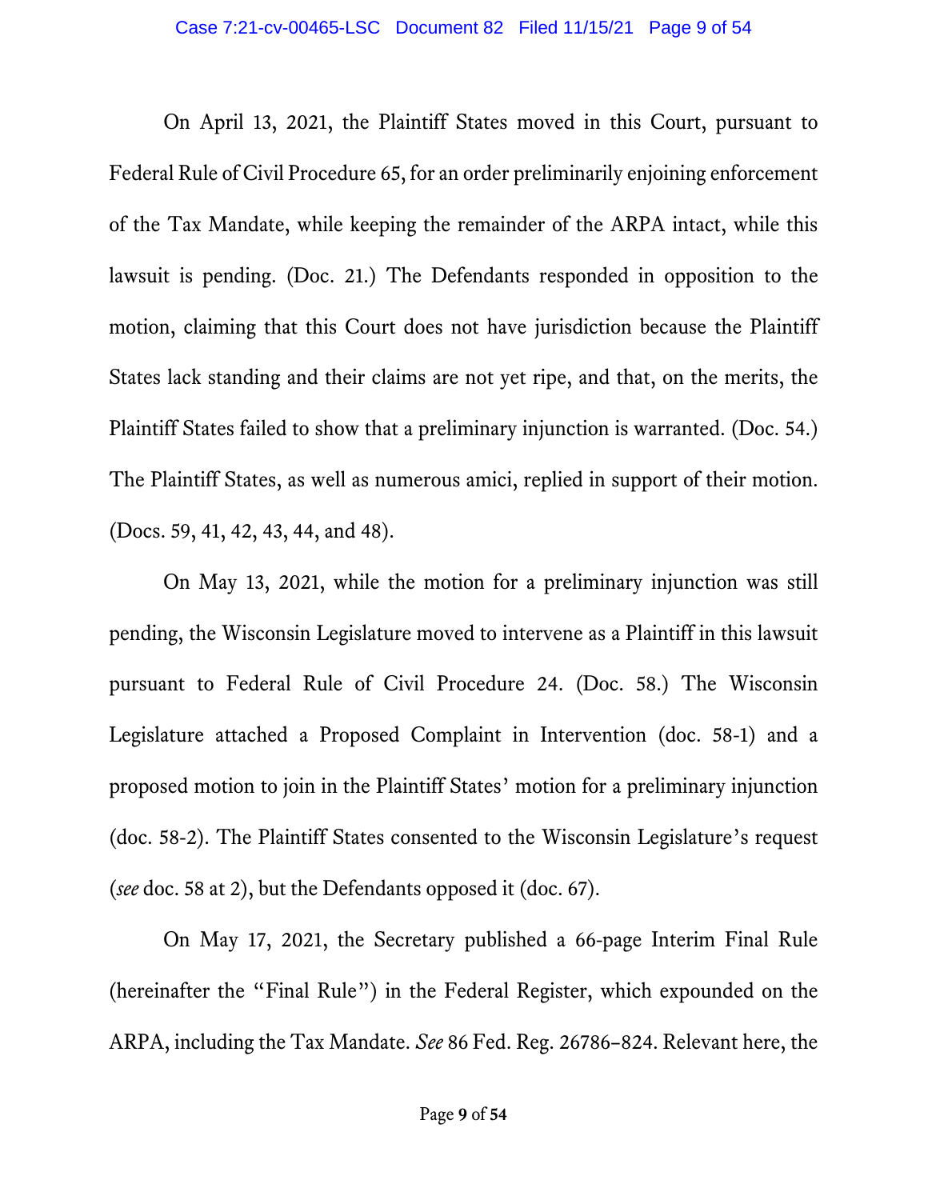On April 13, 2021, the Plaintiff States moved in this Court, pursuant to Federal Rule of Civil Procedure 65, for an order preliminarily enjoining enforcement of the Tax Mandate, while keeping the remainder of the ARPA intact, while this lawsuit is pending. (Doc. 21.) The Defendants responded in opposition to the motion, claiming that this Court does not have jurisdiction because the Plaintiff States lack standing and their claims are not yet ripe, and that, on the merits, the Plaintiff States failed to show that a preliminary injunction is warranted. (Doc. 54.) The Plaintiff States, as well as numerous amici, replied in support of their motion. (Docs. 59, 41, 42, 43, 44, and 48).

On May 13, 2021, while the motion for a preliminary injunction was still pending, the Wisconsin Legislature moved to intervene as a Plaintiff in this lawsuit pursuant to Federal Rule of Civil Procedure 24. (Doc. 58.) The Wisconsin Legislature attached a Proposed Complaint in Intervention (doc. 58-1) and a proposed motion to join in the Plaintiff States' motion for a preliminary injunction (doc. 58-2). The Plaintiff States consented to the Wisconsin Legislature's request (*see* doc. 58 at 2), but the Defendants opposed it (doc. 67).

On May 17, 2021, the Secretary published a 66-page Interim Final Rule (hereinafter the "Final Rule") in the Federal Register, which expounded on the ARPA, including the Tax Mandate. *See* 86 Fed. Reg. 26786–824. Relevant here, the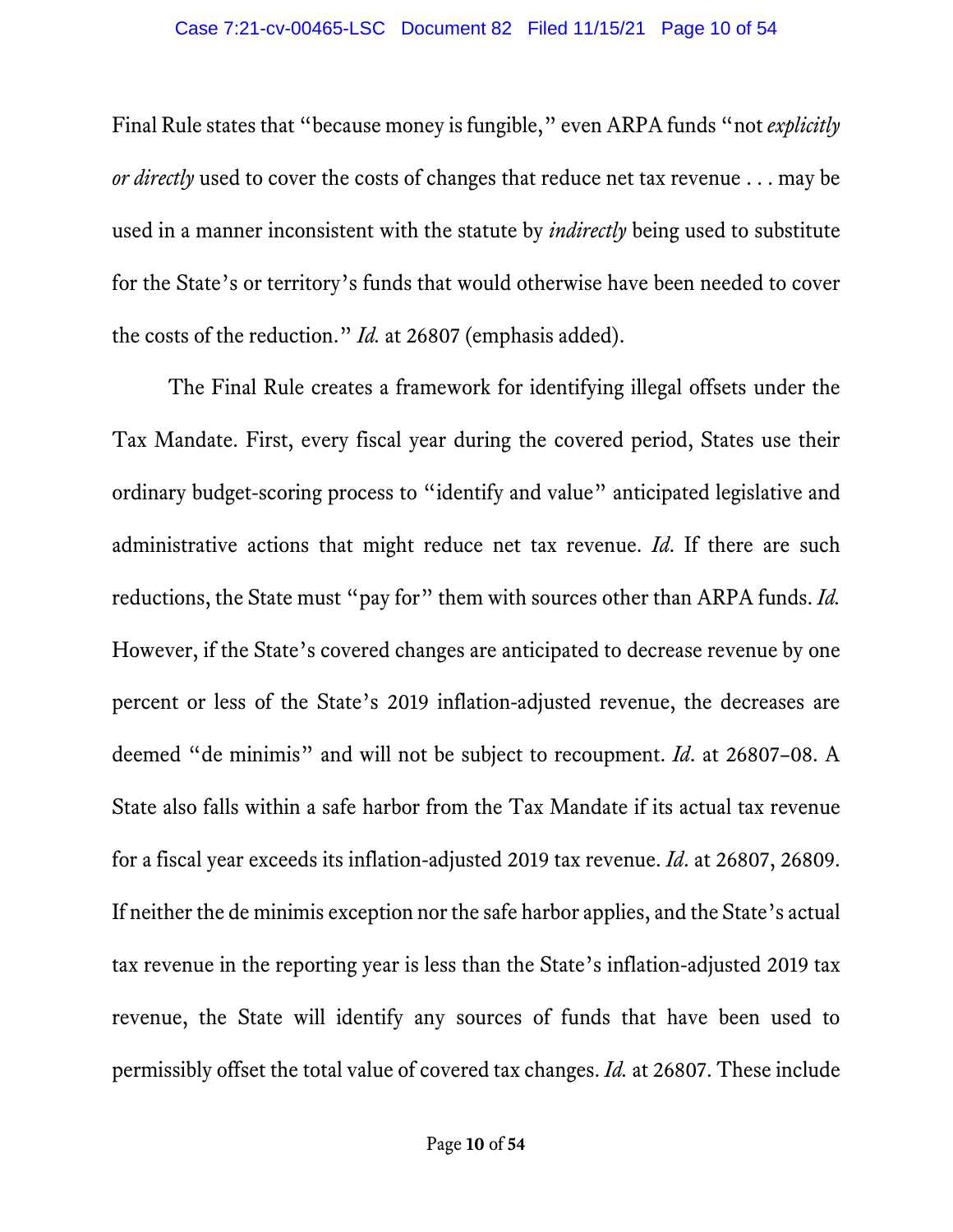Final Rule states that "because money is fungible," even ARPA funds "not *explicitly or directly* used to cover the costs of changes that reduce net tax revenue . . . may be used in a manner inconsistent with the statute by *indirectly* being used to substitute for the State's or territory's funds that would otherwise have been needed to cover the costs of the reduction." *Id.* at 26807 (emphasis added).

The Final Rule creates a framework for identifying illegal offsets under the Tax Mandate. First, every fiscal year during the covered period, States use their ordinary budget-scoring process to "identify and value" anticipated legislative and administrative actions that might reduce net tax revenue. *Id*. If there are such reductions, the State must "pay for" them with sources other than ARPA funds. *Id.* However, if the State's covered changes are anticipated to decrease revenue by one percent or less of the State's 2019 inflation-adjusted revenue, the decreases are deemed "de minimis" and will not be subject to recoupment. *Id*. at 26807–08. A State also falls within a safe harbor from the Tax Mandate if its actual tax revenue for a fiscal year exceeds its inflation-adjusted 2019 tax revenue. *Id*. at 26807, 26809. If neither the de minimis exception nor the safe harbor applies, and the State's actual tax revenue in the reporting year is less than the State's inflation-adjusted 2019 tax revenue, the State will identify any sources of funds that have been used to permissibly offset the total value of covered tax changes. *Id.* at 26807. These include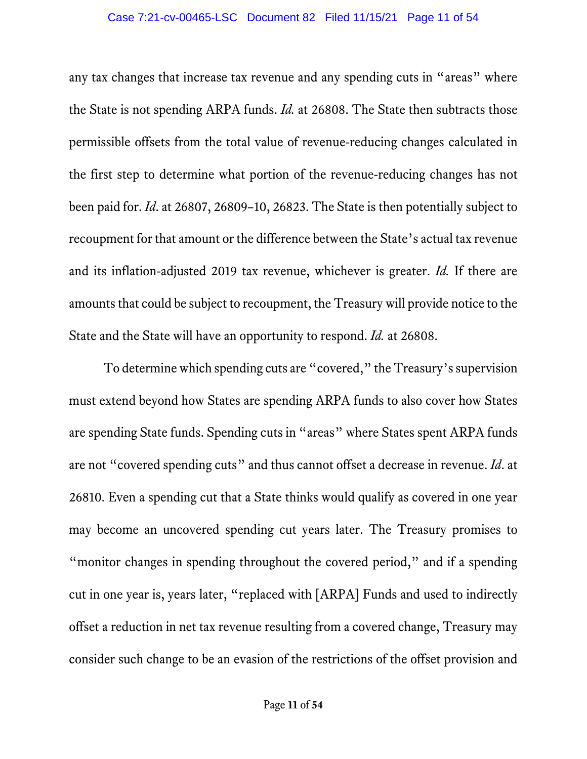any tax changes that increase tax revenue and any spending cuts in "areas" where the State is not spending ARPA funds. *Id.* at 26808. The State then subtracts those permissible offsets from the total value of revenue-reducing changes calculated in the first step to determine what portion of the revenue-reducing changes has not been paid for. *Id*. at 26807, 26809–10, 26823. The State is then potentially subject to recoupment for that amount or the difference between the State's actual tax revenue and its inflation-adjusted 2019 tax revenue, whichever is greater. *Id.* If there are amounts that could be subject to recoupment, the Treasury will provide notice to the State and the State will have an opportunity to respond. *Id.* at 26808.

To determine which spending cuts are "covered," the Treasury's supervision must extend beyond how States are spending ARPA funds to also cover how States are spending State funds. Spending cuts in "areas" where States spent ARPA funds are not "covered spending cuts" and thus cannot offset a decrease in revenue. *Id*. at 26810. Even a spending cut that a State thinks would qualify as covered in one year may become an uncovered spending cut years later. The Treasury promises to "monitor changes in spending throughout the covered period," and if a spending cut in one year is, years later, "replaced with [ARPA] Funds and used to indirectly offset a reduction in net tax revenue resulting from a covered change, Treasury may consider such change to be an evasion of the restrictions of the offset provision and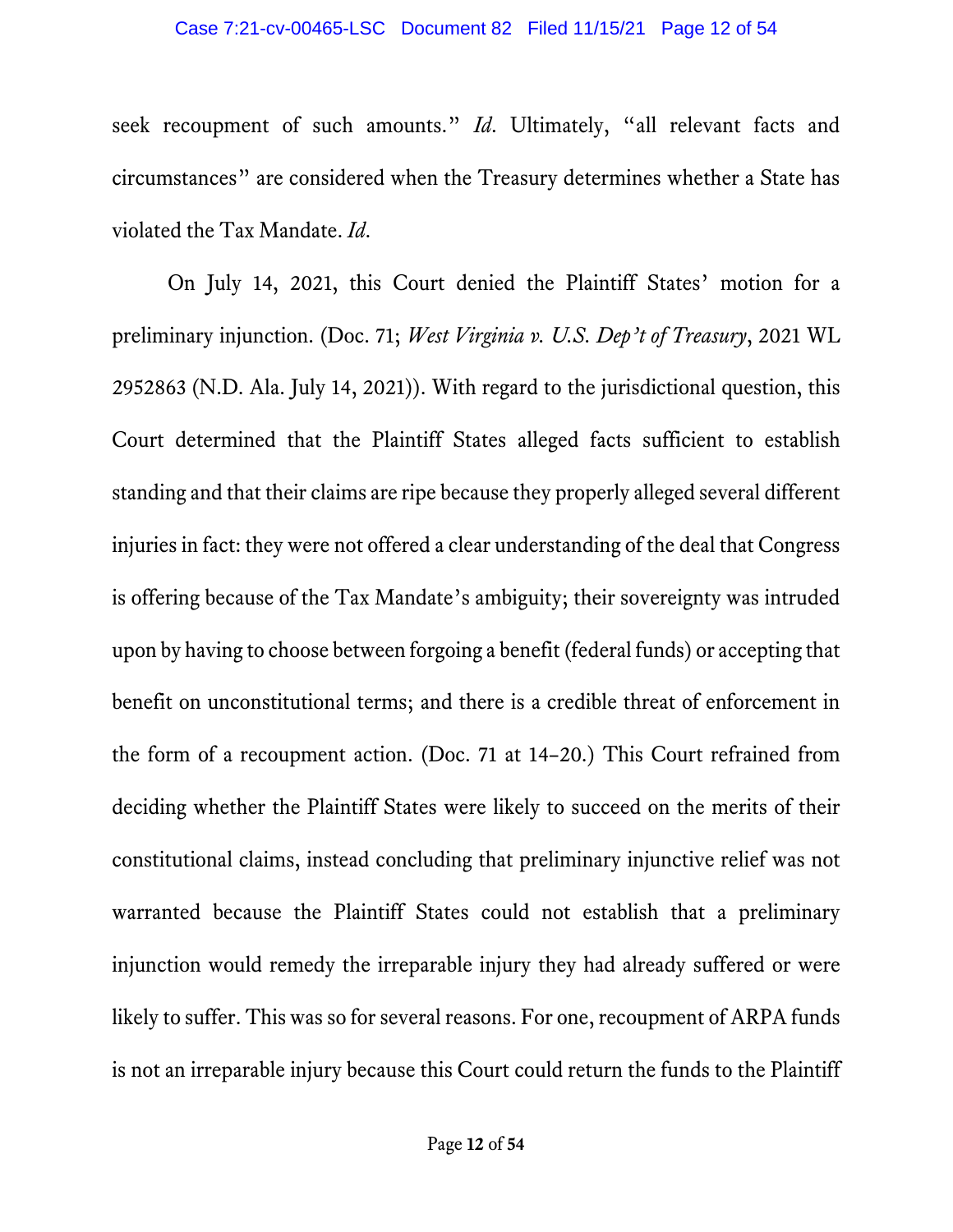seek recoupment of such amounts." *Id*. Ultimately, "all relevant facts and circumstances" are considered when the Treasury determines whether a State has violated the Tax Mandate. *Id*.

On July 14, 2021, this Court denied the Plaintiff States' motion for a preliminary injunction. (Doc. 71; *West Virginia v. U.S. Dep't of Treasury*, 2021 WL 2952863 (N.D. Ala. July 14, 2021)). With regard to the jurisdictional question, this Court determined that the Plaintiff States alleged facts sufficient to establish standing and that their claims are ripe because they properly alleged several different injuries in fact: they were not offered a clear understanding of the deal that Congress is offering because of the Tax Mandate's ambiguity; their sovereignty was intruded upon by having to choose between forgoing a benefit (federal funds) or accepting that benefit on unconstitutional terms; and there is a credible threat of enforcement in the form of a recoupment action. (Doc. 71 at 14–20.) This Court refrained from deciding whether the Plaintiff States were likely to succeed on the merits of their constitutional claims, instead concluding that preliminary injunctive relief was not warranted because the Plaintiff States could not establish that a preliminary injunction would remedy the irreparable injury they had already suffered or were likely to suffer. This was so for several reasons. For one, recoupment of ARPA funds is not an irreparable injury because this Court could return the funds to the Plaintiff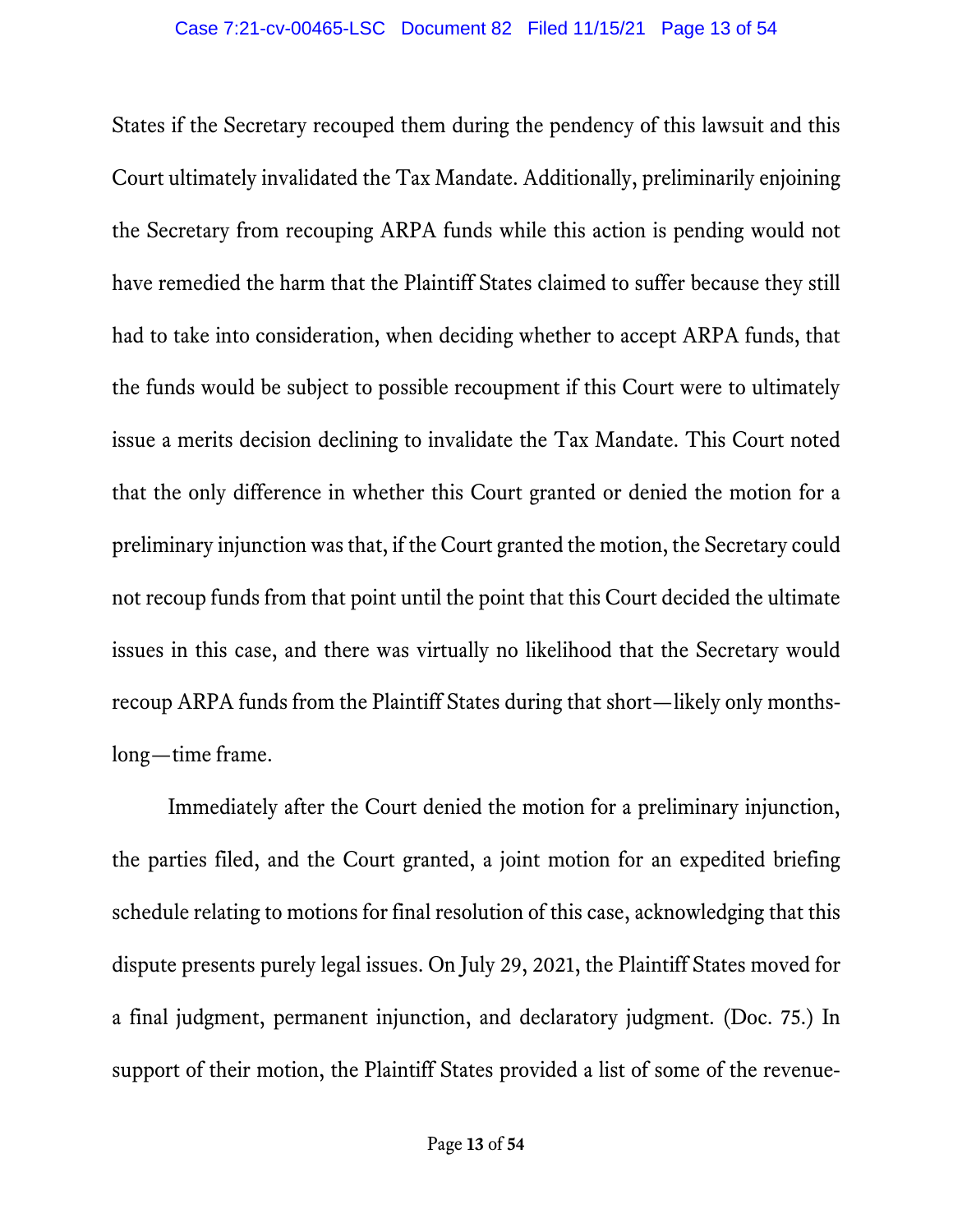States if the Secretary recouped them during the pendency of this lawsuit and this Court ultimately invalidated the Tax Mandate. Additionally, preliminarily enjoining the Secretary from recouping ARPA funds while this action is pending would not have remedied the harm that the Plaintiff States claimed to suffer because they still had to take into consideration, when deciding whether to accept ARPA funds, that the funds would be subject to possible recoupment if this Court were to ultimately issue a merits decision declining to invalidate the Tax Mandate. This Court noted that the only difference in whether this Court granted or denied the motion for a preliminary injunction was that, if the Court granted the motion, the Secretary could not recoup funds from that point until the point that this Court decided the ultimate issues in this case, and there was virtually no likelihood that the Secretary would recoup ARPA funds from the Plaintiff States during that short—likely only months-long—time frame.

Immediately after the Court denied the motion for a preliminary injunction, the parties filed, and the Court granted, a joint motion for an expedited briefing schedule relating to motions for final resolution of this case, acknowledging that this dispute presents purely legal issues. On July 29, 2021, the Plaintiff States moved for a final judgment, permanent injunction, and declaratory judgment. (Doc. 75.) In support of their motion, the Plaintiff States provided a list of some of the revenue-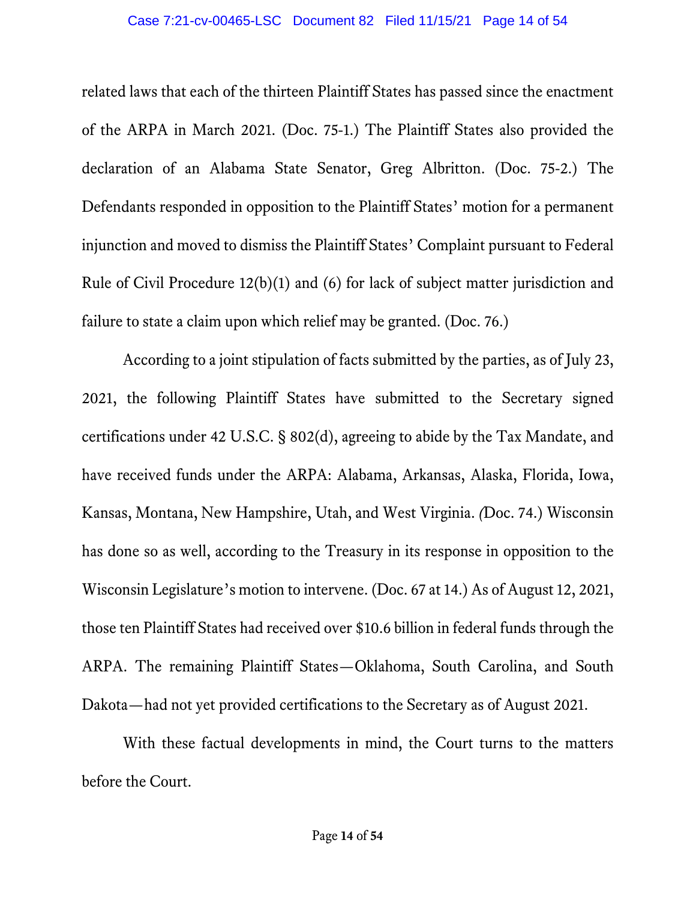related laws that each of the thirteen Plaintiff States has passed since the enactment of the ARPA in March 2021. (Doc. 75-1.) The Plaintiff States also provided the declaration of an Alabama State Senator, Greg Albritton. (Doc. 75-2.) The Defendants responded in opposition to the Plaintiff States' motion for a permanent injunction and moved to dismiss the Plaintiff States' Complaint pursuant to Federal Rule of Civil Procedure 12(b)(1) and (6) for lack of subject matter jurisdiction and failure to state a claim upon which relief may be granted. (Doc. 76.)

According to a joint stipulation of facts submitted by the parties, as of July 23, 2021, the following Plaintiff States have submitted to the Secretary signed certifications under 42 U.S.C. § 802(d), agreeing to abide by the Tax Mandate, and have received funds under the ARPA: Alabama, Arkansas, Alaska, Florida, Iowa, Kansas, Montana, New Hampshire, Utah, and West Virginia. *(*Doc. 74.) Wisconsin has done so as well, according to the Treasury in its response in opposition to the Wisconsin Legislature's motion to intervene. (Doc. 67 at 14.) As of August 12, 2021, those ten Plaintiff States had received over $10.6 billion in federal funds through the ARPA. The remaining Plaintiff States—Oklahoma, South Carolina, and South Dakota—had not yet provided certifications to the Secretary as of August 2021.

With these factual developments in mind, the Court turns to the matters before the Court.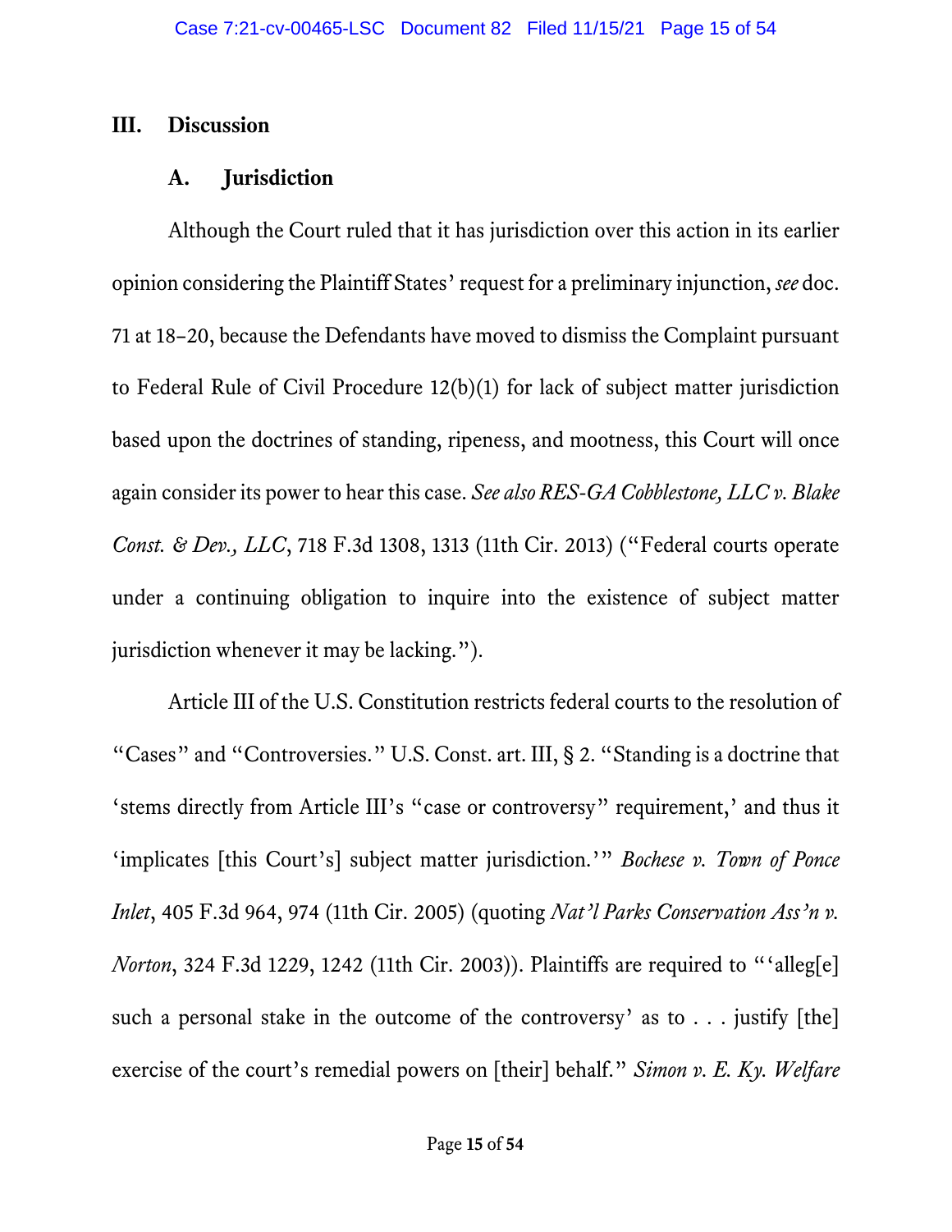## III. Discussion

### A. Jurisdiction

Although the Court ruled that it has jurisdiction over this action in its earlier opinion considering the Plaintiff States' request for a preliminary injunction, *see* doc. 71 at 18–20, because the Defendants have moved to dismiss the Complaint pursuant to Federal Rule of Civil Procedure 12(b)(1) for lack of subject matter jurisdiction based upon the doctrines of standing, ripeness, and mootness, this Court will once again consider its power to hear this case. *See also RES-GA Cobblestone, LLC v. Blake Const. & Dev., LLC*, 718 F.3d 1308, 1313 (11th Cir. 2013) ("Federal courts operate under a continuing obligation to inquire into the existence of subject matter jurisdiction whenever it may be lacking.").

Article III of the U.S. Constitution restricts federal courts to the resolution of "Cases" and "Controversies." U.S. Const. art. III, § 2. "Standing is a doctrine that 'stems directly from Article III's "case or controversy" requirement,' and thus it 'implicates [this Court's] subject matter jurisdiction.'" *Bochese v. Town of Ponce Inlet*, 405 F.3d 964, 974 (11th Cir. 2005) (quoting *Nat'l Parks Conservation Ass'n v. Norton*, 324 F.3d 1229, 1242 (11th Cir. 2003)). Plaintiffs are required to "'alleg[e] such a personal stake in the outcome of the controversy' as to . . . justify [the] exercise of the court's remedial powers on [their] behalf." *Simon v. E. Ky. Welfare*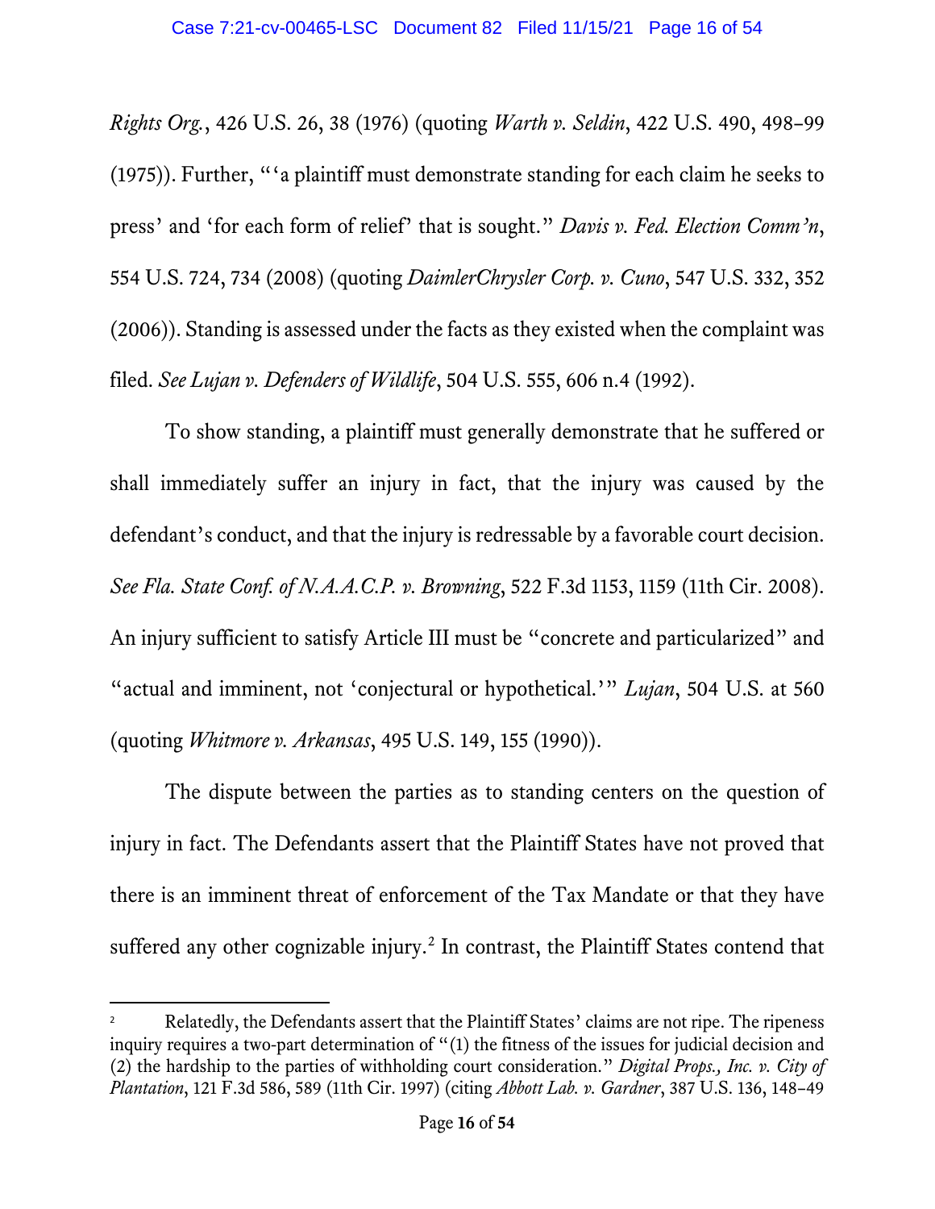*Rights Org.*, 426 U.S. 26, 38 (1976) (quoting *Warth v. Seldin*, 422 U.S. 490, 498–99 (1975)). Further, "'a plaintiff must demonstrate standing for each claim he seeks to press' and 'for each form of relief' that is sought." *Davis v. Fed. Election Comm'n*, 554 U.S. 724, 734 (2008) (quoting *DaimlerChrysler Corp. v. Cuno*, 547 U.S. 332, 352 (2006)). Standing is assessed under the facts as they existed when the complaint was filed. *See Lujan v. Defenders of Wildlife*, 504 U.S. 555, 606 n.4 (1992).

To show standing, a plaintiff must generally demonstrate that he suffered or shall immediately suffer an injury in fact, that the injury was caused by the defendant's conduct, and that the injury is redressable by a favorable court decision. *See Fla. State Conf. of N.A.A.C.P. v. Browning*, 522 F.3d 1153, 1159 (11th Cir. 2008). An injury sufficient to satisfy Article III must be "concrete and particularized" and "actual and imminent, not 'conjectural or hypothetical.'" *Lujan*, 504 U.S. at 560 (quoting *Whitmore v. Arkansas*, 495 U.S. 149, 155 (1990)).

The dispute between the parties as to standing centers on the question of injury in fact. The Defendants assert that the Plaintiff States have not proved that there is an imminent threat of enforcement of the Tax Mandate or that they have suffered any other cognizable injury.[2] In contrast, the Plaintiff States contend that

[2] Relatedly, the Defendants assert that the Plaintiff States' claims are not ripe. The ripeness inquiry requires a two-part determination of "(1) the fitness of the issues for judicial decision and (2) the hardship to the parties of withholding court consideration." *Digital Props., Inc. v. City of Plantation*, 121 F.3d 586, 589 (11th Cir. 1997) (citing *Abbott Lab. v. Gardner*, 387 U.S. 136, 148–49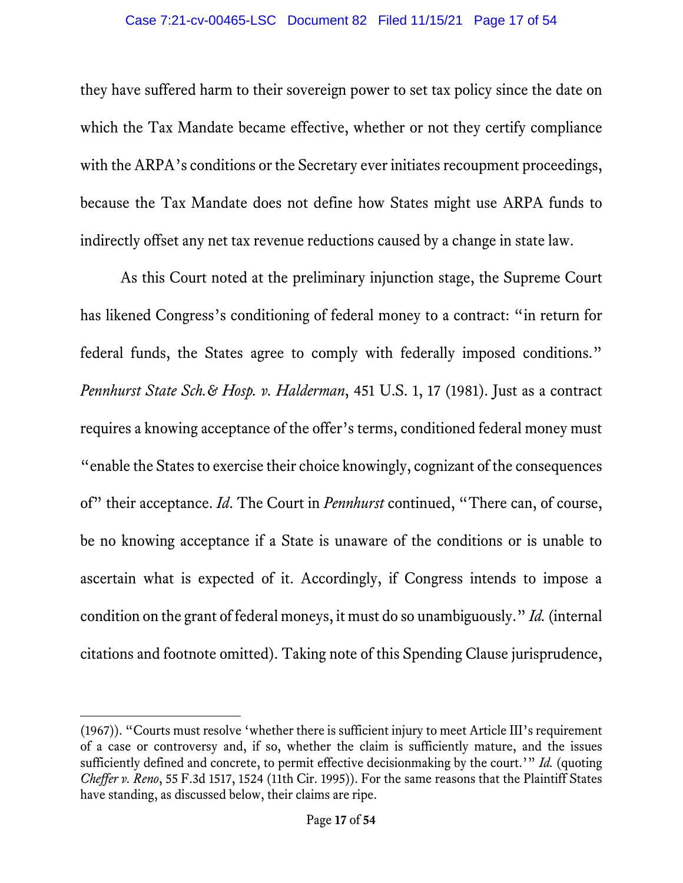they have suffered harm to their sovereign power to set tax policy since the date on which the Tax Mandate became effective, whether or not they certify compliance with the ARPA's conditions or the Secretary ever initiates recoupment proceedings, because the Tax Mandate does not define how States might use ARPA funds to indirectly offset any net tax revenue reductions caused by a change in state law.

As this Court noted at the preliminary injunction stage, the Supreme Court has likened Congress's conditioning of federal money to a contract: "in return for federal funds, the States agree to comply with federally imposed conditions." *Pennhurst State Sch.& Hosp. v. Halderman*, 451 U.S. 1, 17 (1981). Just as a contract requires a knowing acceptance of the offer's terms, conditioned federal money must "enable the States to exercise their choice knowingly, cognizant of the consequences of" their acceptance. *Id*. The Court in *Pennhurst* continued, "There can, of course, be no knowing acceptance if a State is unaware of the conditions or is unable to ascertain what is expected of it. Accordingly, if Congress intends to impose a condition on the grant of federal moneys, it must do so unambiguously." *Id.* (internal citations and footnote omitted). Taking note of this Spending Clause jurisprudence,

---

(1967)). "Courts must resolve 'whether there is sufficient injury to meet Article III's requirement of a case or controversy and, if so, whether the claim is sufficiently mature, and the issues sufficiently defined and concrete, to permit effective decisionmaking by the court.'" *Id.* (quoting *Cheffer v. Reno*, 55 F.3d 1517, 1524 (11th Cir. 1995)). For the same reasons that the Plaintiff States have standing, as discussed below, their claims are ripe.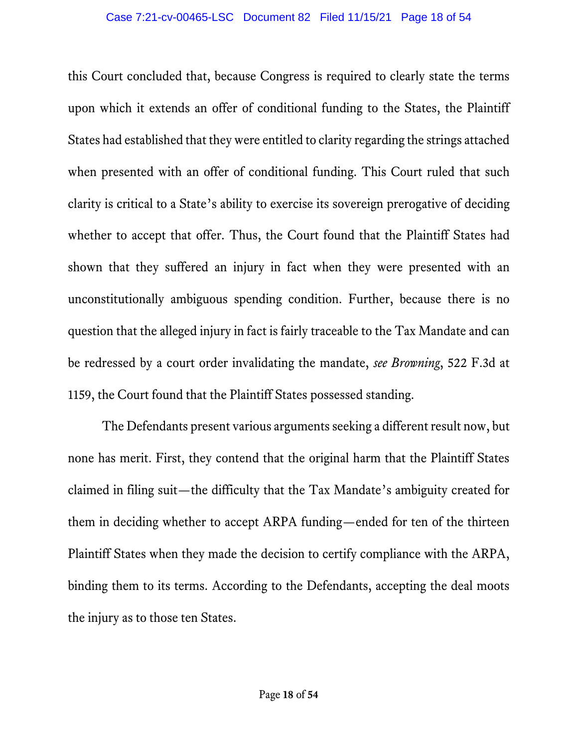this Court concluded that, because Congress is required to clearly state the terms upon which it extends an offer of conditional funding to the States, the Plaintiff States had established that they were entitled to clarity regarding the strings attached when presented with an offer of conditional funding. This Court ruled that such clarity is critical to a State's ability to exercise its sovereign prerogative of deciding whether to accept that offer. Thus, the Court found that the Plaintiff States had shown that they suffered an injury in fact when they were presented with an unconstitutionally ambiguous spending condition. Further, because there is no question that the alleged injury in fact is fairly traceable to the Tax Mandate and can be redressed by a court order invalidating the mandate, *see Browning*, 522 F.3d at 1159, the Court found that the Plaintiff States possessed standing.

The Defendants present various arguments seeking a different result now, but none has merit. First, they contend that the original harm that the Plaintiff States claimed in filing suit—the difficulty that the Tax Mandate's ambiguity created for them in deciding whether to accept ARPA funding—ended for ten of the thirteen Plaintiff States when they made the decision to certify compliance with the ARPA, binding them to its terms. According to the Defendants, accepting the deal moots the injury as to those ten States.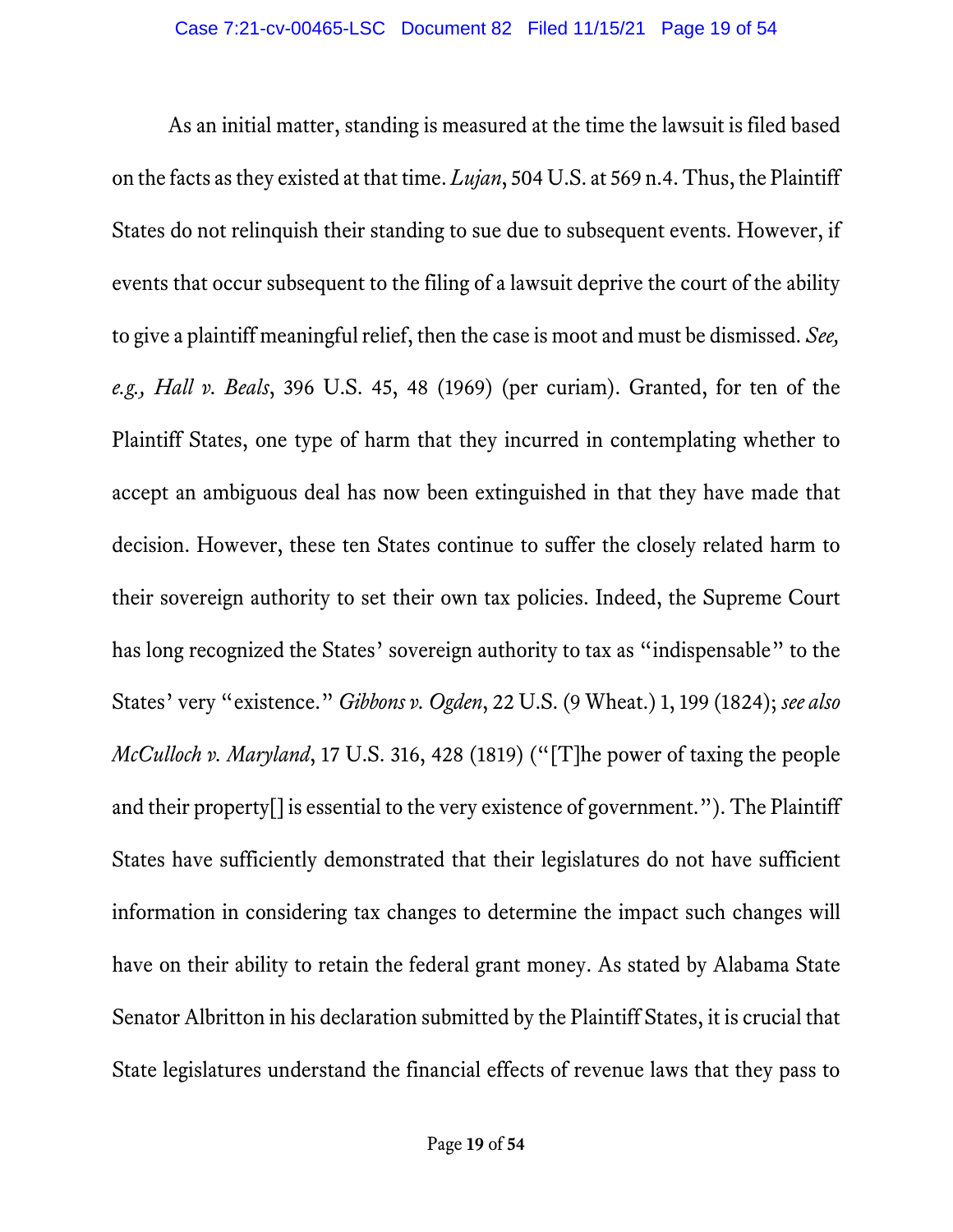As an initial matter, standing is measured at the time the lawsuit is filed based on the facts as they existed at that time. *Lujan*, 504 U.S. at 569 n.4. Thus, the Plaintiff States do not relinquish their standing to sue due to subsequent events. However, if events that occur subsequent to the filing of a lawsuit deprive the court of the ability to give a plaintiff meaningful relief, then the case is moot and must be dismissed. *See, e.g., Hall v. Beals*, 396 U.S. 45, 48 (1969) (per curiam). Granted, for ten of the Plaintiff States, one type of harm that they incurred in contemplating whether to accept an ambiguous deal has now been extinguished in that they have made that decision. However, these ten States continue to suffer the closely related harm to their sovereign authority to set their own tax policies. Indeed, the Supreme Court has long recognized the States' sovereign authority to tax as "indispensable" to the States' very "existence." *Gibbons v. Ogden*, 22 U.S. (9 Wheat.) 1, 199 (1824); *see also McCulloch v. Maryland*, 17 U.S. 316, 428 (1819) ("[T]he power of taxing the people and their property[] is essential to the very existence of government."). The Plaintiff States have sufficiently demonstrated that their legislatures do not have sufficient information in considering tax changes to determine the impact such changes will have on their ability to retain the federal grant money. As stated by Alabama State Senator Albritton in his declaration submitted by the Plaintiff States, it is crucial that State legislatures understand the financial effects of revenue laws that they pass to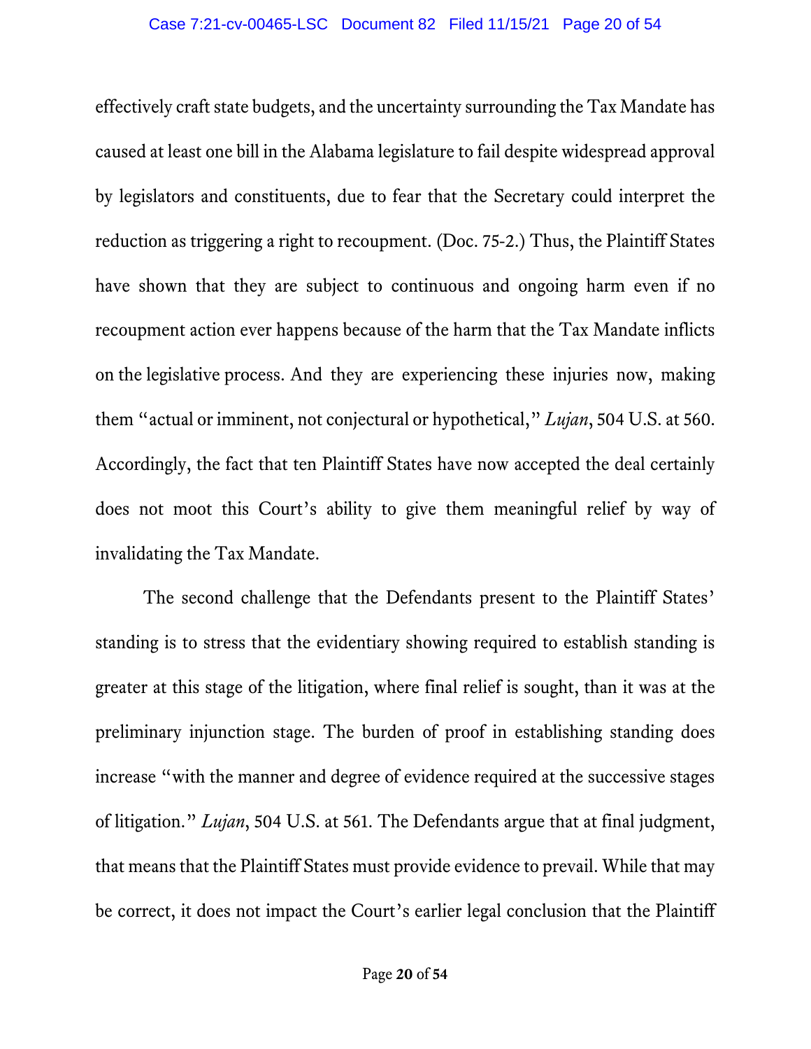effectively craft state budgets, and the uncertainty surrounding the Tax Mandate has caused at least one bill in the Alabama legislature to fail despite widespread approval by legislators and constituents, due to fear that the Secretary could interpret the reduction as triggering a right to recoupment. (Doc. 75-2.) Thus, the Plaintiff States have shown that they are subject to continuous and ongoing harm even if no recoupment action ever happens because of the harm that the Tax Mandate inflicts on the legislative process. And they are experiencing these injuries now, making them "actual or imminent, not conjectural or hypothetical," *Lujan*, 504 U.S. at 560. Accordingly, the fact that ten Plaintiff States have now accepted the deal certainly does not moot this Court's ability to give them meaningful relief by way of invalidating the Tax Mandate.

The second challenge that the Defendants present to the Plaintiff States' standing is to stress that the evidentiary showing required to establish standing is greater at this stage of the litigation, where final relief is sought, than it was at the preliminary injunction stage. The burden of proof in establishing standing does increase "with the manner and degree of evidence required at the successive stages of litigation." *Lujan*, 504 U.S. at 561. The Defendants argue that at final judgment, that means that the Plaintiff States must provide evidence to prevail. While that may be correct, it does not impact the Court's earlier legal conclusion that the Plaintiff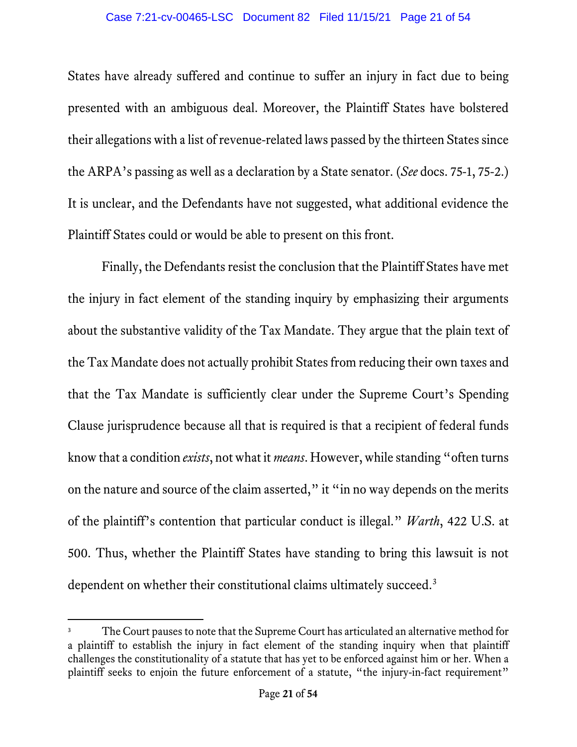States have already suffered and continue to suffer an injury in fact due to being presented with an ambiguous deal. Moreover, the Plaintiff States have bolstered their allegations with a list of revenue-related laws passed by the thirteen States since the ARPA's passing as well as a declaration by a State senator. (*See* docs. 75-1, 75-2.) It is unclear, and the Defendants have not suggested, what additional evidence the Plaintiff States could or would be able to present on this front.

Finally, the Defendants resist the conclusion that the Plaintiff States have met the injury in fact element of the standing inquiry by emphasizing their arguments about the substantive validity of the Tax Mandate. They argue that the plain text of the Tax Mandate does not actually prohibit States from reducing their own taxes and that the Tax Mandate is sufficiently clear under the Supreme Court's Spending Clause jurisprudence because all that is required is that a recipient of federal funds know that a condition *exists*, not what it *means*. However, while standing "often turns on the nature and source of the claim asserted," it "in no way depends on the merits of the plaintiff's contention that particular conduct is illegal." *Warth*, 422 U.S. at 500. Thus, whether the Plaintiff States have standing to bring this lawsuit is not dependent on whether their constitutional claims ultimately succeed.[3]

---

[3] The Court pauses to note that the Supreme Court has articulated an alternative method for a plaintiff to establish the injury in fact element of the standing inquiry when that plaintiff challenges the constitutionality of a statute that has yet to be enforced against him or her. When a plaintiff seeks to enjoin the future enforcement of a statute, "the injury-in-fact requirement"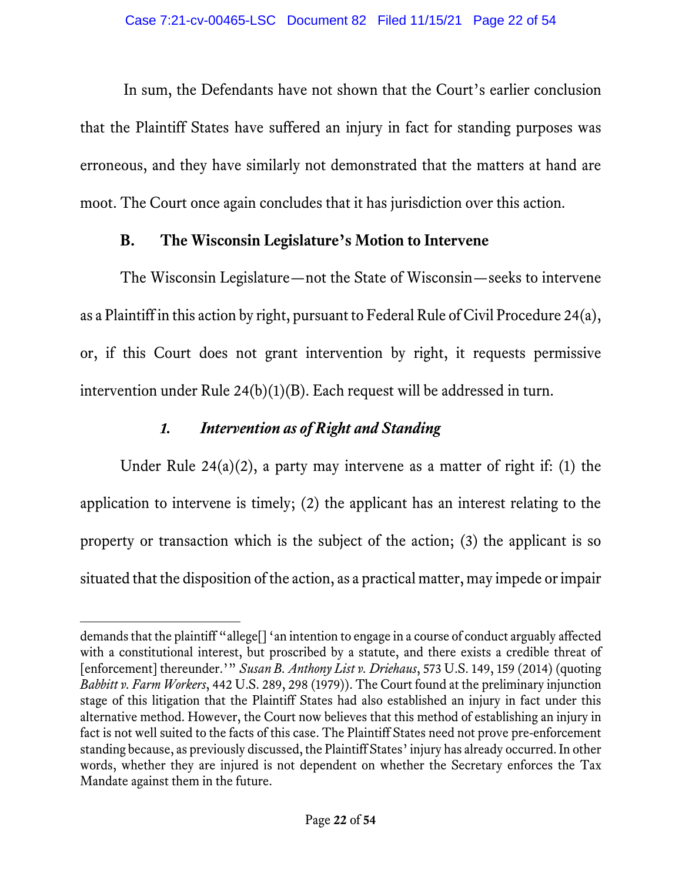In sum, the Defendants have not shown that the Court's earlier conclusion that the Plaintiff States have suffered an injury in fact for standing purposes was erroneous, and they have similarly not demonstrated that the matters at hand are moot. The Court once again concludes that it has jurisdiction over this action.

## B. The Wisconsin Legislature's Motion to Intervene

The Wisconsin Legislature—not the State of Wisconsin—seeks to intervene as a Plaintiff in this action by right, pursuant to Federal Rule of Civil Procedure 24(a), or, if this Court does not grant intervention by right, it requests permissive intervention under Rule 24(b)(1)(B). Each request will be addressed in turn.

### *1. Intervention as of Right and Standing*

Under Rule 24(a)(2), a party may intervene as a matter of right if: (1) the application to intervene is timely; (2) the applicant has an interest relating to the property or transaction which is the subject of the action; (3) the applicant is so situated that the disposition of the action, as a practical matter, may impede or impair

---

demands that the plaintiff "allege[] 'an intention to engage in a course of conduct arguably affected with a constitutional interest, but proscribed by a statute, and there exists a credible threat of [enforcement] thereunder.'" *Susan B. Anthony List v. Driehaus*, 573 U.S. 149, 159 (2014) (quoting *Babbitt v. Farm Workers*, 442 U.S. 289, 298 (1979)). The Court found at the preliminary injunction stage of this litigation that the Plaintiff States had also established an injury in fact under this alternative method. However, the Court now believes that this method of establishing an injury in fact is not well suited to the facts of this case. The Plaintiff States need not prove pre-enforcement standing because, as previously discussed, the Plaintiff States' injury has already occurred. In other words, whether they are injured is not dependent on whether the Secretary enforces the Tax Mandate against them in the future.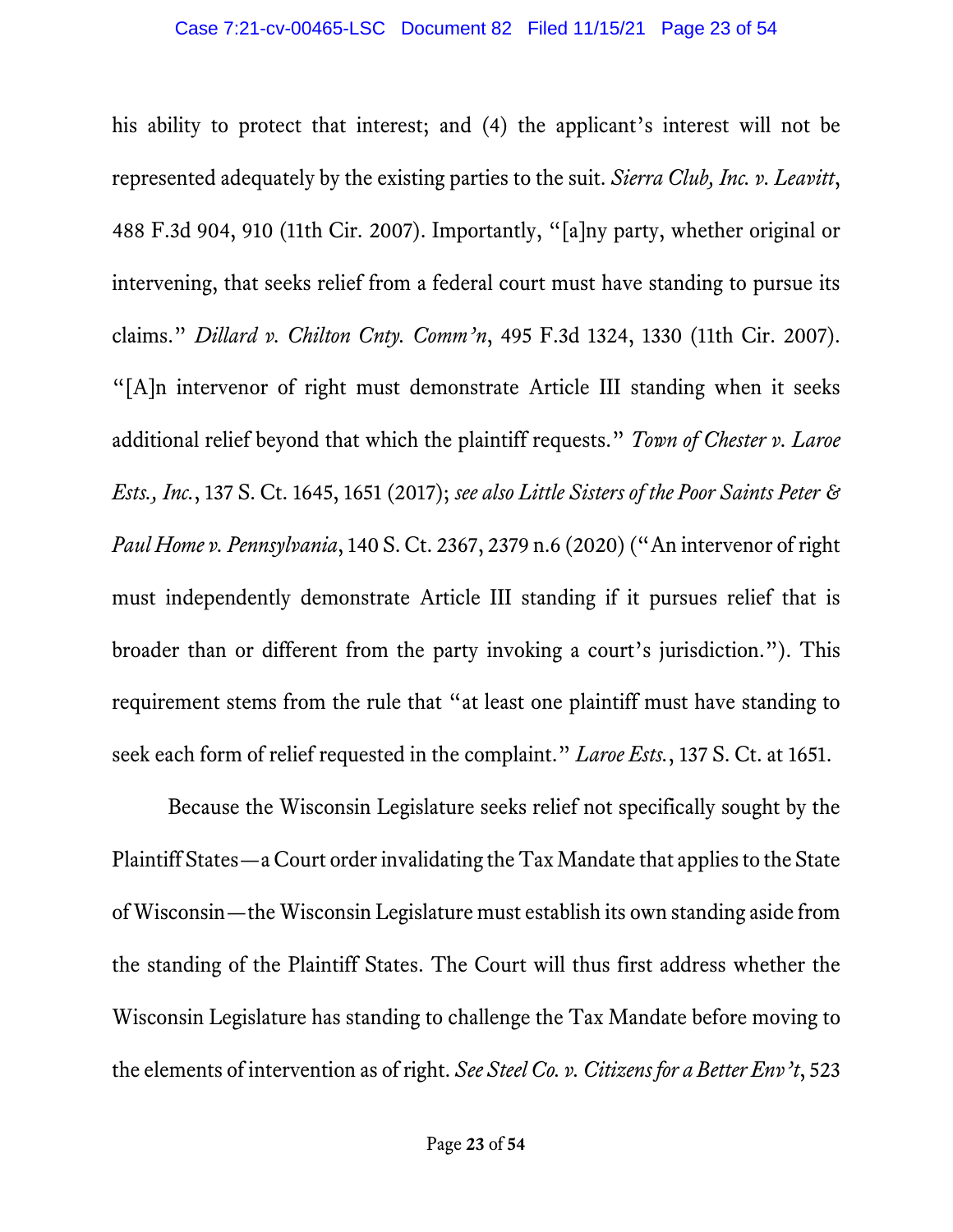his ability to protect that interest; and (4) the applicant's interest will not be represented adequately by the existing parties to the suit. *Sierra Club, Inc. v. Leavitt*, 488 F.3d 904, 910 (11th Cir. 2007). Importantly, "[a]ny party, whether original or intervening, that seeks relief from a federal court must have standing to pursue its claims." *Dillard v. Chilton Cnty. Comm'n*, 495 F.3d 1324, 1330 (11th Cir. 2007). "[A]n intervenor of right must demonstrate Article III standing when it seeks additional relief beyond that which the plaintiff requests." *Town of Chester v. Laroe Ests., Inc.*, 137 S. Ct. 1645, 1651 (2017); *see also Little Sisters of the Poor Saints Peter & Paul Home v. Pennsylvania*, 140 S. Ct. 2367, 2379 n.6 (2020) ("An intervenor of right must independently demonstrate Article III standing if it pursues relief that is broader than or different from the party invoking a court's jurisdiction."). This requirement stems from the rule that "at least one plaintiff must have standing to seek each form of relief requested in the complaint." *Laroe Ests.*, 137 S. Ct. at 1651.

Because the Wisconsin Legislature seeks relief not specifically sought by the Plaintiff States—a Court order invalidating the Tax Mandate that applies to the State of Wisconsin—the Wisconsin Legislature must establish its own standing aside from the standing of the Plaintiff States. The Court will thus first address whether the Wisconsin Legislature has standing to challenge the Tax Mandate before moving to the elements of intervention as of right. *See Steel Co. v. Citizens for a Better Env't*, 523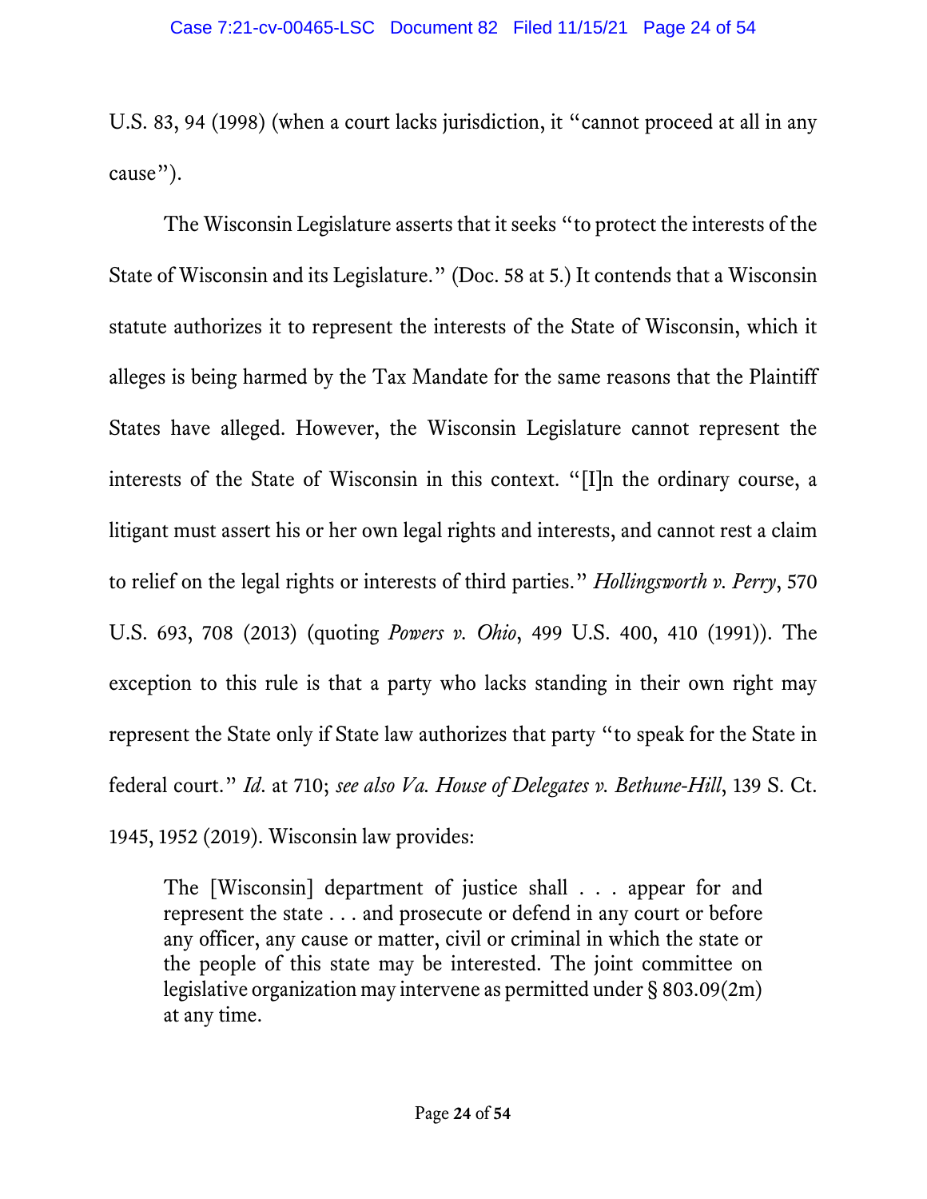U.S. 83, 94 (1998) (when a court lacks jurisdiction, it "cannot proceed at all in any cause").

The Wisconsin Legislature asserts that it seeks "to protect the interests of the State of Wisconsin and its Legislature." (Doc. 58 at 5.) It contends that a Wisconsin statute authorizes it to represent the interests of the State of Wisconsin, which it alleges is being harmed by the Tax Mandate for the same reasons that the Plaintiff States have alleged. However, the Wisconsin Legislature cannot represent the interests of the State of Wisconsin in this context. "[I]n the ordinary course, a litigant must assert his or her own legal rights and interests, and cannot rest a claim to relief on the legal rights or interests of third parties." *Hollingsworth v. Perry*, 570 U.S. 693, 708 (2013) (quoting *Powers v. Ohio*, 499 U.S. 400, 410 (1991)). The exception to this rule is that a party who lacks standing in their own right may represent the State only if State law authorizes that party "to speak for the State in federal court." *Id*. at 710; *see also Va. House of Delegates v. Bethune-Hill*, 139 S. Ct. 1945, 1952 (2019). Wisconsin law provides:

> The [Wisconsin] department of justice shall . . . appear for and represent the state . . . and prosecute or defend in any court or before any officer, any cause or matter, civil or criminal in which the state or the people of this state may be interested. The joint committee on legislative organization may intervene as permitted under § 803.09(2m) at any time.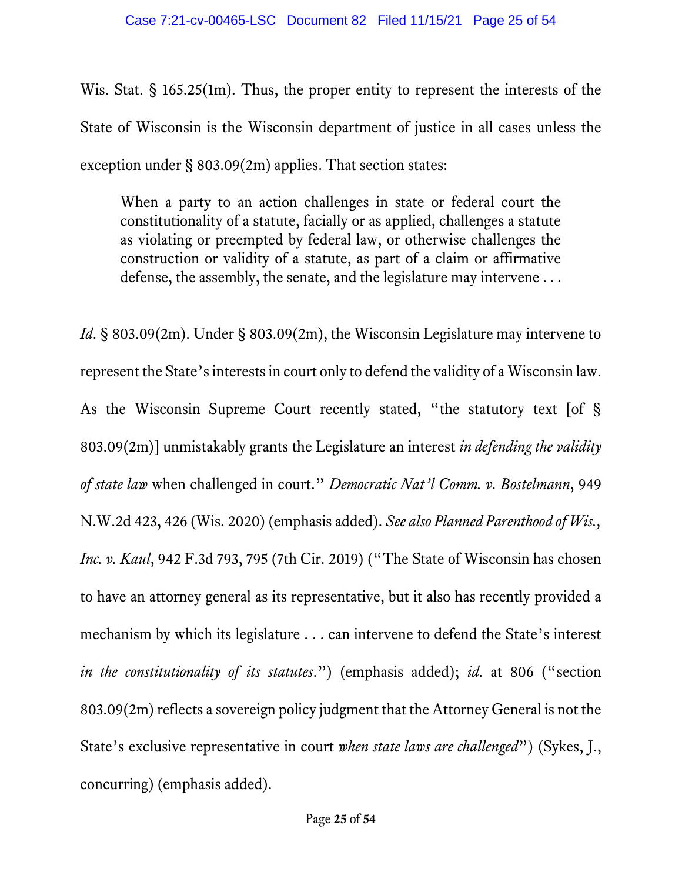Wis. Stat. § 165.25(1m). Thus, the proper entity to represent the interests of the State of Wisconsin is the Wisconsin department of justice in all cases unless the exception under § 803.09(2m) applies. That section states:

> When a party to an action challenges in state or federal court the constitutionality of a statute, facially or as applied, challenges a statute as violating or preempted by federal law, or otherwise challenges the construction or validity of a statute, as part of a claim or affirmative defense, the assembly, the senate, and the legislature may intervene . . .

*Id*. § 803.09(2m). Under § 803.09(2m), the Wisconsin Legislature may intervene to represent the State's interests in court only to defend the validity of a Wisconsin law. As the Wisconsin Supreme Court recently stated, "the statutory text [of § 803.09(2m)] unmistakably grants the Legislature an interest *in defending the validity of state law* when challenged in court." *Democratic Nat'l Comm. v. Bostelmann*, 949 N.W.2d 423, 426 (Wis. 2020) (emphasis added). *See also Planned Parenthood of Wis., Inc. v. Kaul*, 942 F.3d 793, 795 (7th Cir. 2019) ("The State of Wisconsin has chosen to have an attorney general as its representative, but it also has recently provided a mechanism by which its legislature . . . can intervene to defend the State's interest *in the constitutionality of its statutes*.") (emphasis added); *id*. at 806 ("section 803.09(2m) reflects a sovereign policy judgment that the Attorney General is not the State's exclusive representative in court *when state laws are challenged*") (Sykes, J., concurring) (emphasis added).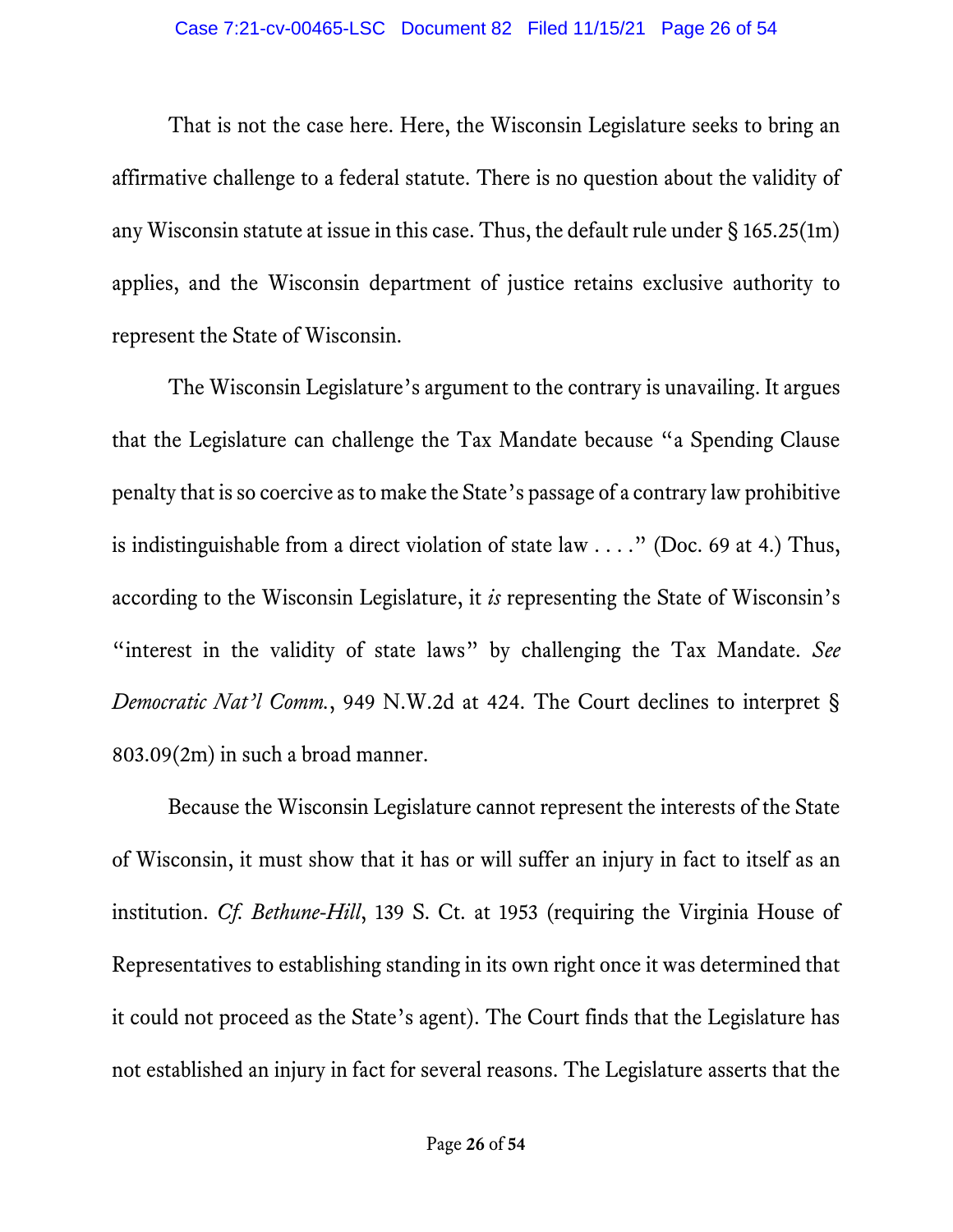That is not the case here. Here, the Wisconsin Legislature seeks to bring an affirmative challenge to a federal statute. There is no question about the validity of any Wisconsin statute at issue in this case. Thus, the default rule under § 165.25(1m) applies, and the Wisconsin department of justice retains exclusive authority to represent the State of Wisconsin.

The Wisconsin Legislature's argument to the contrary is unavailing. It argues that the Legislature can challenge the Tax Mandate because "a Spending Clause penalty that is so coercive as to make the State's passage of a contrary law prohibitive is indistinguishable from a direct violation of state law . . . ." (Doc. 69 at 4.) Thus, according to the Wisconsin Legislature, it *is* representing the State of Wisconsin's "interest in the validity of state laws" by challenging the Tax Mandate. *See Democratic Nat'l Comm.*, 949 N.W.2d at 424. The Court declines to interpret § 803.09(2m) in such a broad manner.

Because the Wisconsin Legislature cannot represent the interests of the State of Wisconsin, it must show that it has or will suffer an injury in fact to itself as an institution. *Cf. Bethune-Hill*, 139 S. Ct. at 1953 (requiring the Virginia House of Representatives to establishing standing in its own right once it was determined that it could not proceed as the State's agent). The Court finds that the Legislature has not established an injury in fact for several reasons. The Legislature asserts that the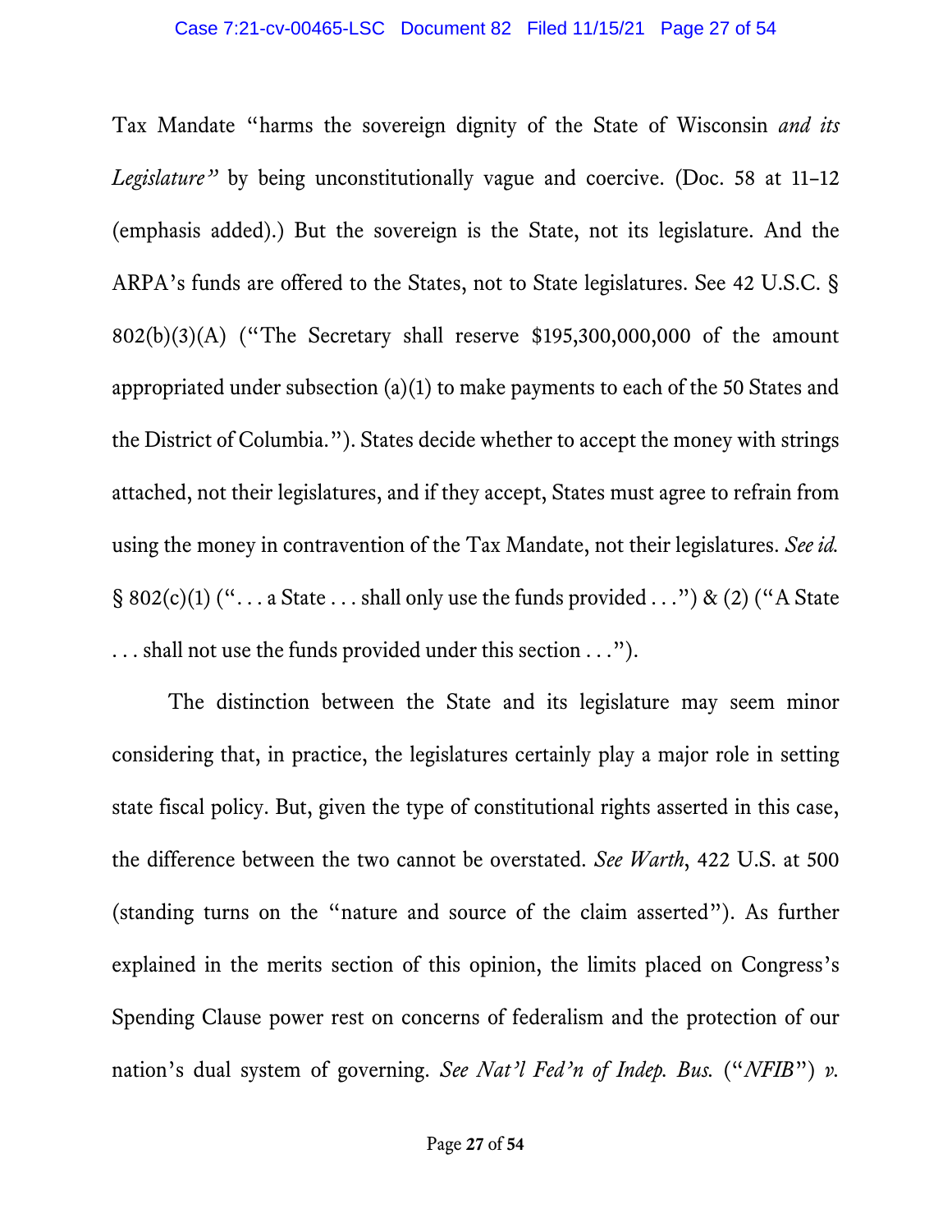Tax Mandate "harms the sovereign dignity of the State of Wisconsin *and its Legislature*" by being unconstitutionally vague and coercive. (Doc. 58 at 11–12 (emphasis added).) But the sovereign is the State, not its legislature. And the ARPA's funds are offered to the States, not to State legislatures. See 42 U.S.C. § 802(b)(3)(A) ("The Secretary shall reserve $195,300,000,000 of the amount appropriated under subsection (a)(1) to make payments to each of the 50 States and the District of Columbia."). States decide whether to accept the money with strings attached, not their legislatures, and if they accept, States must agree to refrain from using the money in contravention of the Tax Mandate, not their legislatures. *See id.* § 802(c)(1) (". . . a State . . . shall only use the funds provided . . .") & (2) ("A State . . . shall not use the funds provided under this section . . .").

The distinction between the State and its legislature may seem minor considering that, in practice, the legislatures certainly play a major role in setting state fiscal policy. But, given the type of constitutional rights asserted in this case, the difference between the two cannot be overstated. *See Warth*, 422 U.S. at 500 (standing turns on the "nature and source of the claim asserted"). As further explained in the merits section of this opinion, the limits placed on Congress's Spending Clause power rest on concerns of federalism and the protection of our nation's dual system of governing. *See Nat'l Fed'n of Indep. Bus.* ("*NFIB*") *v.*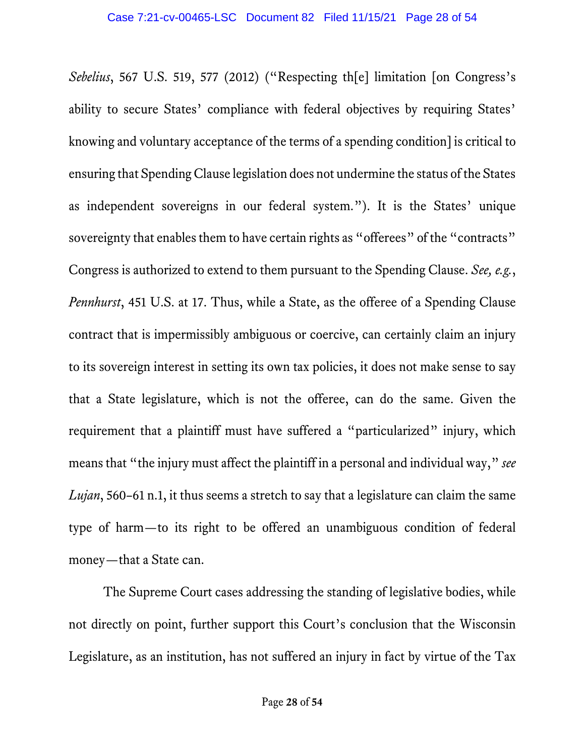*Sebelius*, 567 U.S. 519, 577 (2012) ("Respecting th[e] limitation [on Congress's ability to secure States' compliance with federal objectives by requiring States' knowing and voluntary acceptance of the terms of a spending condition] is critical to ensuring that Spending Clause legislation does not undermine the status of the States as independent sovereigns in our federal system."). It is the States' unique sovereignty that enables them to have certain rights as "offerees" of the "contracts" Congress is authorized to extend to them pursuant to the Spending Clause. *See, e.g.*, *Pennhurst*, 451 U.S. at 17. Thus, while a State, as the offeree of a Spending Clause contract that is impermissibly ambiguous or coercive, can certainly claim an injury to its sovereign interest in setting its own tax policies, it does not make sense to say that a State legislature, which is not the offeree, can do the same. Given the requirement that a plaintiff must have suffered a "particularized" injury, which means that "the injury must affect the plaintiff in a personal and individual way," *see* *Lujan*, 560–61 n.1, it thus seems a stretch to say that a legislature can claim the same type of harm—to its right to be offered an unambiguous condition of federal money—that a State can.

The Supreme Court cases addressing the standing of legislative bodies, while not directly on point, further support this Court's conclusion that the Wisconsin Legislature, as an institution, has not suffered an injury in fact by virtue of the Tax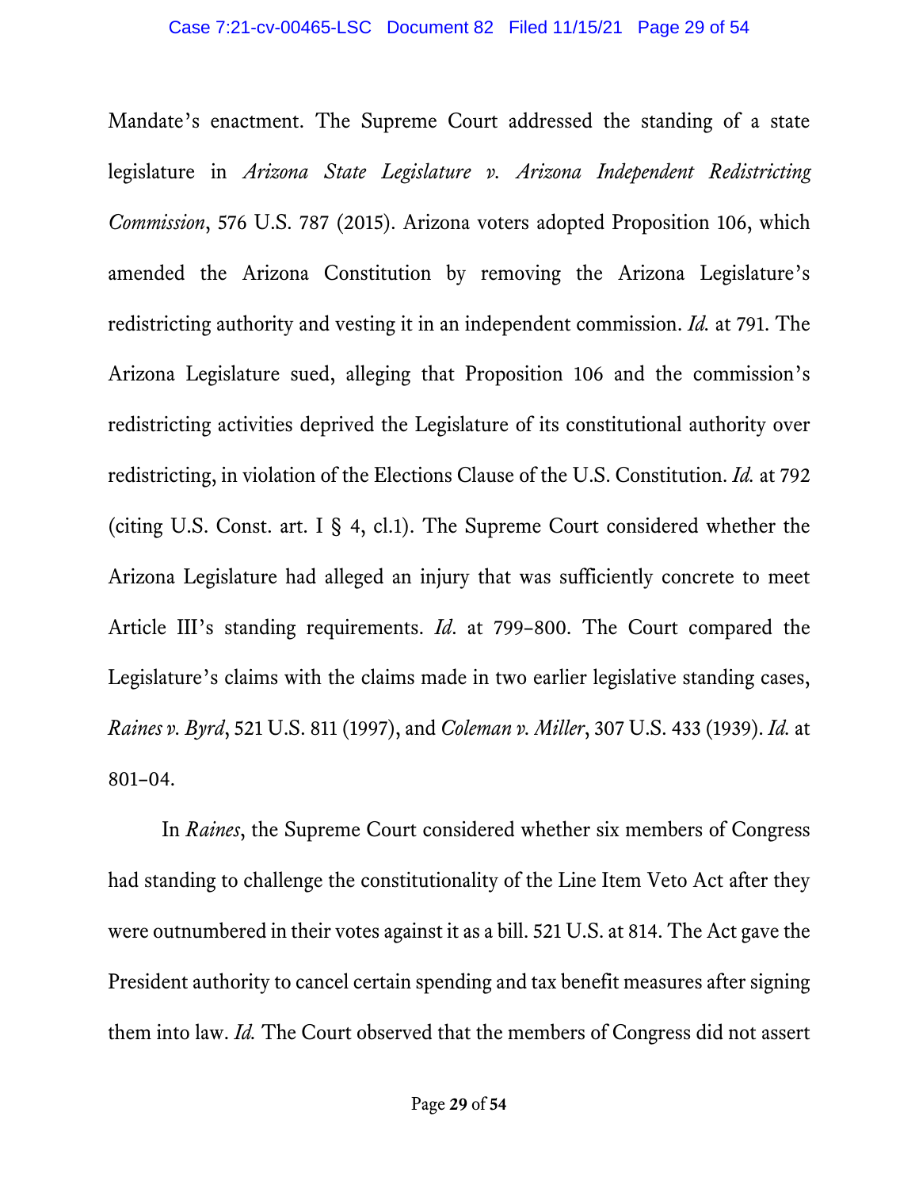Mandate's enactment. The Supreme Court addressed the standing of a state legislature in *Arizona State Legislature v. Arizona Independent Redistricting Commission*, 576 U.S. 787 (2015). Arizona voters adopted Proposition 106, which amended the Arizona Constitution by removing the Arizona Legislature's redistricting authority and vesting it in an independent commission. *Id.* at 791. The Arizona Legislature sued, alleging that Proposition 106 and the commission's redistricting activities deprived the Legislature of its constitutional authority over redistricting, in violation of the Elections Clause of the U.S. Constitution. *Id.* at 792 (citing U.S. Const. art. I § 4, cl.1). The Supreme Court considered whether the Arizona Legislature had alleged an injury that was sufficiently concrete to meet Article III's standing requirements. *Id*. at 799–800. The Court compared the Legislature's claims with the claims made in two earlier legislative standing cases, *Raines v. Byrd*, 521 U.S. 811 (1997), and *Coleman v. Miller*, 307 U.S. 433 (1939). *Id.* at 801–04.

In *Raines*, the Supreme Court considered whether six members of Congress had standing to challenge the constitutionality of the Line Item Veto Act after they were outnumbered in their votes against it as a bill. 521 U.S. at 814. The Act gave the President authority to cancel certain spending and tax benefit measures after signing them into law. *Id.* The Court observed that the members of Congress did not assert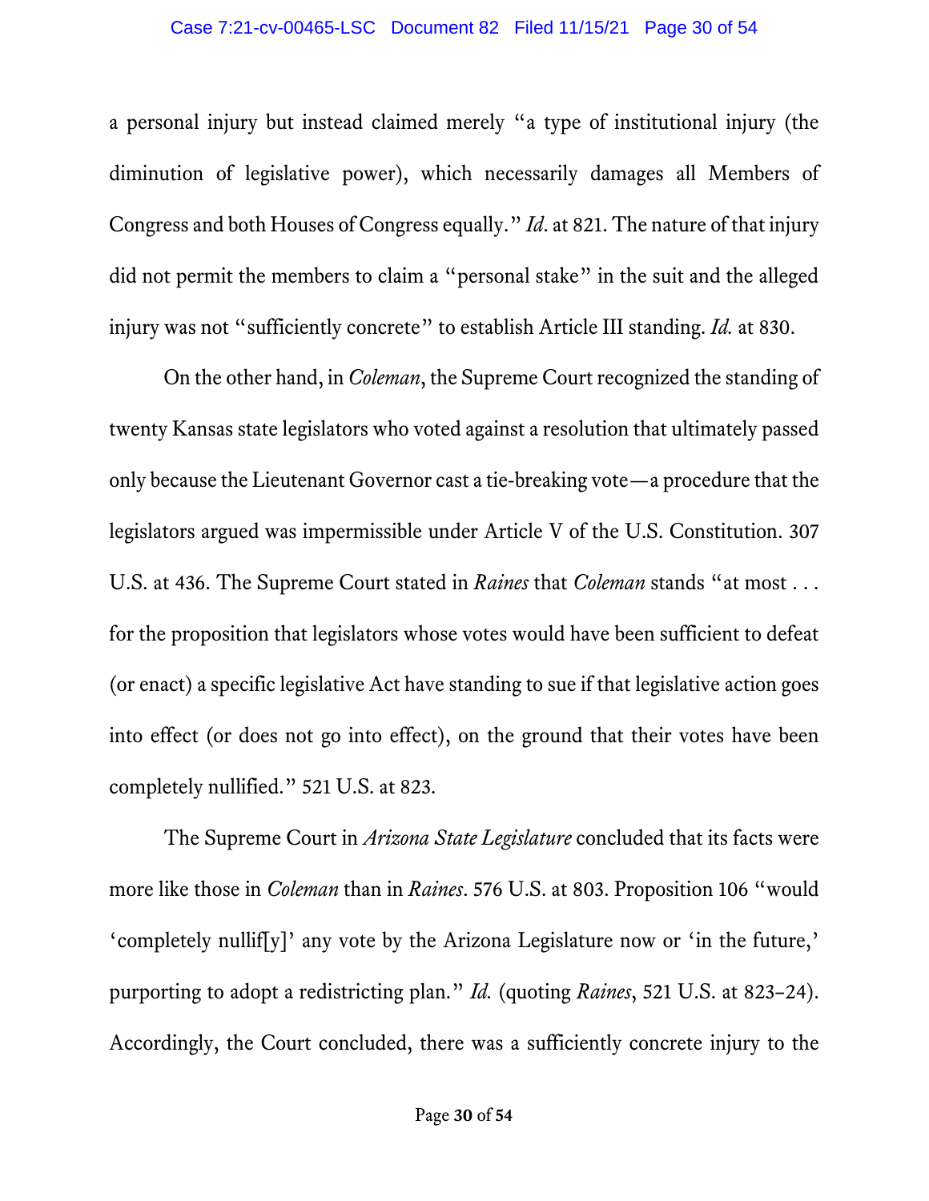a personal injury but instead claimed merely "a type of institutional injury (the diminution of legislative power), which necessarily damages all Members of Congress and both Houses of Congress equally." *Id*. at 821. The nature of that injury did not permit the members to claim a "personal stake" in the suit and the alleged injury was not "sufficiently concrete" to establish Article III standing. *Id.* at 830.

On the other hand, in *Coleman*, the Supreme Court recognized the standing of twenty Kansas state legislators who voted against a resolution that ultimately passed only because the Lieutenant Governor cast a tie-breaking vote—a procedure that the legislators argued was impermissible under Article V of the U.S. Constitution. 307 U.S. at 436. The Supreme Court stated in *Raines* that *Coleman* stands "at most . . . for the proposition that legislators whose votes would have been sufficient to defeat (or enact) a specific legislative Act have standing to sue if that legislative action goes into effect (or does not go into effect), on the ground that their votes have been completely nullified." 521 U.S. at 823.

The Supreme Court in *Arizona State Legislature* concluded that its facts were more like those in *Coleman* than in *Raines*. 576 U.S. at 803. Proposition 106 "would 'completely nullif[y]' any vote by the Arizona Legislature now or 'in the future,' purporting to adopt a redistricting plan." *Id.* (quoting *Raines*, 521 U.S. at 823–24). Accordingly, the Court concluded, there was a sufficiently concrete injury to the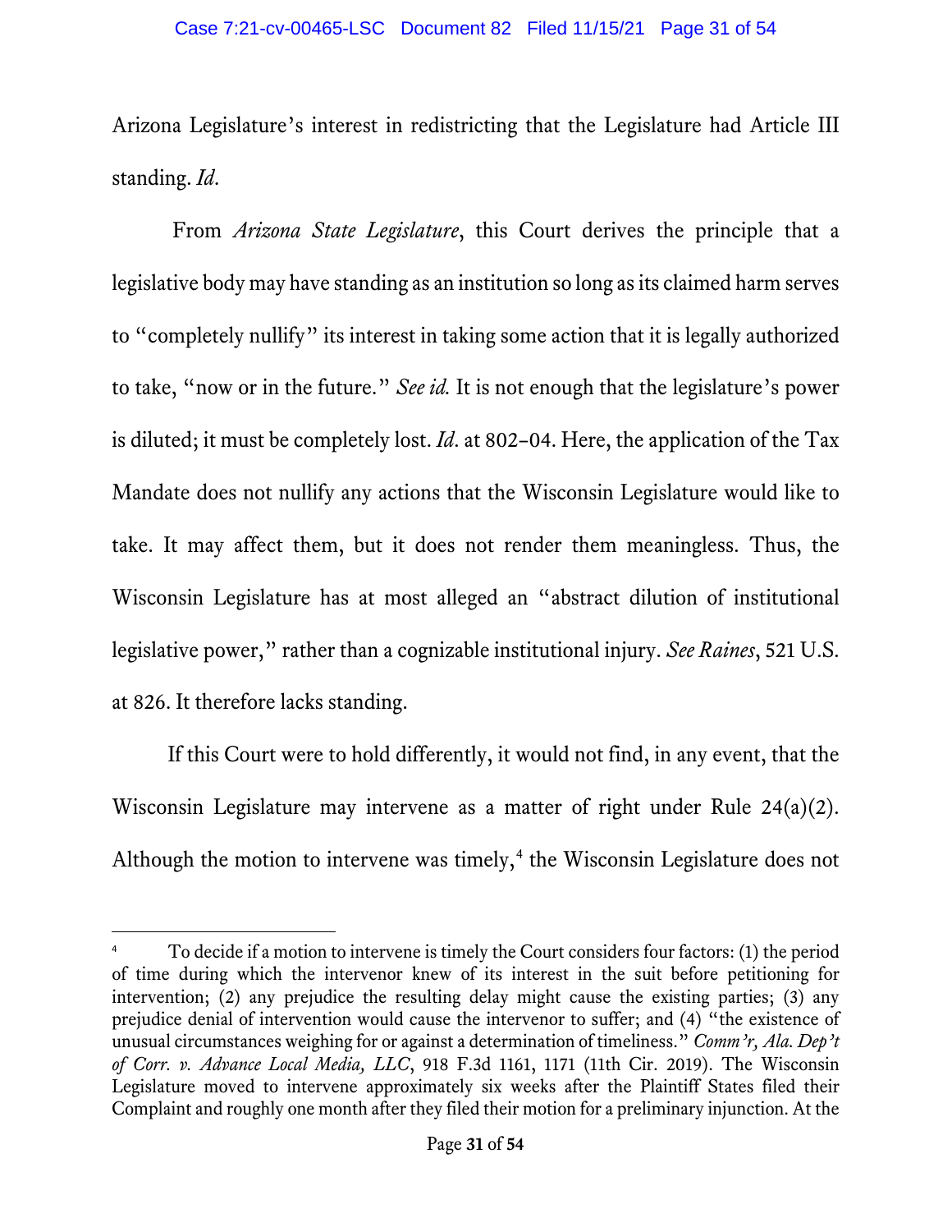Arizona Legislature's interest in redistricting that the Legislature had Article III standing. *Id*.

From *Arizona State Legislature*, this Court derives the principle that a legislative body may have standing as an institution so long as its claimed harm serves to "completely nullify" its interest in taking some action that it is legally authorized to take, "now or in the future." *See id.* It is not enough that the legislature's power is diluted; it must be completely lost. *Id*. at 802–04. Here, the application of the Tax Mandate does not nullify any actions that the Wisconsin Legislature would like to take. It may affect them, but it does not render them meaningless. Thus, the Wisconsin Legislature has at most alleged an "abstract dilution of institutional legislative power," rather than a cognizable institutional injury. *See Raines*, 521 U.S. at 826. It therefore lacks standing.

If this Court were to hold differently, it would not find, in any event, that the Wisconsin Legislature may intervene as a matter of right under Rule 24(a)(2). Although the motion to intervene was timely,[4] the Wisconsin Legislature does not

---

[4] To decide if a motion to intervene is timely the Court considers four factors: (1) the period of time during which the intervenor knew of its interest in the suit before petitioning for intervention; (2) any prejudice the resulting delay might cause the existing parties; (3) any prejudice denial of intervention would cause the intervenor to suffer; and (4) "the existence of unusual circumstances weighing for or against a determination of timeliness." *Comm'r, Ala. Dep't of Corr. v. Advance Local Media, LLC*, 918 F.3d 1161, 1171 (11th Cir. 2019). The Wisconsin Legislature moved to intervene approximately six weeks after the Plaintiff States filed their Complaint and roughly one month after they filed their motion for a preliminary injunction. At the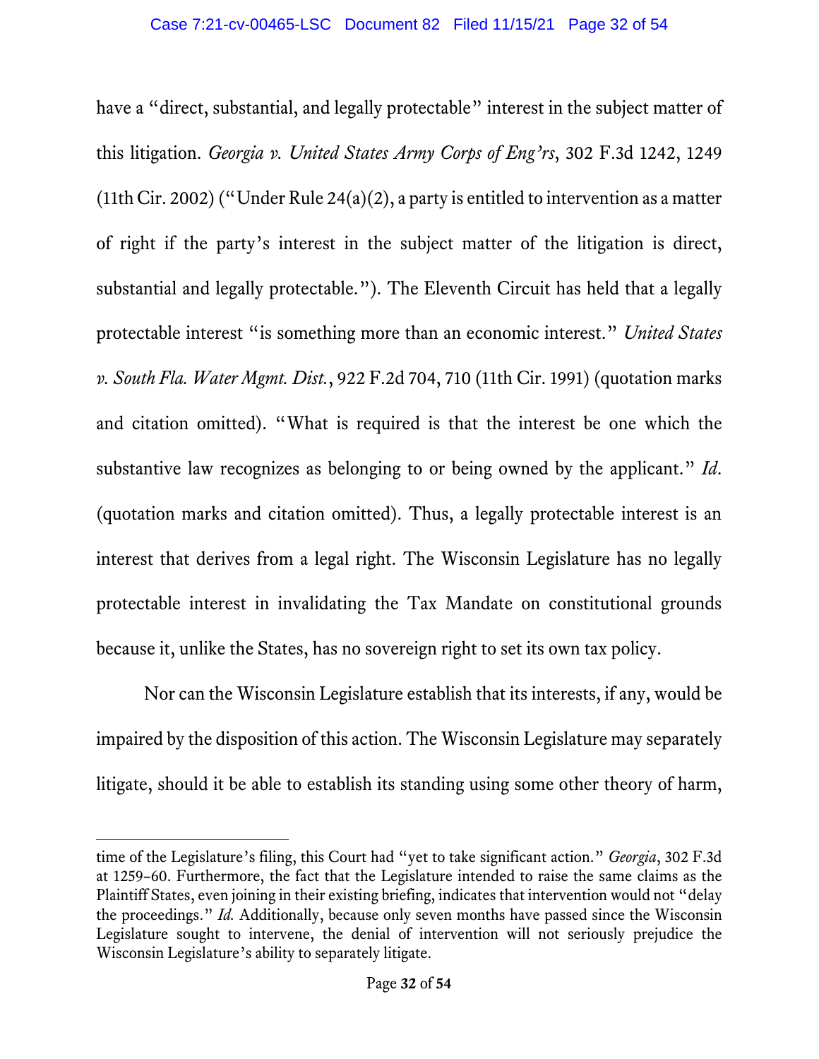have a "direct, substantial, and legally protectable" interest in the subject matter of this litigation. *Georgia v. United States Army Corps of Eng'rs*, 302 F.3d 1242, 1249 (11th Cir. 2002) ("Under Rule 24(a)(2), a party is entitled to intervention as a matter of right if the party's interest in the subject matter of the litigation is direct, substantial and legally protectable."). The Eleventh Circuit has held that a legally protectable interest "is something more than an economic interest." *United States v. South Fla. Water Mgmt. Dist.*, 922 F.2d 704, 710 (11th Cir. 1991) (quotation marks and citation omitted). "What is required is that the interest be one which the substantive law recognizes as belonging to or being owned by the applicant." *Id*. (quotation marks and citation omitted). Thus, a legally protectable interest is an interest that derives from a legal right. The Wisconsin Legislature has no legally protectable interest in invalidating the Tax Mandate on constitutional grounds because it, unlike the States, has no sovereign right to set its own tax policy.

Nor can the Wisconsin Legislature establish that its interests, if any, would be impaired by the disposition of this action. The Wisconsin Legislature may separately litigate, should it be able to establish its standing using some other theory of harm,

---

time of the Legislature's filing, this Court had "yet to take significant action." *Georgia*, 302 F.3d at 1259–60. Furthermore, the fact that the Legislature intended to raise the same claims as the Plaintiff States, even joining in their existing briefing, indicates that intervention would not "delay the proceedings." *Id.* Additionally, because only seven months have passed since the Wisconsin Legislature sought to intervene, the denial of intervention will not seriously prejudice the Wisconsin Legislature's ability to separately litigate.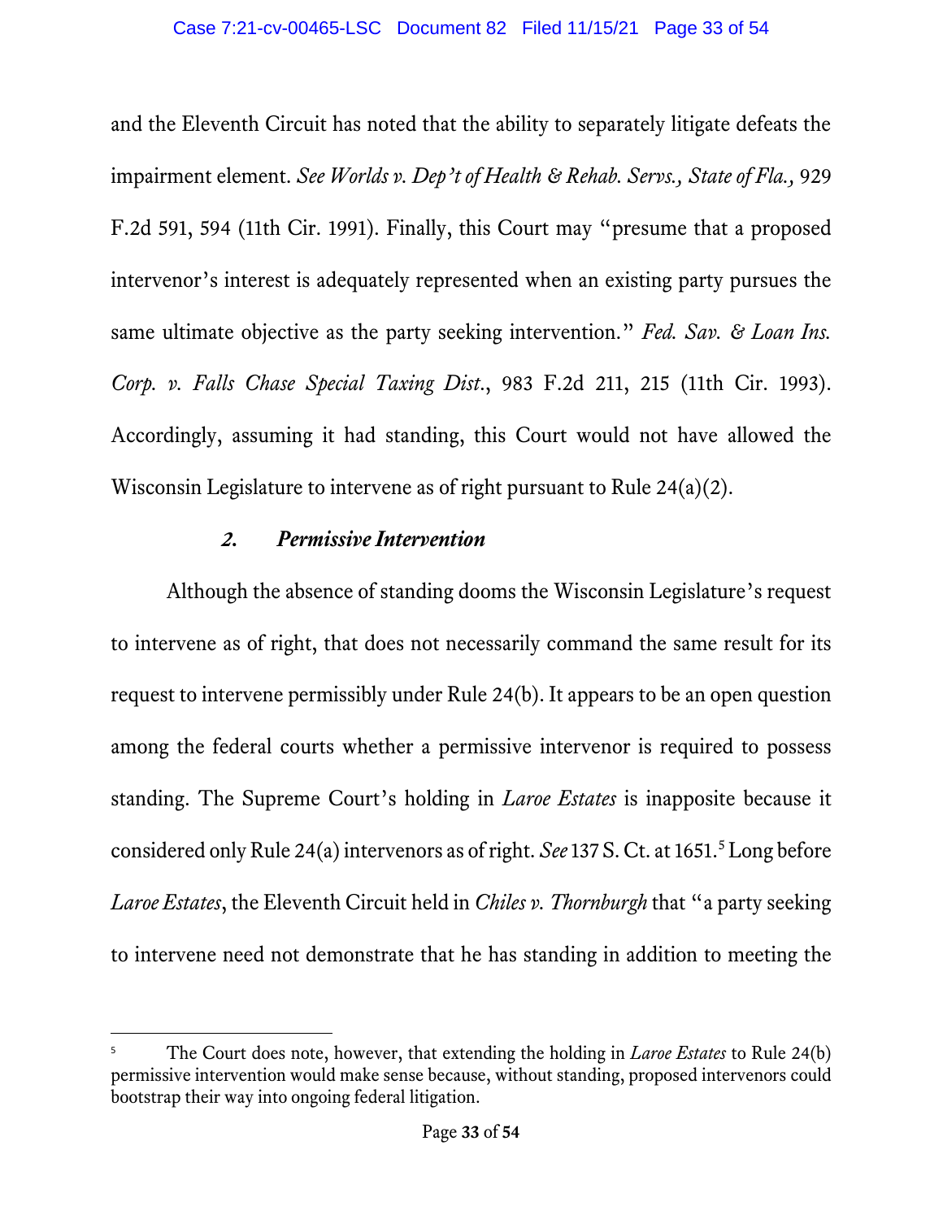and the Eleventh Circuit has noted that the ability to separately litigate defeats the impairment element. *See Worlds v. Dep't of Health & Rehab. Servs., State of Fla.,* 929 F.2d 591, 594 (11th Cir. 1991). Finally, this Court may "presume that a proposed intervenor's interest is adequately represented when an existing party pursues the same ultimate objective as the party seeking intervention." *Fed. Sav. & Loan Ins. Corp. v. Falls Chase Special Taxing Dist.*, 983 F.2d 211, 215 (11th Cir. 1993). Accordingly, assuming it had standing, this Court would not have allowed the Wisconsin Legislature to intervene as of right pursuant to Rule 24(a)(2).

### *2. Permissive Intervention*

Although the absence of standing dooms the Wisconsin Legislature's request to intervene as of right, that does not necessarily command the same result for its request to intervene permissibly under Rule 24(b). It appears to be an open question among the federal courts whether a permissive intervenor is required to possess standing. The Supreme Court's holding in *Laroe Estates* is inapposite because it considered only Rule 24(a) intervenors as of right. *See* 137 S. Ct. at 1651.[5] Long before *Laroe Estates*, the Eleventh Circuit held in *Chiles v. Thornburgh* that "a party seeking to intervene need not demonstrate that he has standing in addition to meeting the

---

[5] The Court does note, however, that extending the holding in *Laroe Estates* to Rule 24(b) permissive intervention would make sense because, without standing, proposed intervenors could bootstrap their way into ongoing federal litigation.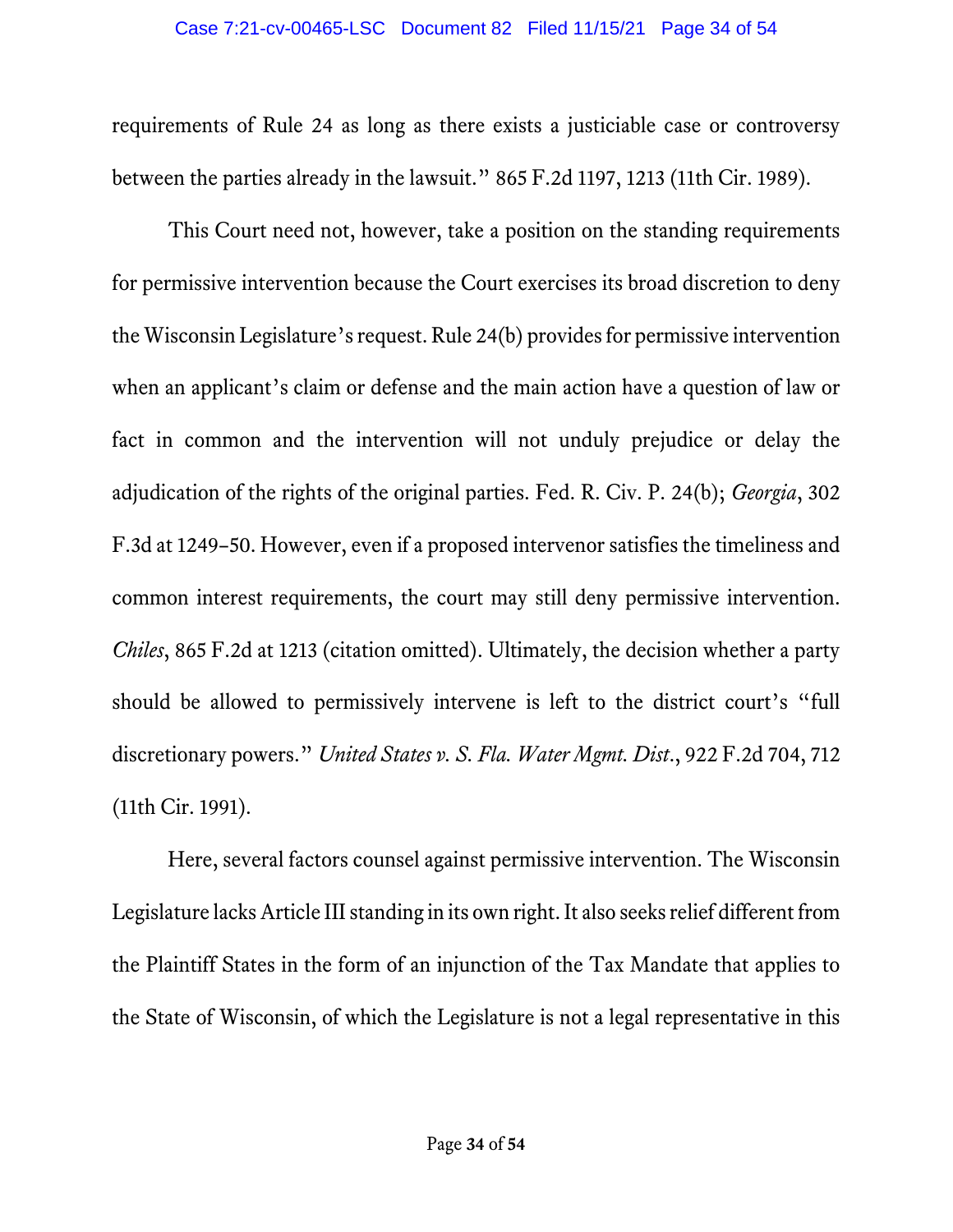requirements of Rule 24 as long as there exists a justiciable case or controversy between the parties already in the lawsuit." 865 F.2d 1197, 1213 (11th Cir. 1989).

This Court need not, however, take a position on the standing requirements for permissive intervention because the Court exercises its broad discretion to deny the Wisconsin Legislature's request. Rule 24(b) provides for permissive intervention when an applicant's claim or defense and the main action have a question of law or fact in common and the intervention will not unduly prejudice or delay the adjudication of the rights of the original parties. Fed. R. Civ. P. 24(b); *Georgia*, 302 F.3d at 1249–50. However, even if a proposed intervenor satisfies the timeliness and common interest requirements, the court may still deny permissive intervention. *Chiles*, 865 F.2d at 1213 (citation omitted). Ultimately, the decision whether a party should be allowed to permissively intervene is left to the district court's "full discretionary powers." *United States v. S. Fla. Water Mgmt. Dist.*, 922 F.2d 704, 712 (11th Cir. 1991).

Here, several factors counsel against permissive intervention. The Wisconsin Legislature lacks Article III standing in its own right. It also seeks relief different from the Plaintiff States in the form of an injunction of the Tax Mandate that applies to the State of Wisconsin, of which the Legislature is not a legal representative in this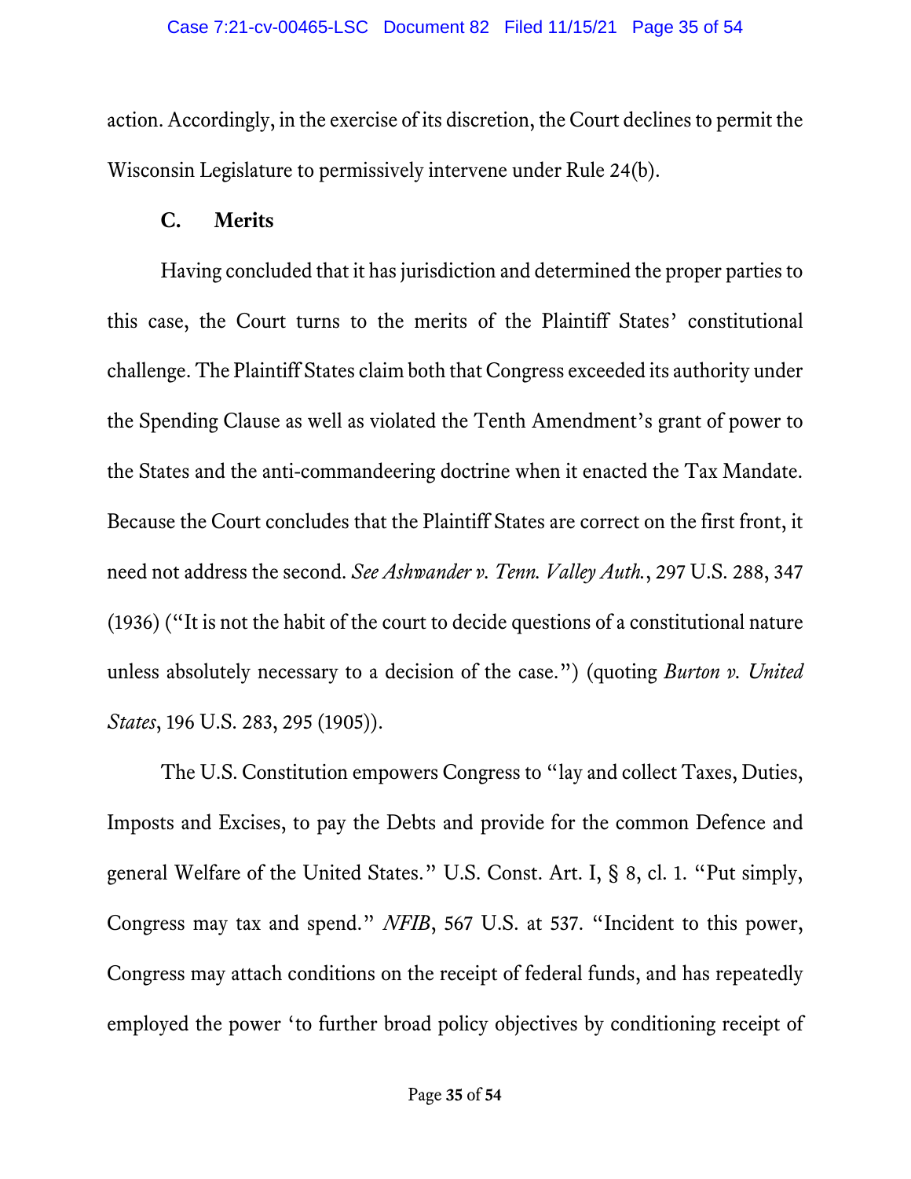action. Accordingly, in the exercise of its discretion, the Court declines to permit the Wisconsin Legislature to permissively intervene under Rule 24(b).

### C. Merits

Having concluded that it has jurisdiction and determined the proper parties to this case, the Court turns to the merits of the Plaintiff States' constitutional challenge. The Plaintiff States claim both that Congress exceeded its authority under the Spending Clause as well as violated the Tenth Amendment's grant of power to the States and the anti-commandeering doctrine when it enacted the Tax Mandate. Because the Court concludes that the Plaintiff States are correct on the first front, it need not address the second. *See Ashwander v. Tenn. Valley Auth.*, 297 U.S. 288, 347 (1936) ("It is not the habit of the court to decide questions of a constitutional nature unless absolutely necessary to a decision of the case.") (quoting *Burton v. United States*, 196 U.S. 283, 295 (1905)).

The U.S. Constitution empowers Congress to "lay and collect Taxes, Duties, Imposts and Excises, to pay the Debts and provide for the common Defence and general Welfare of the United States." U.S. Const. Art. I, § 8, cl. 1. "Put simply, Congress may tax and spend." *NFIB*, 567 U.S. at 537. "Incident to this power, Congress may attach conditions on the receipt of federal funds, and has repeatedly employed the power 'to further broad policy objectives by conditioning receipt of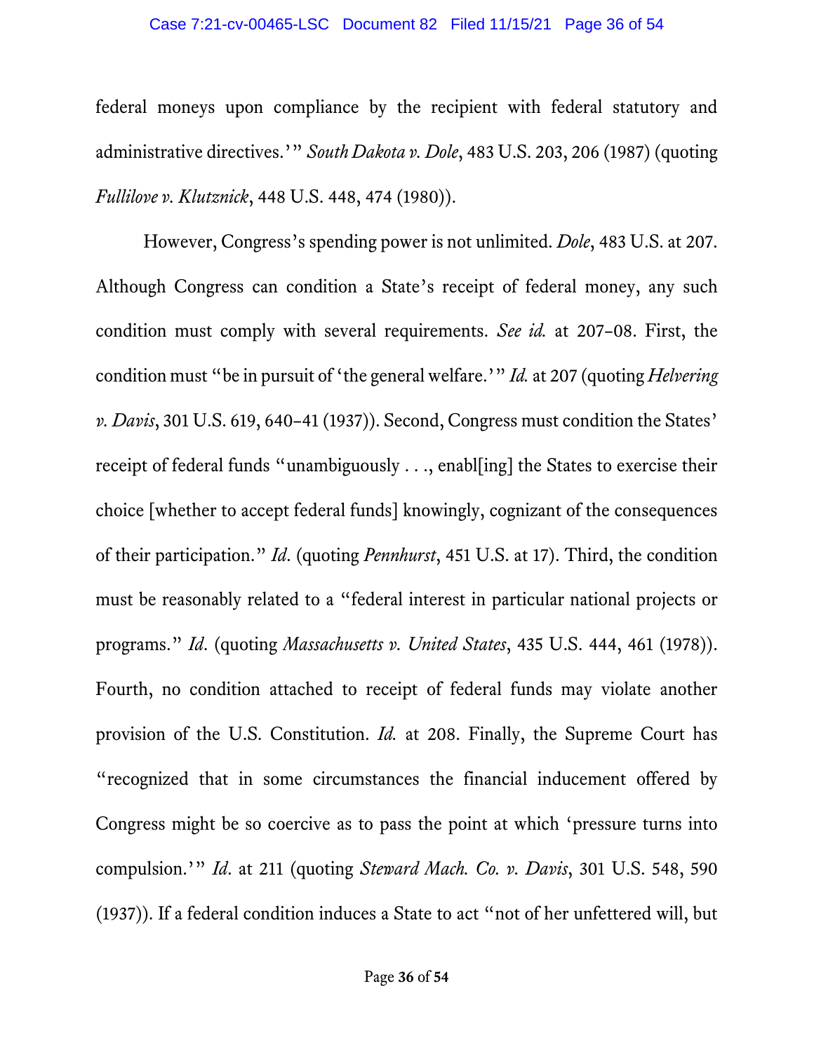federal moneys upon compliance by the recipient with federal statutory and administrative directives.'" *South Dakota v. Dole*, 483 U.S. 203, 206 (1987) (quoting *Fullilove v. Klutznick*, 448 U.S. 448, 474 (1980)).

However, Congress's spending power is not unlimited. *Dole*, 483 U.S. at 207. Although Congress can condition a State's receipt of federal money, any such condition must comply with several requirements. *See id.* at 207–08. First, the condition must "be in pursuit of 'the general welfare.'" *Id.* at 207 (quoting *Helvering v. Davis*, 301 U.S. 619, 640–41 (1937)). Second, Congress must condition the States' receipt of federal funds "unambiguously . . ., enabl[ing] the States to exercise their choice [whether to accept federal funds] knowingly, cognizant of the consequences of their participation." *Id*. (quoting *Pennhurst*, 451 U.S. at 17). Third, the condition must be reasonably related to a "federal interest in particular national projects or programs." *Id*. (quoting *Massachusetts v. United States*, 435 U.S. 444, 461 (1978)). Fourth, no condition attached to receipt of federal funds may violate another provision of the U.S. Constitution. *Id.* at 208. Finally, the Supreme Court has "recognized that in some circumstances the financial inducement offered by Congress might be so coercive as to pass the point at which 'pressure turns into compulsion.'" *Id*. at 211 (quoting *Steward Mach. Co. v. Davis*, 301 U.S. 548, 590 (1937)). If a federal condition induces a State to act "not of her unfettered will, but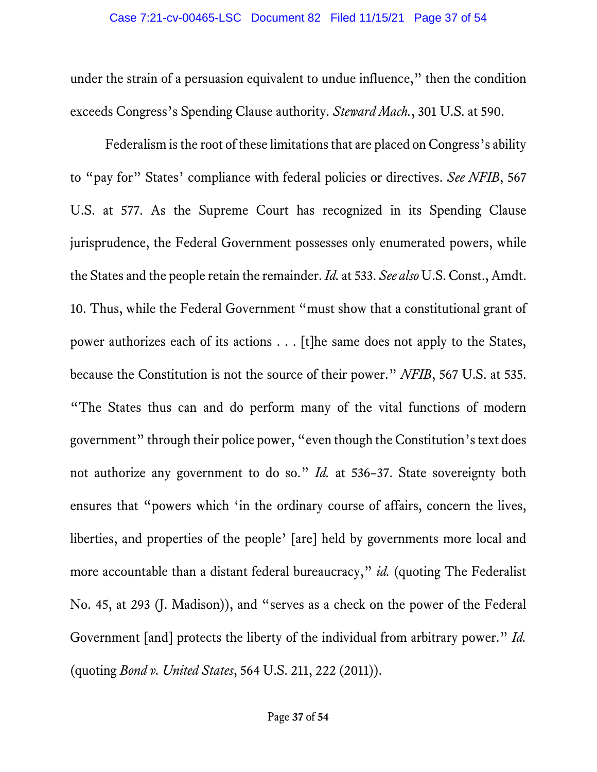under the strain of a persuasion equivalent to undue influence," then the condition exceeds Congress's Spending Clause authority. *Steward Mach.*, 301 U.S. at 590.

Federalism is the root of these limitations that are placed on Congress's ability to "pay for" States' compliance with federal policies or directives. *See NFIB*, 567 U.S. at 577. As the Supreme Court has recognized in its Spending Clause jurisprudence, the Federal Government possesses only enumerated powers, while the States and the people retain the remainder. *Id.* at 533. *See also* U.S. Const., Amdt. 10. Thus, while the Federal Government "must show that a constitutional grant of power authorizes each of its actions . . . [t]he same does not apply to the States, because the Constitution is not the source of their power." *NFIB*, 567 U.S. at 535. "The States thus can and do perform many of the vital functions of modern government" through their police power, "even though the Constitution's text does not authorize any government to do so." *Id.* at 536–37. State sovereignty both ensures that "powers which 'in the ordinary course of affairs, concern the lives, liberties, and properties of the people' [are] held by governments more local and more accountable than a distant federal bureaucracy," *id.* (quoting The Federalist No. 45, at 293 (J. Madison)), and "serves as a check on the power of the Federal Government [and] protects the liberty of the individual from arbitrary power." *Id.* (quoting *Bond v. United States*, 564 U.S. 211, 222 (2011)).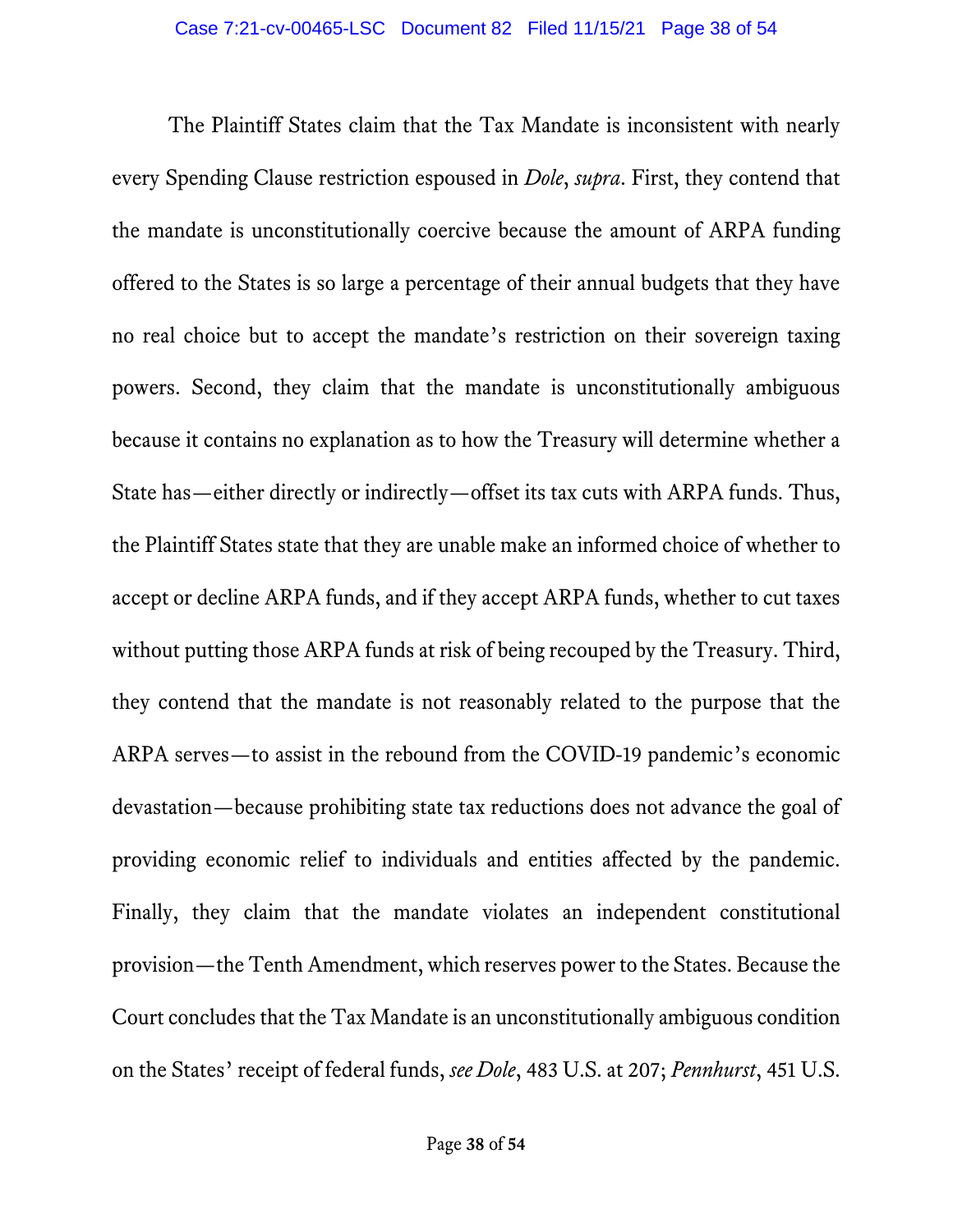The Plaintiff States claim that the Tax Mandate is inconsistent with nearly every Spending Clause restriction espoused in *Dole*, *supra*. First, they contend that the mandate is unconstitutionally coercive because the amount of ARPA funding offered to the States is so large a percentage of their annual budgets that they have no real choice but to accept the mandate's restriction on their sovereign taxing powers. Second, they claim that the mandate is unconstitutionally ambiguous because it contains no explanation as to how the Treasury will determine whether a State has—either directly or indirectly—offset its tax cuts with ARPA funds. Thus, the Plaintiff States state that they are unable make an informed choice of whether to accept or decline ARPA funds, and if they accept ARPA funds, whether to cut taxes without putting those ARPA funds at risk of being recouped by the Treasury. Third, they contend that the mandate is not reasonably related to the purpose that the ARPA serves—to assist in the rebound from the COVID-19 pandemic's economic devastation—because prohibiting state tax reductions does not advance the goal of providing economic relief to individuals and entities affected by the pandemic. Finally, they claim that the mandate violates an independent constitutional provision—the Tenth Amendment, which reserves power to the States. Because the Court concludes that the Tax Mandate is an unconstitutionally ambiguous condition on the States' receipt of federal funds, *see Dole*, 483 U.S. at 207; *Pennhurst*, 451 U.S.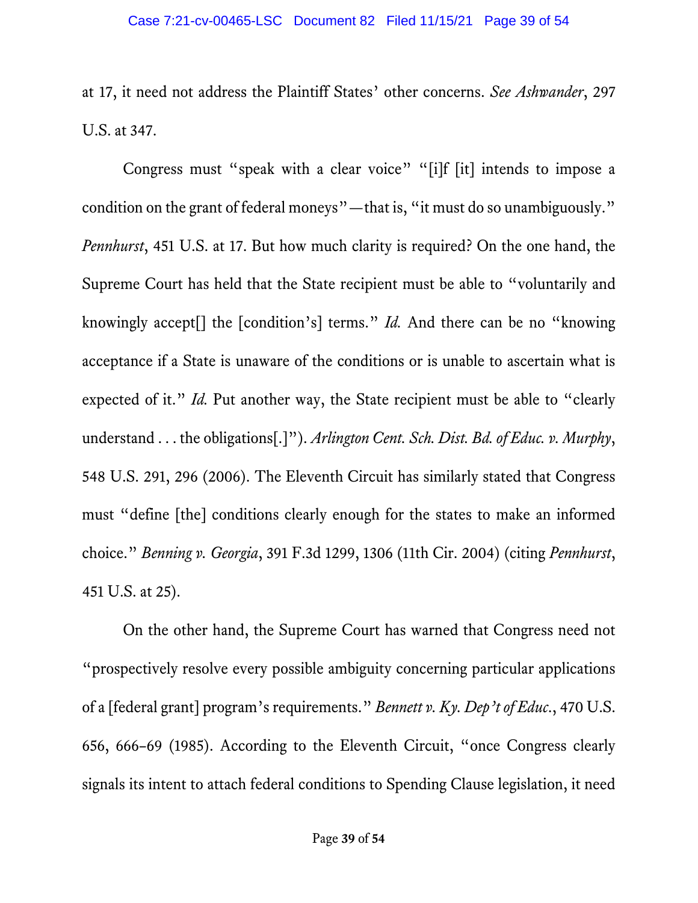at 17, it need not address the Plaintiff States' other concerns. *See Ashwander*, 297 U.S. at 347.

Congress must "speak with a clear voice" "[i]f [it] intends to impose a condition on the grant of federal moneys"—that is, "it must do so unambiguously." *Pennhurst*, 451 U.S. at 17. But how much clarity is required? On the one hand, the Supreme Court has held that the State recipient must be able to "voluntarily and knowingly accept[] the [condition's] terms." *Id.* And there can be no "knowing acceptance if a State is unaware of the conditions or is unable to ascertain what is expected of it." *Id.* Put another way, the State recipient must be able to "clearly understand . . . the obligations[.]"). *Arlington Cent. Sch. Dist. Bd. of Educ. v. Murphy*, 548 U.S. 291, 296 (2006). The Eleventh Circuit has similarly stated that Congress must "define [the] conditions clearly enough for the states to make an informed choice." *Benning v. Georgia*, 391 F.3d 1299, 1306 (11th Cir. 2004) (citing *Pennhurst*, 451 U.S. at 25).

On the other hand, the Supreme Court has warned that Congress need not "prospectively resolve every possible ambiguity concerning particular applications of a [federal grant] program's requirements." *Bennett v. Ky. Dep't of Educ.*, 470 U.S. 656, 666–69 (1985). According to the Eleventh Circuit, "once Congress clearly signals its intent to attach federal conditions to Spending Clause legislation, it need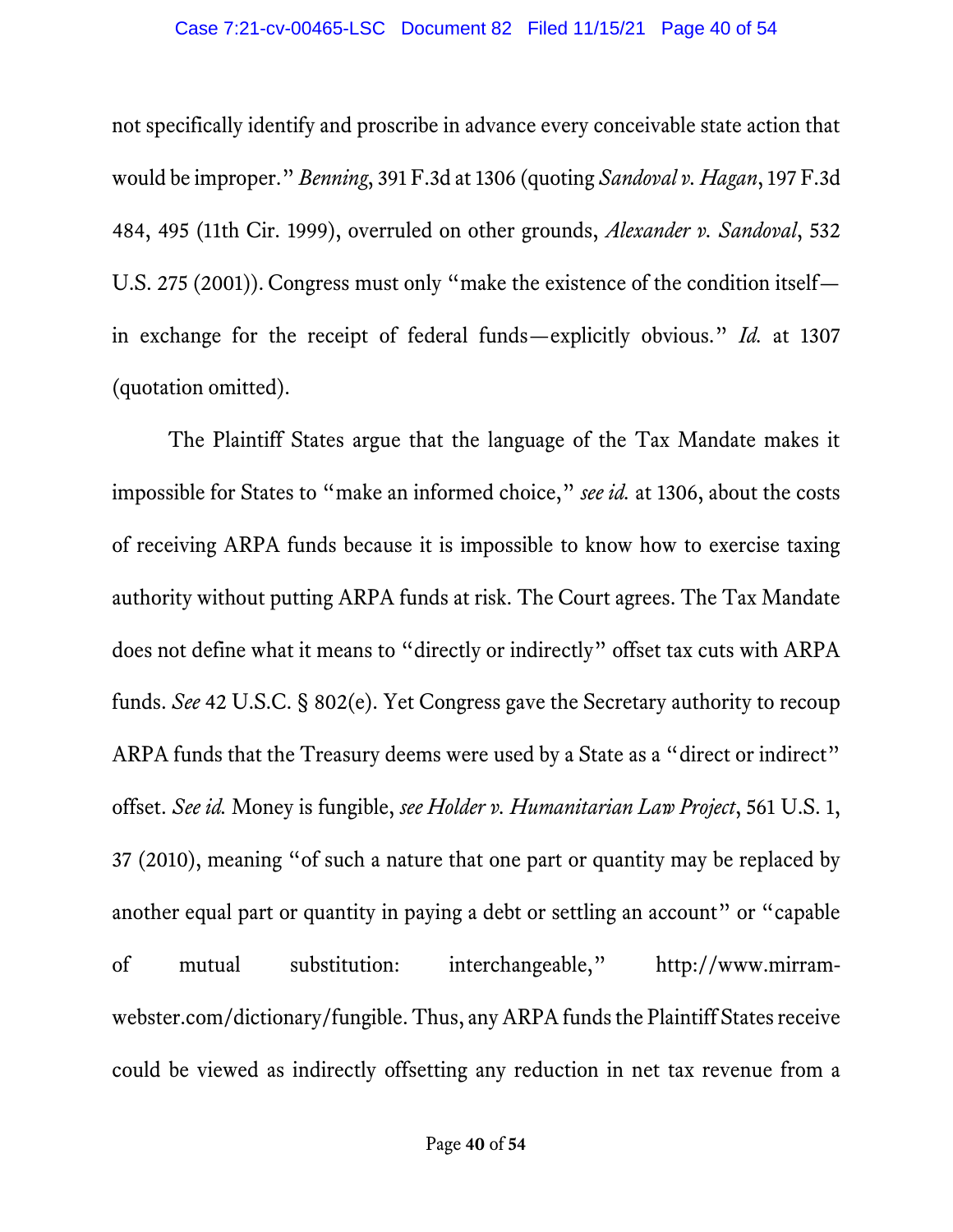not specifically identify and proscribe in advance every conceivable state action that would be improper." *Benning*, 391 F.3d at 1306 (quoting *Sandoval v. Hagan*, 197 F.3d 484, 495 (11th Cir. 1999), overruled on other grounds, *Alexander v. Sandoval*, 532 U.S. 275 (2001)). Congress must only "make the existence of the condition itself—in exchange for the receipt of federal funds—explicitly obvious." *Id.* at 1307 (quotation omitted).

The Plaintiff States argue that the language of the Tax Mandate makes it impossible for States to "make an informed choice," *see id.* at 1306, about the costs of receiving ARPA funds because it is impossible to know how to exercise taxing authority without putting ARPA funds at risk. The Court agrees. The Tax Mandate does not define what it means to "directly or indirectly" offset tax cuts with ARPA funds. *See* 42 U.S.C. § 802(e). Yet Congress gave the Secretary authority to recoup ARPA funds that the Treasury deems were used by a State as a "direct or indirect" offset. *See id.* Money is fungible, *see Holder v. Humanitarian Law Project*, 561 U.S. 1, 37 (2010), meaning "of such a nature that one part or quantity may be replaced by another equal part or quantity in paying a debt or settling an account" or "capable of mutual substitution: interchangeable," http://www.mirram-webster.com/dictionary/fungible. Thus, any ARPA funds the Plaintiff States receive could be viewed as indirectly offsetting any reduction in net tax revenue from a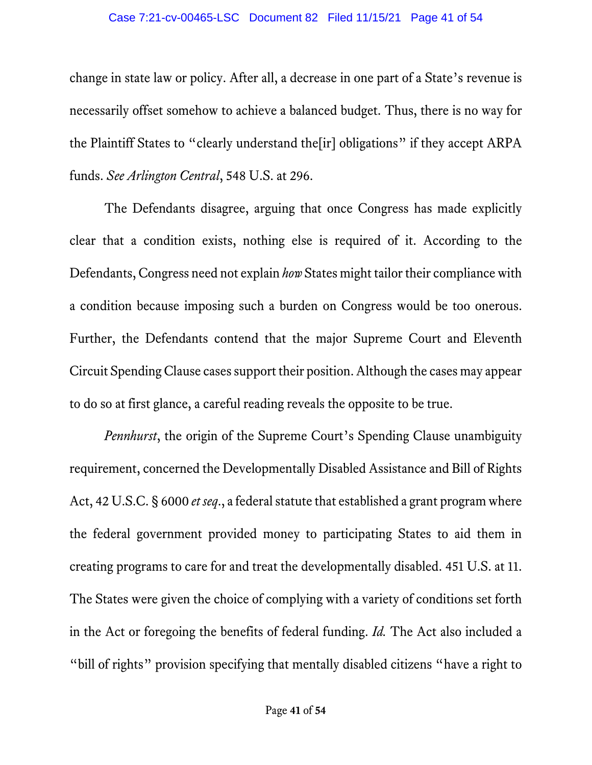change in state law or policy. After all, a decrease in one part of a State's revenue is necessarily offset somehow to achieve a balanced budget. Thus, there is no way for the Plaintiff States to "clearly understand the[ir] obligations" if they accept ARPA funds. *See Arlington Central*, 548 U.S. at 296.

The Defendants disagree, arguing that once Congress has made explicitly clear that a condition exists, nothing else is required of it. According to the Defendants, Congress need not explain *how* States might tailor their compliance with a condition because imposing such a burden on Congress would be too onerous. Further, the Defendants contend that the major Supreme Court and Eleventh Circuit Spending Clause cases support their position. Although the cases may appear to do so at first glance, a careful reading reveals the opposite to be true.

*Pennhurst*, the origin of the Supreme Court's Spending Clause unambiguity requirement, concerned the Developmentally Disabled Assistance and Bill of Rights Act, 42 U.S.C. § 6000 *et seq*., a federal statute that established a grant program where the federal government provided money to participating States to aid them in creating programs to care for and treat the developmentally disabled. 451 U.S. at 11. The States were given the choice of complying with a variety of conditions set forth in the Act or foregoing the benefits of federal funding. *Id.* The Act also included a "bill of rights" provision specifying that mentally disabled citizens "have a right to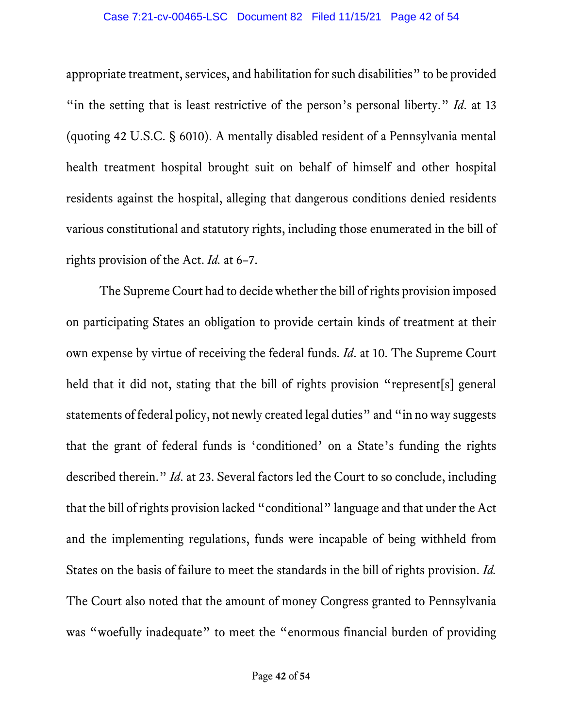appropriate treatment, services, and habilitation for such disabilities" to be provided "in the setting that is least restrictive of the person's personal liberty." *Id*. at 13 (quoting 42 U.S.C. § 6010). A mentally disabled resident of a Pennsylvania mental health treatment hospital brought suit on behalf of himself and other hospital residents against the hospital, alleging that dangerous conditions denied residents various constitutional and statutory rights, including those enumerated in the bill of rights provision of the Act. *Id.* at 6–7.

The Supreme Court had to decide whether the bill of rights provision imposed on participating States an obligation to provide certain kinds of treatment at their own expense by virtue of receiving the federal funds. *Id*. at 10. The Supreme Court held that it did not, stating that the bill of rights provision "represent[s] general statements of federal policy, not newly created legal duties" and "in no way suggests that the grant of federal funds is 'conditioned' on a State's funding the rights described therein." *Id*. at 23. Several factors led the Court to so conclude, including that the bill of rights provision lacked "conditional" language and that under the Act and the implementing regulations, funds were incapable of being withheld from States on the basis of failure to meet the standards in the bill of rights provision. *Id.* The Court also noted that the amount of money Congress granted to Pennsylvania was "woefully inadequate" to meet the "enormous financial burden of providing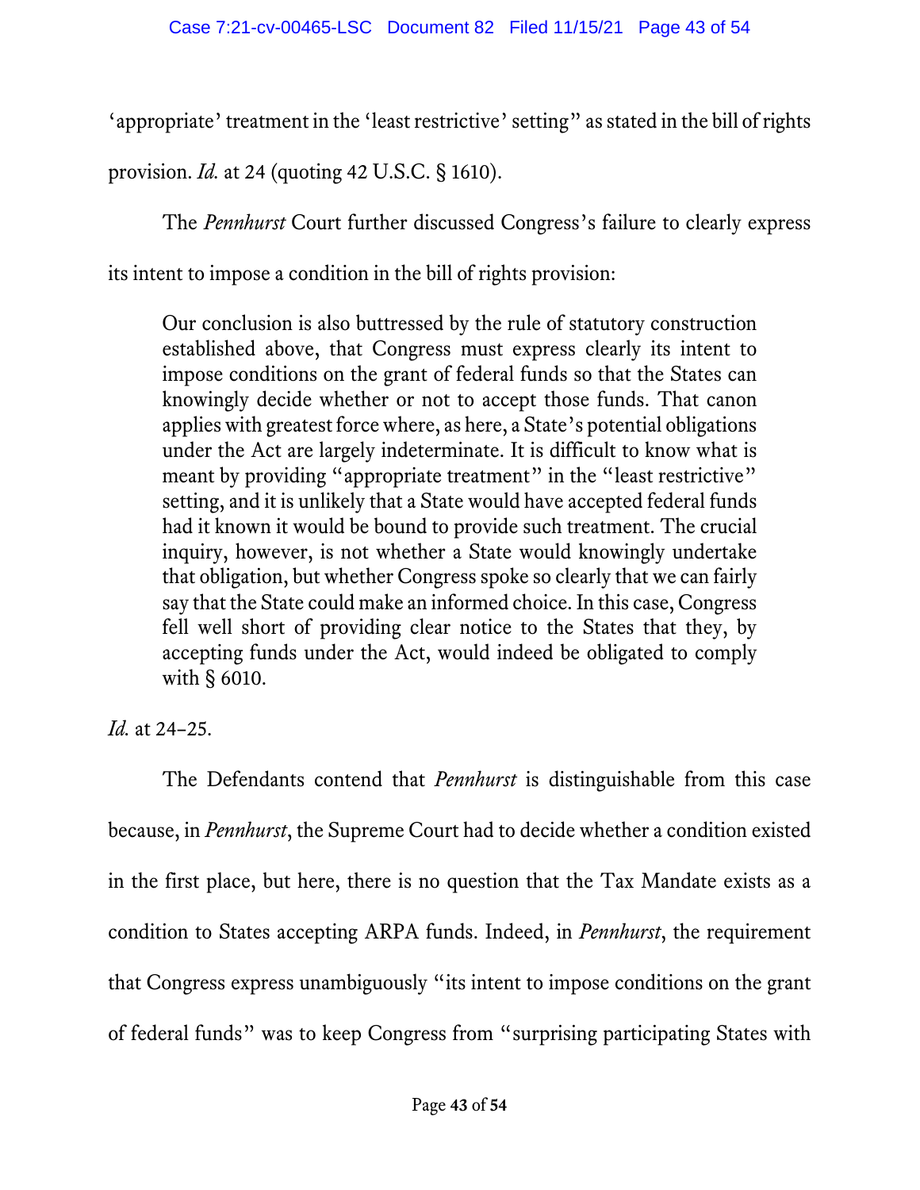'appropriate' treatment in the 'least restrictive' setting" as stated in the bill of rights provision. *Id.* at 24 (quoting 42 U.S.C. § 1610).

The *Pennhurst* Court further discussed Congress's failure to clearly express its intent to impose a condition in the bill of rights provision:

> Our conclusion is also buttressed by the rule of statutory construction established above, that Congress must express clearly its intent to impose conditions on the grant of federal funds so that the States can knowingly decide whether or not to accept those funds. That canon applies with greatest force where, as here, a State's potential obligations under the Act are largely indeterminate. It is difficult to know what is meant by providing "appropriate treatment" in the "least restrictive" setting, and it is unlikely that a State would have accepted federal funds had it known it would be bound to provide such treatment. The crucial inquiry, however, is not whether a State would knowingly undertake that obligation, but whether Congress spoke so clearly that we can fairly say that the State could make an informed choice. In this case, Congress fell well short of providing clear notice to the States that they, by accepting funds under the Act, would indeed be obligated to comply with § 6010.

*Id.* at 24–25.

The Defendants contend that *Pennhurst* is distinguishable from this case because, in *Pennhurst*, the Supreme Court had to decide whether a condition existed in the first place, but here, there is no question that the Tax Mandate exists as a condition to States accepting ARPA funds. Indeed, in *Pennhurst*, the requirement that Congress express unambiguously "its intent to impose conditions on the grant of federal funds" was to keep Congress from "surprising participating States with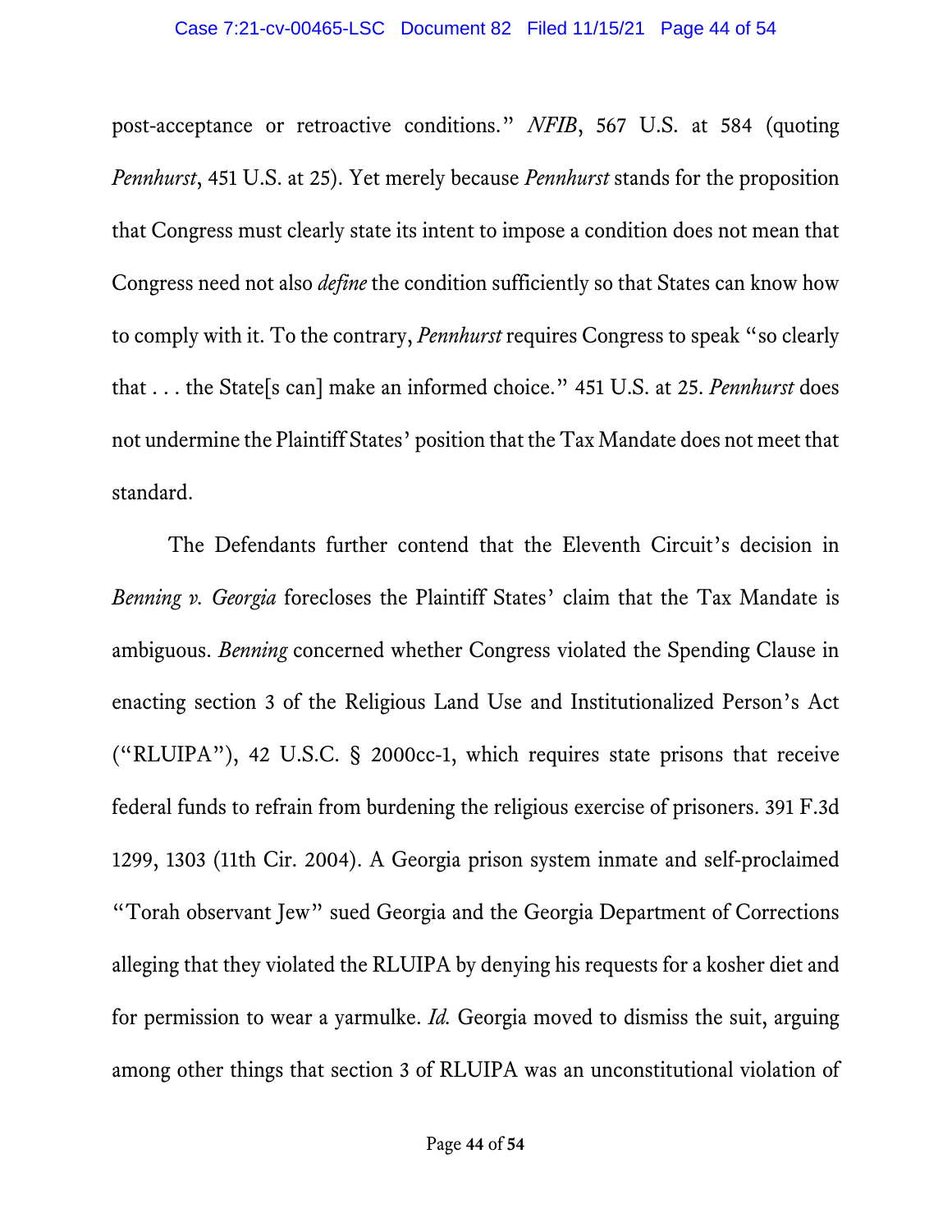post-acceptance or retroactive conditions." *NFIB*, 567 U.S. at 584 (quoting *Pennhurst*, 451 U.S. at 25). Yet merely because *Pennhurst* stands for the proposition that Congress must clearly state its intent to impose a condition does not mean that Congress need not also *define* the condition sufficiently so that States can know how to comply with it. To the contrary, *Pennhurst* requires Congress to speak "so clearly that . . . the State[s can] make an informed choice." 451 U.S. at 25. *Pennhurst* does not undermine the Plaintiff States' position that the Tax Mandate does not meet that standard.

The Defendants further contend that the Eleventh Circuit's decision in *Benning v. Georgia* forecloses the Plaintiff States' claim that the Tax Mandate is ambiguous. *Benning* concerned whether Congress violated the Spending Clause in enacting section 3 of the Religious Land Use and Institutionalized Person's Act ("RLUIPA"), 42 U.S.C. § 2000cc-1, which requires state prisons that receive federal funds to refrain from burdening the religious exercise of prisoners. 391 F.3d 1299, 1303 (11th Cir. 2004). A Georgia prison system inmate and self-proclaimed "Torah observant Jew" sued Georgia and the Georgia Department of Corrections alleging that they violated the RLUIPA by denying his requests for a kosher diet and for permission to wear a yarmulke. *Id.* Georgia moved to dismiss the suit, arguing among other things that section 3 of RLUIPA was an unconstitutional violation of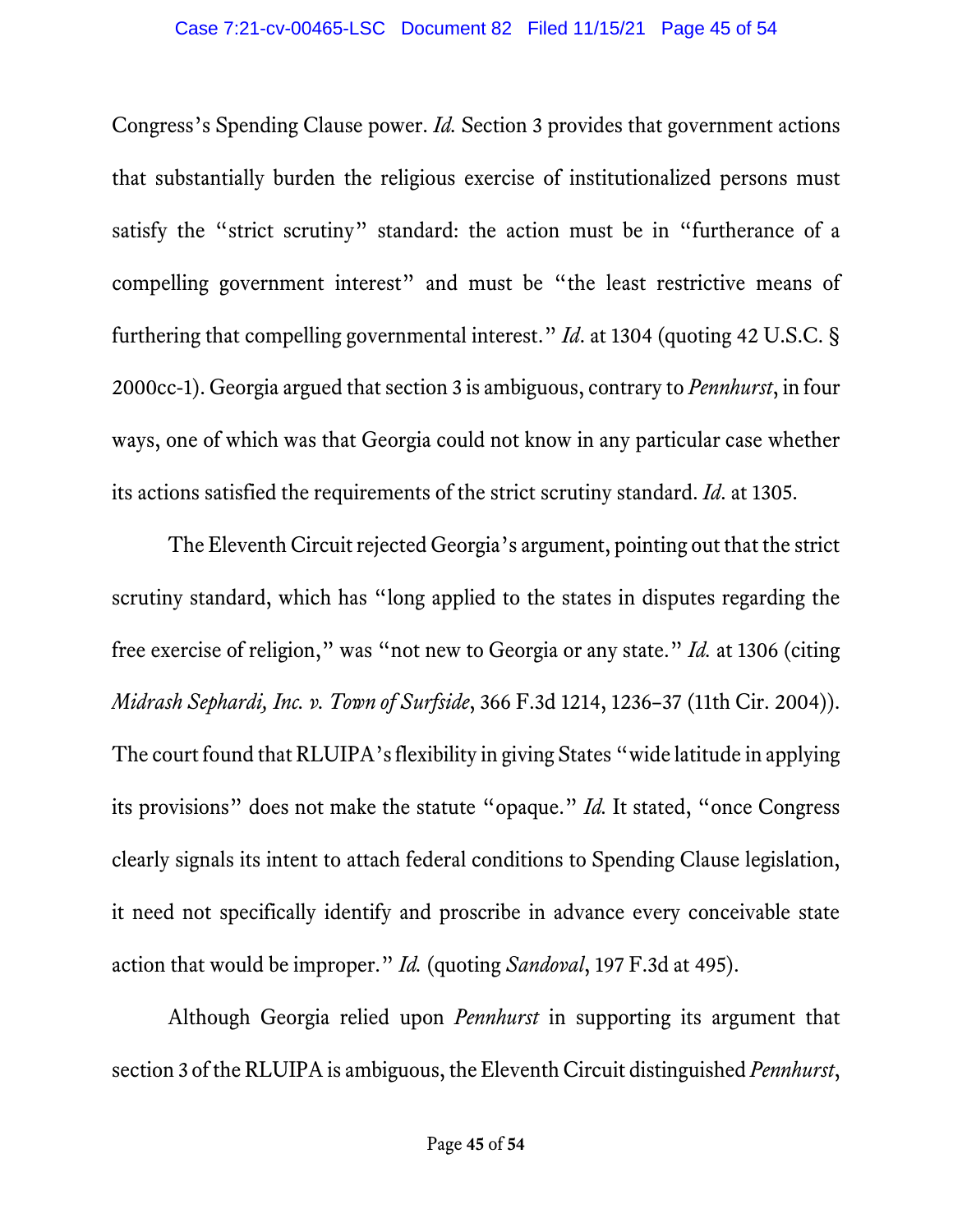Congress's Spending Clause power. *Id.* Section 3 provides that government actions that substantially burden the religious exercise of institutionalized persons must satisfy the "strict scrutiny" standard: the action must be in "furtherance of a compelling government interest" and must be "the least restrictive means of furthering that compelling governmental interest." *Id*. at 1304 (quoting 42 U.S.C. § 2000cc-1). Georgia argued that section 3 is ambiguous, contrary to *Pennhurst*, in four ways, one of which was that Georgia could not know in any particular case whether its actions satisfied the requirements of the strict scrutiny standard. *Id*. at 1305.

The Eleventh Circuit rejected Georgia's argument, pointing out that the strict scrutiny standard, which has "long applied to the states in disputes regarding the free exercise of religion," was "not new to Georgia or any state." *Id.* at 1306 (citing *Midrash Sephardi, Inc. v. Town of Surfside*, 366 F.3d 1214, 1236–37 (11th Cir. 2004)). The court found that RLUIPA's flexibility in giving States "wide latitude in applying its provisions" does not make the statute "opaque." *Id.* It stated, "once Congress clearly signals its intent to attach federal conditions to Spending Clause legislation, it need not specifically identify and proscribe in advance every conceivable state action that would be improper." *Id.* (quoting *Sandoval*, 197 F.3d at 495).

Although Georgia relied upon *Pennhurst* in supporting its argument that section 3 of the RLUIPA is ambiguous, the Eleventh Circuit distinguished *Pennhurst*,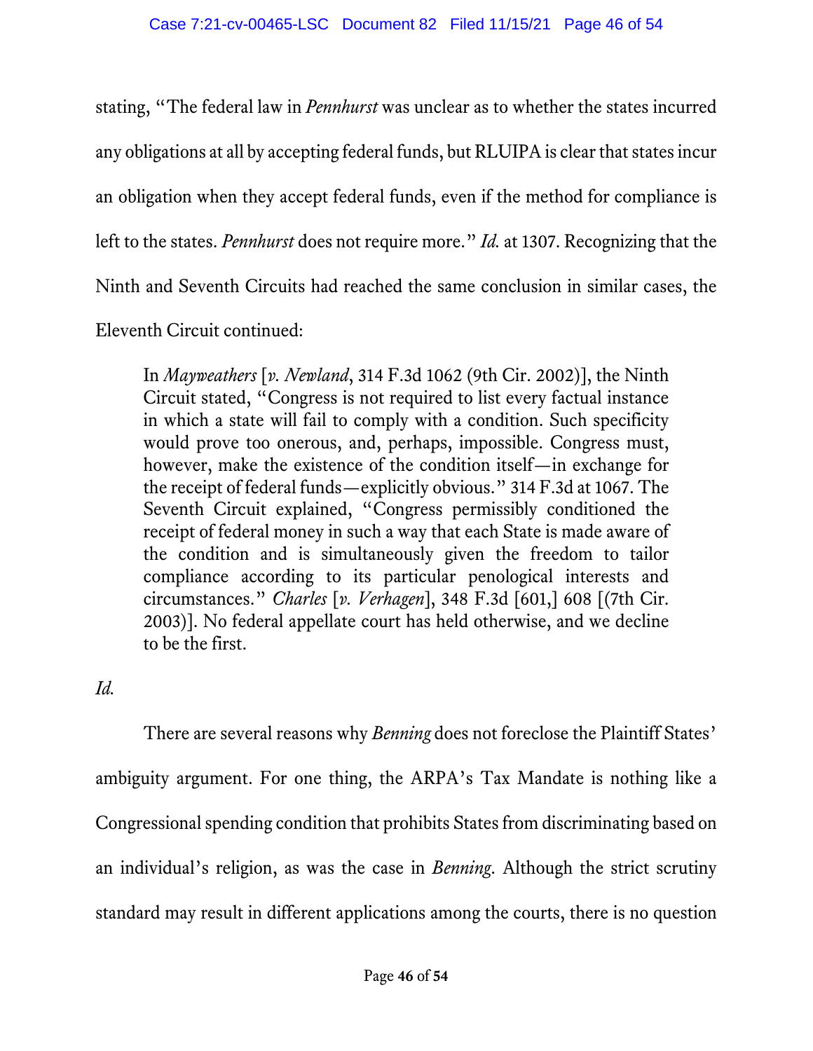stating, "The federal law in *Pennhurst* was unclear as to whether the states incurred any obligations at all by accepting federal funds, but RLUIPA is clear that states incur an obligation when they accept federal funds, even if the method for compliance is left to the states. *Pennhurst* does not require more." *Id.* at 1307. Recognizing that the Ninth and Seventh Circuits had reached the same conclusion in similar cases, the Eleventh Circuit continued:

> In *Mayweathers* [*v. Newland*, 314 F.3d 1062 (9th Cir. 2002)], the Ninth Circuit stated, "Congress is not required to list every factual instance in which a state will fail to comply with a condition. Such specificity would prove too onerous, and, perhaps, impossible. Congress must, however, make the existence of the condition itself—in exchange for the receipt of federal funds—explicitly obvious." 314 F.3d at 1067. The Seventh Circuit explained, "Congress permissibly conditioned the receipt of federal money in such a way that each State is made aware of the condition and is simultaneously given the freedom to tailor compliance according to its particular penological interests and circumstances." *Charles* [*v. Verhagen*], 348 F.3d [601,] 608 [(7th Cir. 2003)]. No federal appellate court has held otherwise, and we decline to be the first.

*Id.*

There are several reasons why *Benning* does not foreclose the Plaintiff States' ambiguity argument. For one thing, the ARPA's Tax Mandate is nothing like a Congressional spending condition that prohibits States from discriminating based on an individual's religion, as was the case in *Benning*. Although the strict scrutiny standard may result in different applications among the courts, there is no question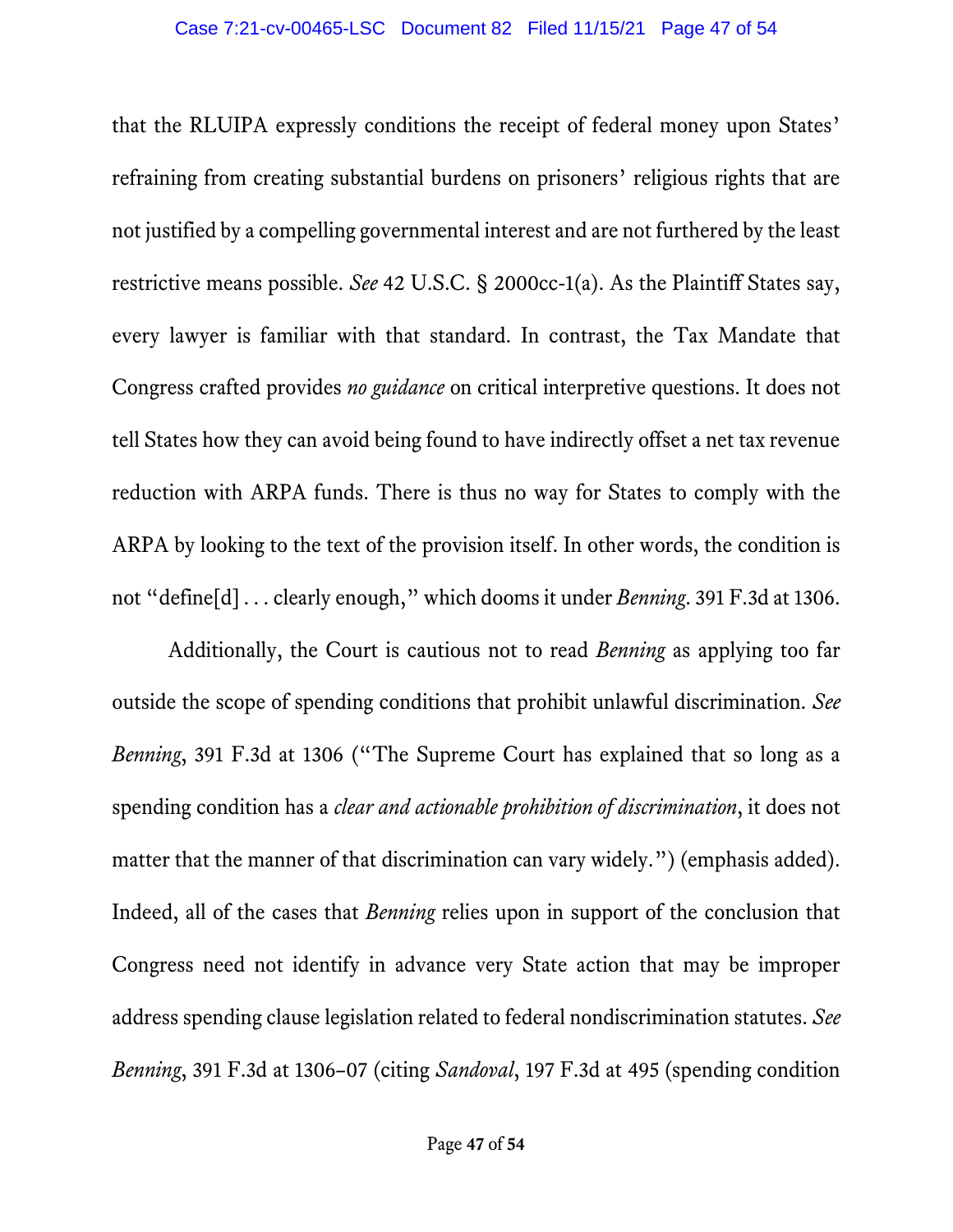that the RLUIPA expressly conditions the receipt of federal money upon States' refraining from creating substantial burdens on prisoners' religious rights that are not justified by a compelling governmental interest and are not furthered by the least restrictive means possible. *See* 42 U.S.C. § 2000cc-1(a). As the Plaintiff States say, every lawyer is familiar with that standard. In contrast, the Tax Mandate that Congress crafted provides *no guidance* on critical interpretive questions. It does not tell States how they can avoid being found to have indirectly offset a net tax revenue reduction with ARPA funds. There is thus no way for States to comply with the ARPA by looking to the text of the provision itself. In other words, the condition is not "define[d] . . . clearly enough," which dooms it under *Benning*. 391 F.3d at 1306.

Additionally, the Court is cautious not to read *Benning* as applying too far outside the scope of spending conditions that prohibit unlawful discrimination. *See Benning*, 391 F.3d at 1306 ("The Supreme Court has explained that so long as a spending condition has a *clear and actionable prohibition of discrimination*, it does not matter that the manner of that discrimination can vary widely.") (emphasis added). Indeed, all of the cases that *Benning* relies upon in support of the conclusion that Congress need not identify in advance very State action that may be improper address spending clause legislation related to federal nondiscrimination statutes. *See Benning*, 391 F.3d at 1306–07 (citing *Sandoval*, 197 F.3d at 495 (spending condition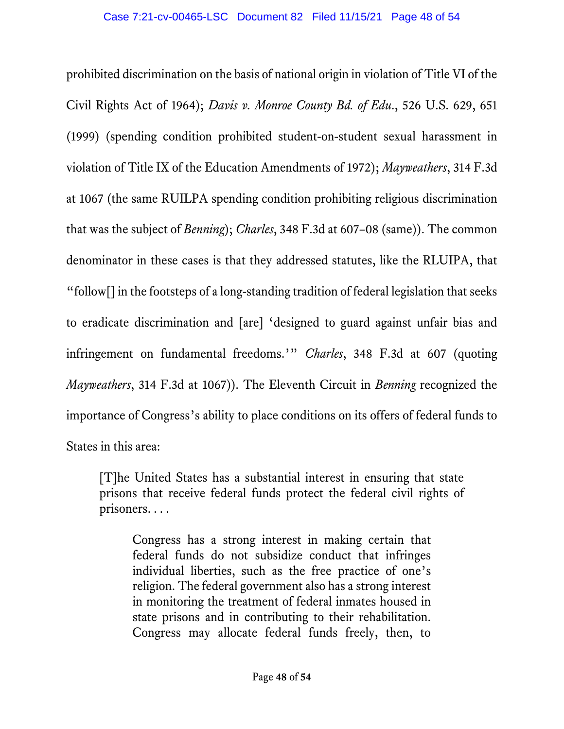prohibited discrimination on the basis of national origin in violation of Title VI of the Civil Rights Act of 1964); *Davis v. Monroe County Bd. of Edu.*, 526 U.S. 629, 651 (1999) (spending condition prohibited student-on-student sexual harassment in violation of Title IX of the Education Amendments of 1972); *Mayweathers*, 314 F.3d at 1067 (the same RUILPA spending condition prohibiting religious discrimination that was the subject of *Benning*); *Charles*, 348 F.3d at 607–08 (same)). The common denominator in these cases is that they addressed statutes, like the RLUIPA, that "follow[] in the footsteps of a long-standing tradition of federal legislation that seeks to eradicate discrimination and [are] 'designed to guard against unfair bias and infringement on fundamental freedoms.'" *Charles*, 348 F.3d at 607 (quoting *Mayweathers*, 314 F.3d at 1067)). The Eleventh Circuit in *Benning* recognized the importance of Congress's ability to place conditions on its offers of federal funds to States in this area:

> [T]he United States has a substantial interest in ensuring that state prisons that receive federal funds protect the federal civil rights of prisoners. . . .
>
>> Congress has a strong interest in making certain that federal funds do not subsidize conduct that infringes individual liberties, such as the free practice of one's religion. The federal government also has a strong interest in monitoring the treatment of federal inmates housed in state prisons and in contributing to their rehabilitation. Congress may allocate federal funds freely, then, to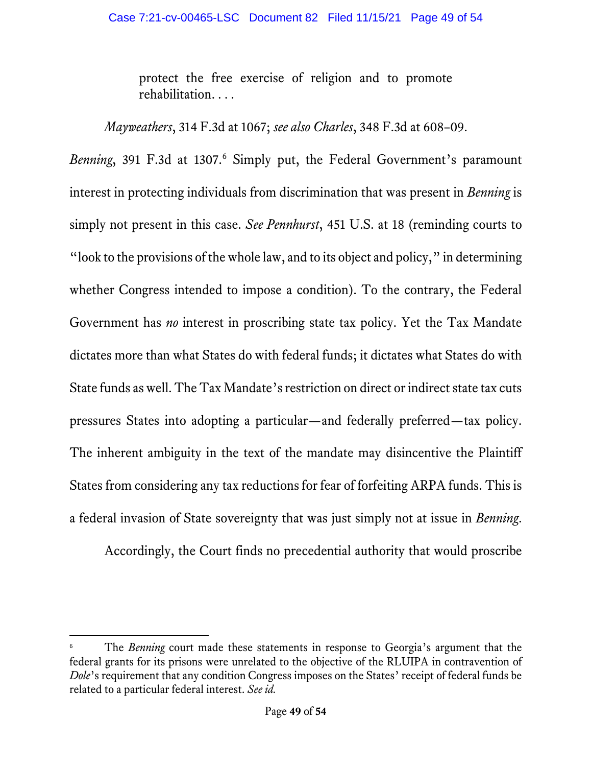> protect the free exercise of religion and to promote rehabilitation. . . .

*Mayweathers*, 314 F.3d at 1067; *see also Charles*, 348 F.3d at 608–09.

*Benning*, 391 F.3d at 1307.[6] Simply put, the Federal Government's paramount interest in protecting individuals from discrimination that was present in *Benning* is simply not present in this case. *See Pennhurst*, 451 U.S. at 18 (reminding courts to "look to the provisions of the whole law, and to its object and policy," in determining whether Congress intended to impose a condition). To the contrary, the Federal Government has *no* interest in proscribing state tax policy. Yet the Tax Mandate dictates more than what States do with federal funds; it dictates what States do with State funds as well. The Tax Mandate's restriction on direct or indirect state tax cuts pressures States into adopting a particular—and federally preferred—tax policy. The inherent ambiguity in the text of the mandate may disincentive the Plaintiff States from considering any tax reductions for fear of forfeiting ARPA funds. This is a federal invasion of State sovereignty that was just simply not at issue in *Benning*.

Accordingly, the Court finds no precedential authority that would proscribe

---

[6] The *Benning* court made these statements in response to Georgia's argument that the federal grants for its prisons were unrelated to the objective of the RLUIPA in contravention of *Dole*'s requirement that any condition Congress imposes on the States' receipt of federal funds be related to a particular federal interest. *See id.*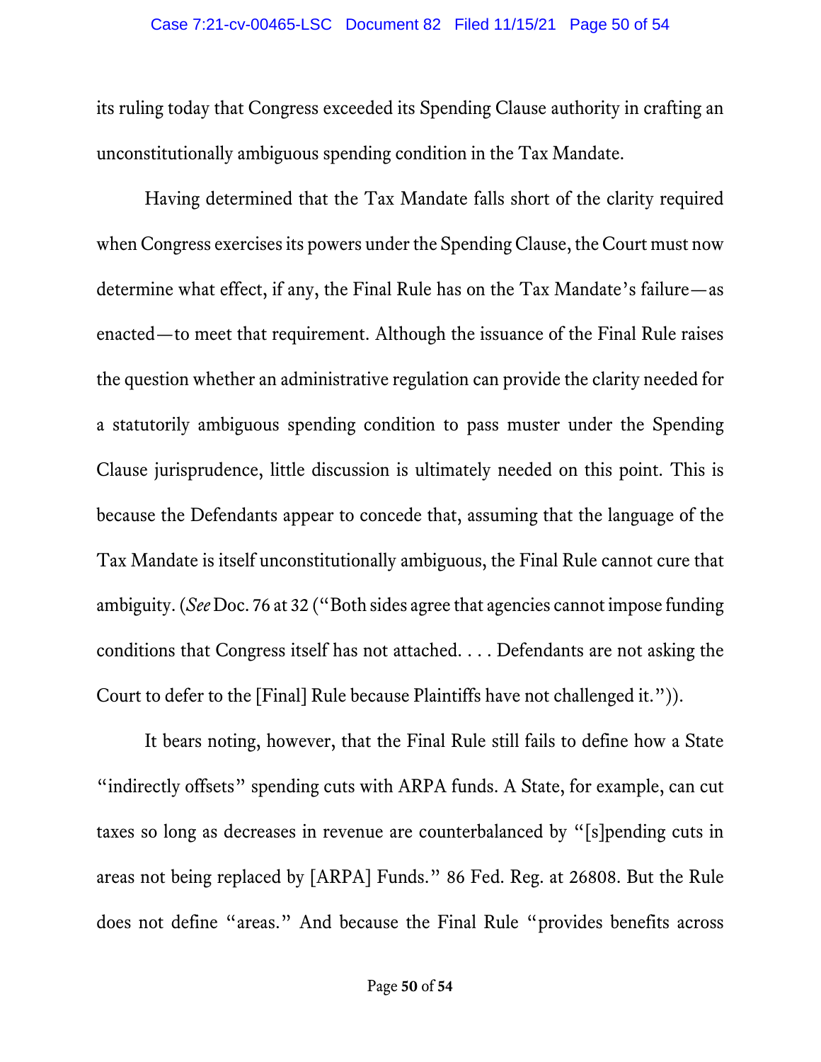its ruling today that Congress exceeded its Spending Clause authority in crafting an unconstitutionally ambiguous spending condition in the Tax Mandate.

Having determined that the Tax Mandate falls short of the clarity required when Congress exercises its powers under the Spending Clause, the Court must now determine what effect, if any, the Final Rule has on the Tax Mandate's failure—as enacted—to meet that requirement. Although the issuance of the Final Rule raises the question whether an administrative regulation can provide the clarity needed for a statutorily ambiguous spending condition to pass muster under the Spending Clause jurisprudence, little discussion is ultimately needed on this point. This is because the Defendants appear to concede that, assuming that the language of the Tax Mandate is itself unconstitutionally ambiguous, the Final Rule cannot cure that ambiguity. (*See* Doc. 76 at 32 ("Both sides agree that agencies cannot impose funding conditions that Congress itself has not attached. . . . Defendants are not asking the Court to defer to the [Final] Rule because Plaintiffs have not challenged it.")).

It bears noting, however, that the Final Rule still fails to define how a State "indirectly offsets" spending cuts with ARPA funds. A State, for example, can cut taxes so long as decreases in revenue are counterbalanced by "[s]pending cuts in areas not being replaced by [ARPA] Funds." 86 Fed. Reg. at 26808. But the Rule does not define "areas." And because the Final Rule "provides benefits across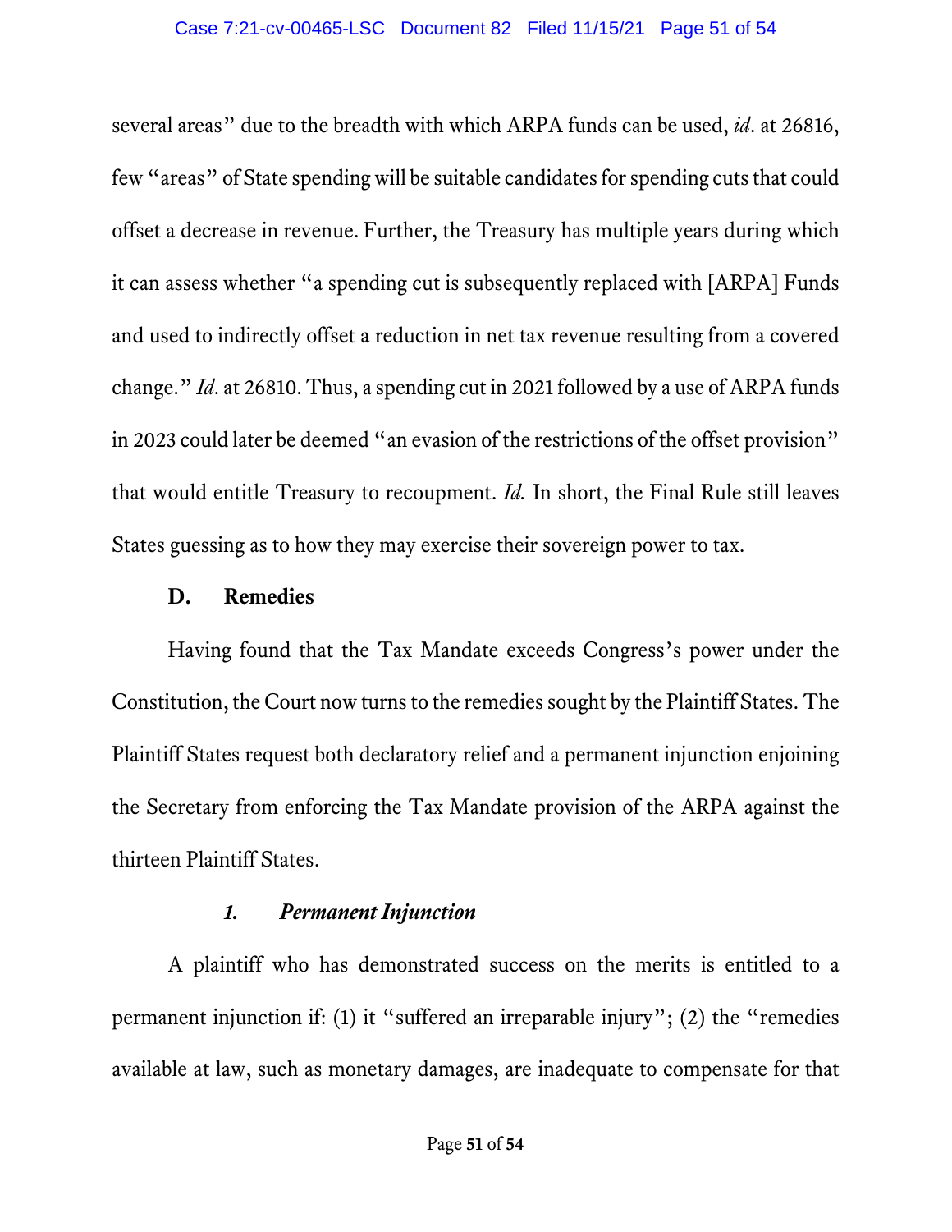several areas" due to the breadth with which ARPA funds can be used, *id*. at 26816, few "areas" of State spending will be suitable candidates for spending cuts that could offset a decrease in revenue. Further, the Treasury has multiple years during which it can assess whether "a spending cut is subsequently replaced with [ARPA] Funds and used to indirectly offset a reduction in net tax revenue resulting from a covered change." *Id*. at 26810. Thus, a spending cut in 2021 followed by a use of ARPA funds in 2023 could later be deemed "an evasion of the restrictions of the offset provision" that would entitle Treasury to recoupment. *Id.* In short, the Final Rule still leaves States guessing as to how they may exercise their sovereign power to tax.

## D. Remedies

Having found that the Tax Mandate exceeds Congress's power under the Constitution, the Court now turns to the remedies sought by the Plaintiff States. The Plaintiff States request both declaratory relief and a permanent injunction enjoining the Secretary from enforcing the Tax Mandate provision of the ARPA against the thirteen Plaintiff States.

### *1. Permanent Injunction*

A plaintiff who has demonstrated success on the merits is entitled to a permanent injunction if: (1) it "suffered an irreparable injury"; (2) the "remedies available at law, such as monetary damages, are inadequate to compensate for that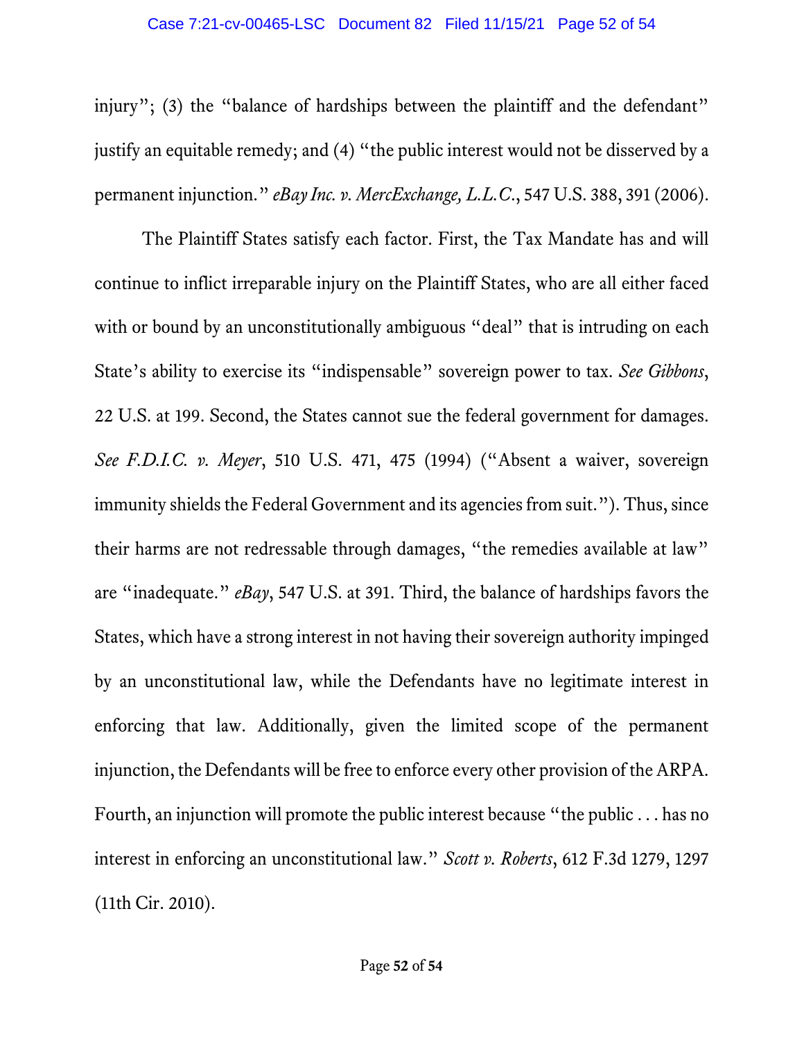injury"; (3) the "balance of hardships between the plaintiff and the defendant" justify an equitable remedy; and (4) "the public interest would not be disserved by a permanent injunction." *eBay Inc. v. MercExchange, L.L.C.*, 547 U.S. 388, 391 (2006).

The Plaintiff States satisfy each factor. First, the Tax Mandate has and will continue to inflict irreparable injury on the Plaintiff States, who are all either faced with or bound by an unconstitutionally ambiguous "deal" that is intruding on each State's ability to exercise its "indispensable" sovereign power to tax. *See Gibbons*, 22 U.S. at 199. Second, the States cannot sue the federal government for damages. *See F.D.I.C. v. Meyer*, 510 U.S. 471, 475 (1994) ("Absent a waiver, sovereign immunity shields the Federal Government and its agencies from suit."). Thus, since their harms are not redressable through damages, "the remedies available at law" are "inadequate." *eBay*, 547 U.S. at 391. Third, the balance of hardships favors the States, which have a strong interest in not having their sovereign authority impinged by an unconstitutional law, while the Defendants have no legitimate interest in enforcing that law. Additionally, given the limited scope of the permanent injunction, the Defendants will be free to enforce every other provision of the ARPA. Fourth, an injunction will promote the public interest because "the public . . . has no interest in enforcing an unconstitutional law." *Scott v. Roberts*, 612 F.3d 1279, 1297 (11th Cir. 2010).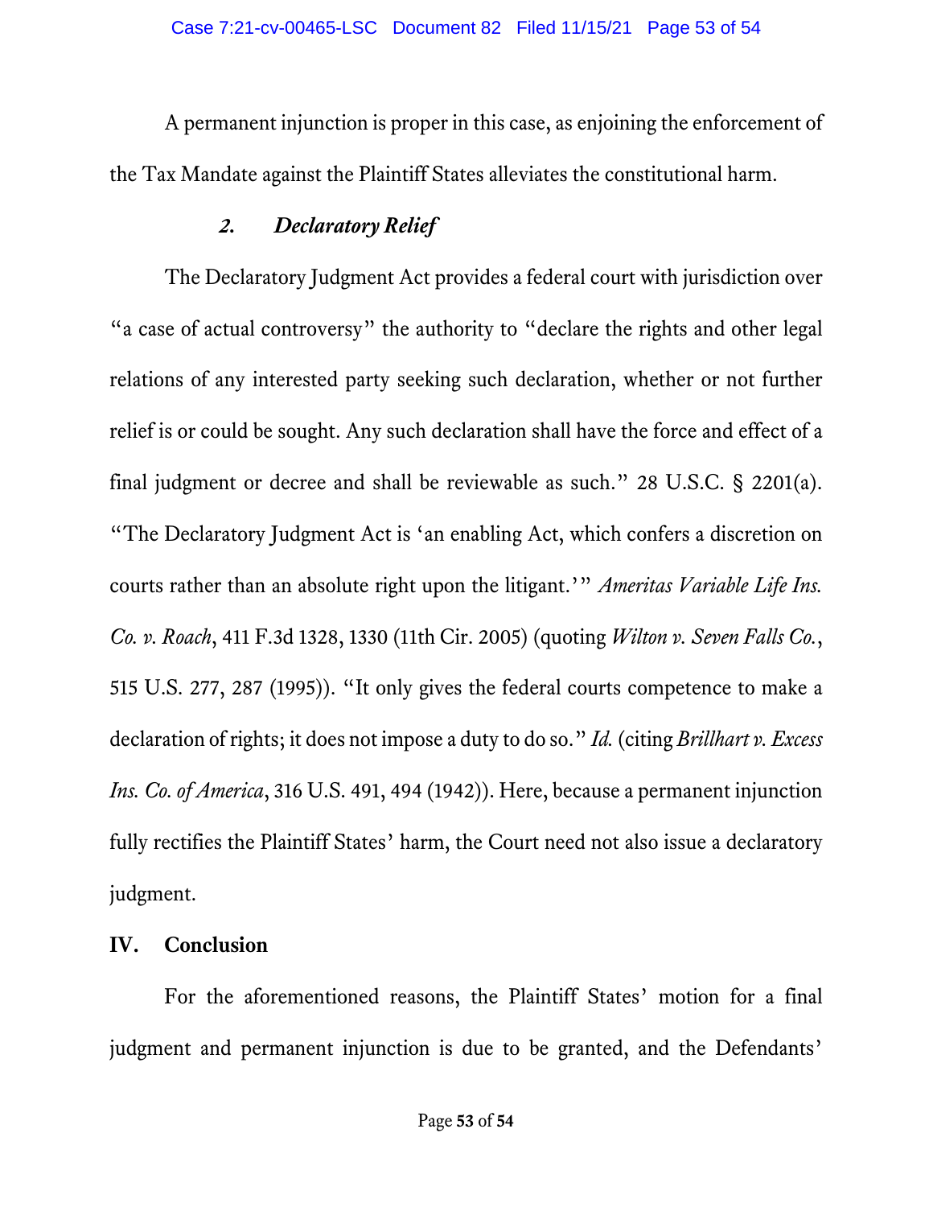A permanent injunction is proper in this case, as enjoining the enforcement of the Tax Mandate against the Plaintiff States alleviates the constitutional harm.

### *2. Declaratory Relief*

The Declaratory Judgment Act provides a federal court with jurisdiction over "a case of actual controversy" the authority to "declare the rights and other legal relations of any interested party seeking such declaration, whether or not further relief is or could be sought. Any such declaration shall have the force and effect of a final judgment or decree and shall be reviewable as such." 28 U.S.C. § 2201(a). "The Declaratory Judgment Act is 'an enabling Act, which confers a discretion on courts rather than an absolute right upon the litigant.'" *Ameritas Variable Life Ins. Co. v. Roach*, 411 F.3d 1328, 1330 (11th Cir. 2005) (quoting *Wilton v. Seven Falls Co.*, 515 U.S. 277, 287 (1995)). "It only gives the federal courts competence to make a declaration of rights; it does not impose a duty to do so." *Id.* (citing *Brillhart v. Excess Ins. Co. of America*, 316 U.S. 491, 494 (1942)). Here, because a permanent injunction fully rectifies the Plaintiff States' harm, the Court need not also issue a declaratory judgment.

## IV. Conclusion

For the aforementioned reasons, the Plaintiff States' motion for a final judgment and permanent injunction is due to be granted, and the Defendants'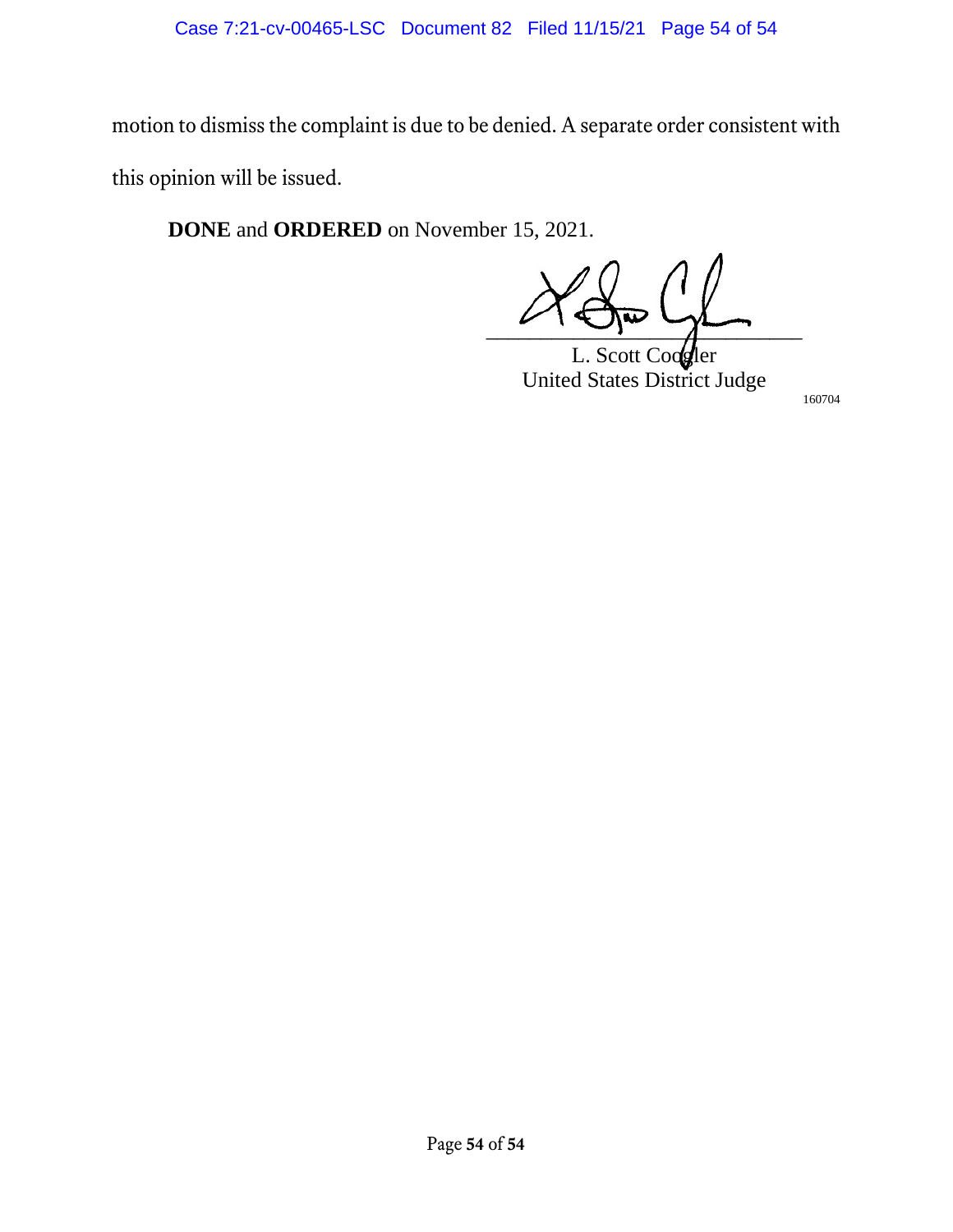motion to dismiss the complaint is due to be denied. A separate order consistent with this opinion will be issued.

**DONE** and **ORDERED** on November 15, 2021.

L. Scott Coogler
United States District Judge

160704